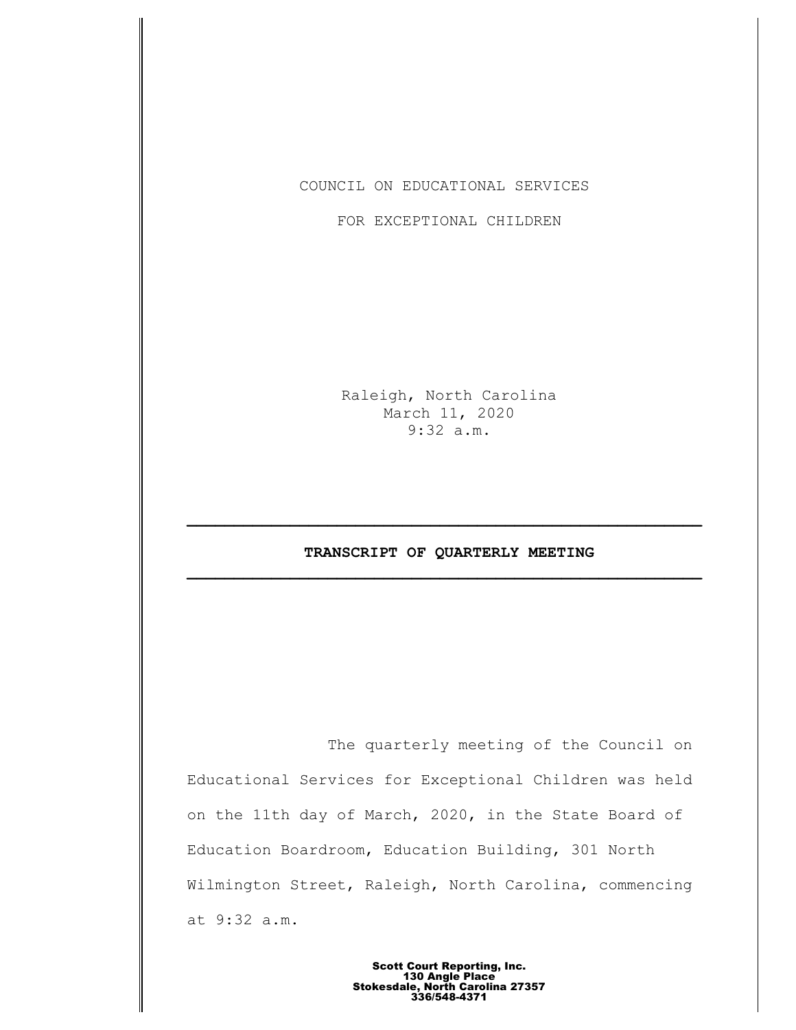COUNCIL ON EDUCATIONAL SERVICES

FOR EXCEPTIONAL CHILDREN

Raleigh, North Carolina
March 11, 2020
9:32 a.m.

---

**TRANSCRIPT OF QUARTERLY MEETING**

---

The quarterly meeting of the Council on Educational Services for Exceptional Children was held on the 11th day of March, 2020, in the State Board of Education Boardroom, Education Building, 301 North Wilmington Street, Raleigh, North Carolina, commencing at 9:32 a.m.

Scott Court Reporting, Inc.
130 Angle Place
Stokesdale, North Carolina 27357
336/548-4371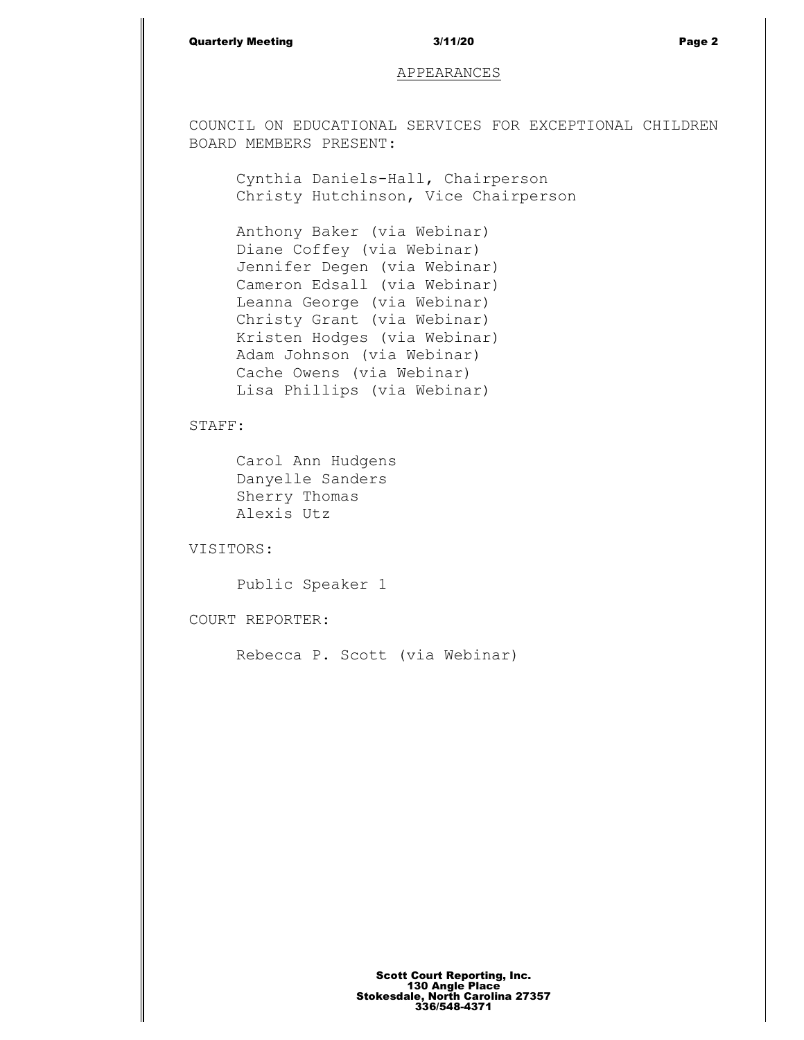APPEARANCES

COUNCIL ON EDUCATIONAL SERVICES FOR EXCEPTIONAL CHILDREN BOARD MEMBERS PRESENT:

Cynthia Daniels-Hall, Chairperson
Christy Hutchinson, Vice Chairperson

Anthony Baker (via Webinar)
Diane Coffey (via Webinar)
Jennifer Degen (via Webinar)
Cameron Edsall (via Webinar)
Leanna George (via Webinar)
Christy Grant (via Webinar)
Kristen Hodges (via Webinar)
Adam Johnson (via Webinar)
Cache Owens (via Webinar)
Lisa Phillips (via Webinar)

STAFF:

Carol Ann Hudgens
Danyelle Sanders
Sherry Thomas
Alexis Utz

VISITORS:

Public Speaker 1

COURT REPORTER:

Rebecca P. Scott (via Webinar)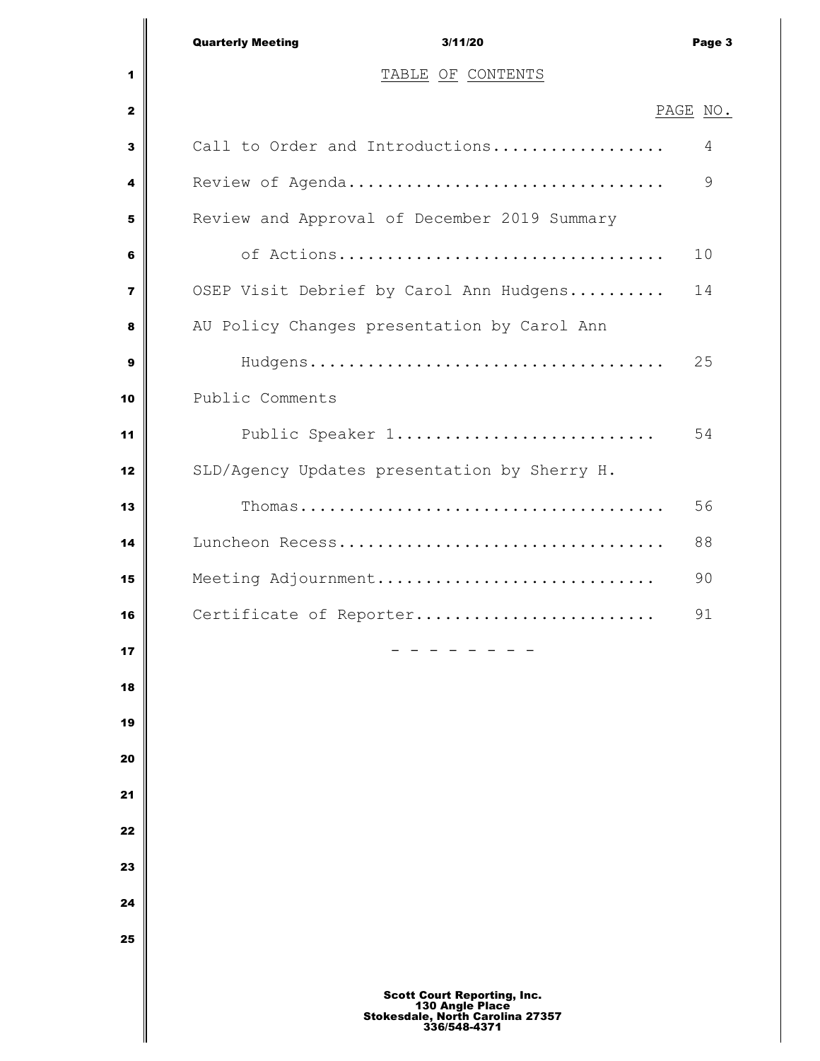# TABLE OF CONTENTS

| | PAGE NO. |
|---|---|
| Call to Order and Introductions | 4 |
| Review of Agenda | 9 |
| Review and Approval of December 2019 Summary of Actions | 10 |
| OSEP Visit Debrief by Carol Ann Hudgens | 14 |
| AU Policy Changes presentation by Carol Ann Hudgens | 25 |
| Public Comments | |
| Public Speaker 1 | 54 |
| SLD/Agency Updates presentation by Sherry H. Thomas | 56 |
| Luncheon Recess | 88 |
| Meeting Adjournment | 90 |
| Certificate of Reporter | 91 |

\- - - - - - - -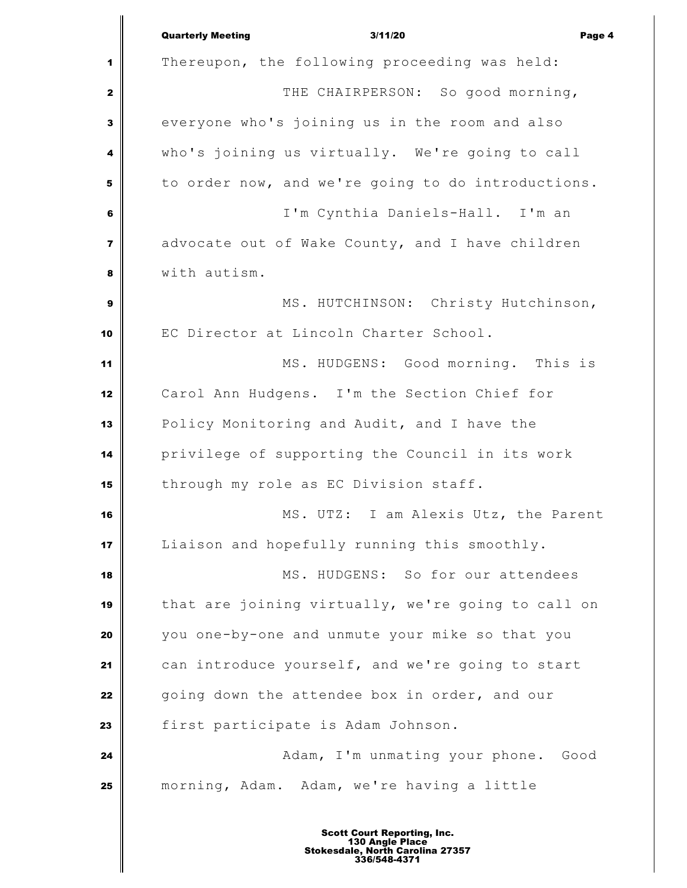Thereupon, the following proceeding was held:

THE CHAIRPERSON: So good morning, everyone who's joining us in the room and also who's joining us virtually. We're going to call to order now, and we're going to do introductions.

I'm Cynthia Daniels-Hall. I'm an advocate out of Wake County, and I have children with autism.

MS. HUTCHINSON: Christy Hutchinson, EC Director at Lincoln Charter School.

MS. HUDGENS: Good morning. This is Carol Ann Hudgens. I'm the Section Chief for Policy Monitoring and Audit, and I have the privilege of supporting the Council in its work through my role as EC Division staff.

MS. UTZ: I am Alexis Utz, the Parent Liaison and hopefully running this smoothly.

MS. HUDGENS: So for our attendees that are joining virtually, we're going to call on you one-by-one and unmute your mike so that you can introduce yourself, and we're going to start going down the attendee box in order, and our first participate is Adam Johnson.

Adam, I'm unmating your phone. Good morning, Adam. Adam, we're having a little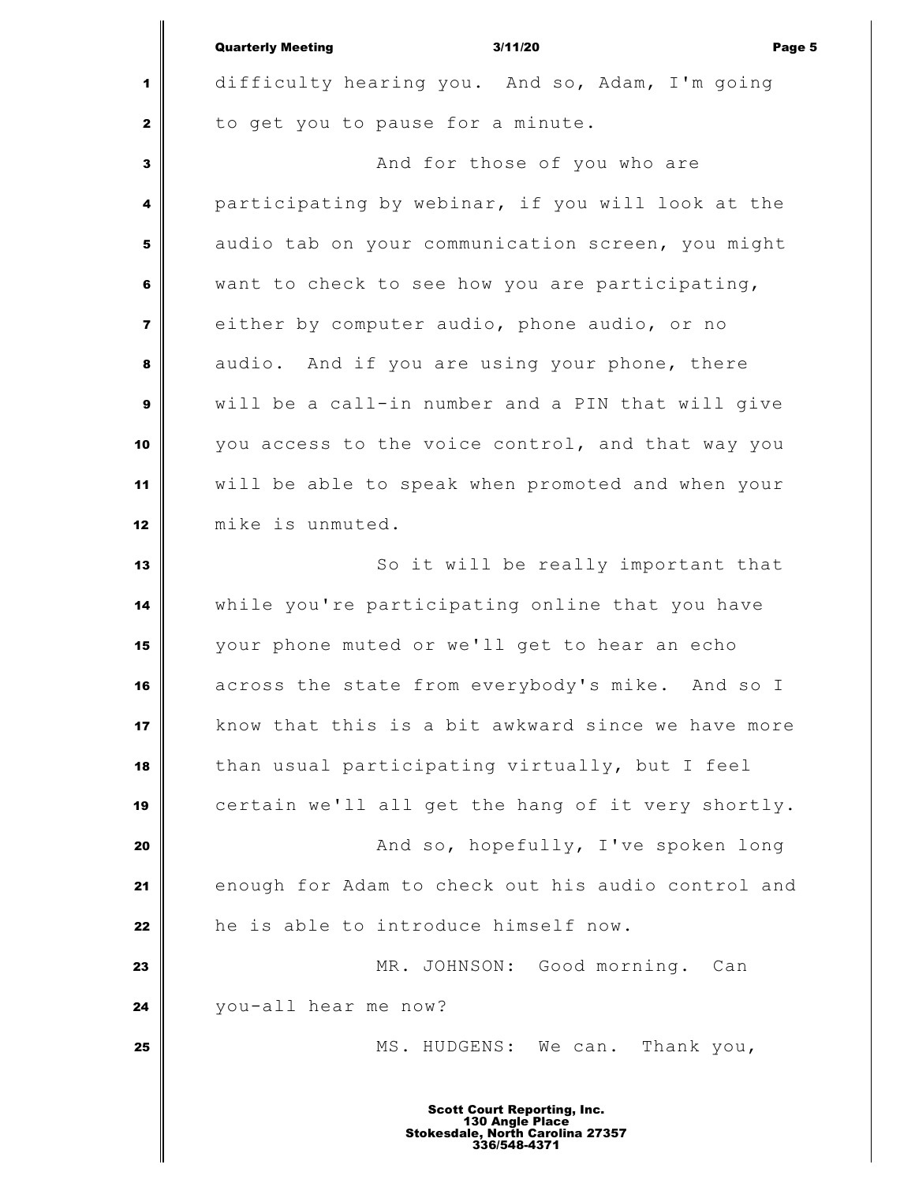difficulty hearing you. And so, Adam, I'm going to get you to pause for a minute.

And for those of you who are participating by webinar, if you will look at the audio tab on your communication screen, you might want to check to see how you are participating, either by computer audio, phone audio, or no audio. And if you are using your phone, there will be a call-in number and a PIN that will give you access to the voice control, and that way you will be able to speak when promoted and when your mike is unmuted.

So it will be really important that while you're participating online that you have your phone muted or we'll get to hear an echo across the state from everybody's mike. And so I know that this is a bit awkward since we have more than usual participating virtually, but I feel certain we'll all get the hang of it very shortly.

And so, hopefully, I've spoken long enough for Adam to check out his audio control and he is able to introduce himself now.

MR. JOHNSON: Good morning. Can you-all hear me now?

MS. HUDGENS: We can. Thank you,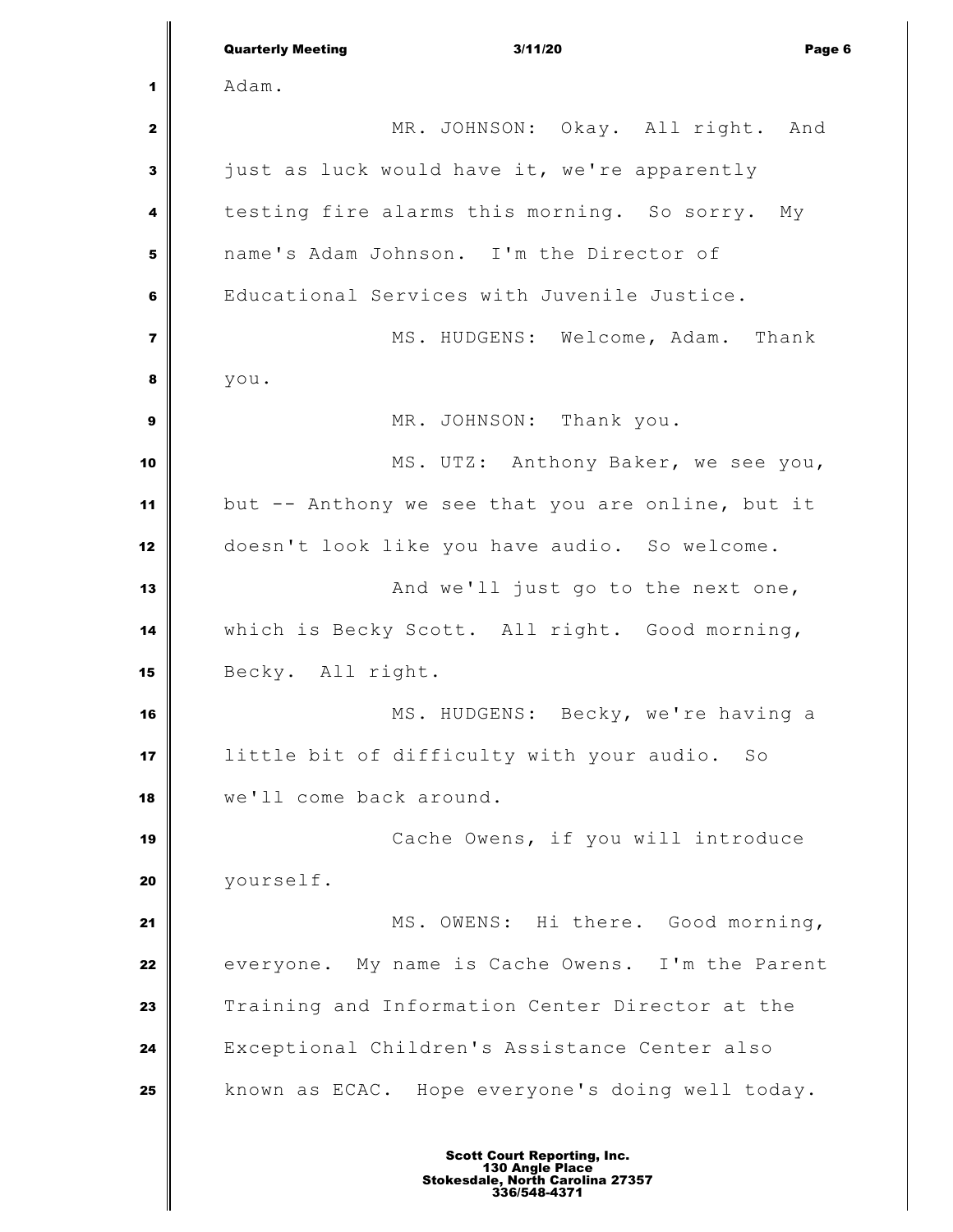Adam.

MR. JOHNSON: Okay. All right. And just as luck would have it, we're apparently testing fire alarms this morning. So sorry. My name's Adam Johnson. I'm the Director of Educational Services with Juvenile Justice.

MS. HUDGENS: Welcome, Adam. Thank you.

MR. JOHNSON: Thank you.

MS. UTZ: Anthony Baker, we see you, but -- Anthony we see that you are online, but it doesn't look like you have audio. So welcome.

And we'll just go to the next one, which is Becky Scott. All right. Good morning, Becky. All right.

MS. HUDGENS: Becky, we're having a little bit of difficulty with your audio. So we'll come back around.

Cache Owens, if you will introduce yourself.

MS. OWENS: Hi there. Good morning, everyone. My name is Cache Owens. I'm the Parent Training and Information Center Director at the Exceptional Children's Assistance Center also known as ECAC. Hope everyone's doing well today.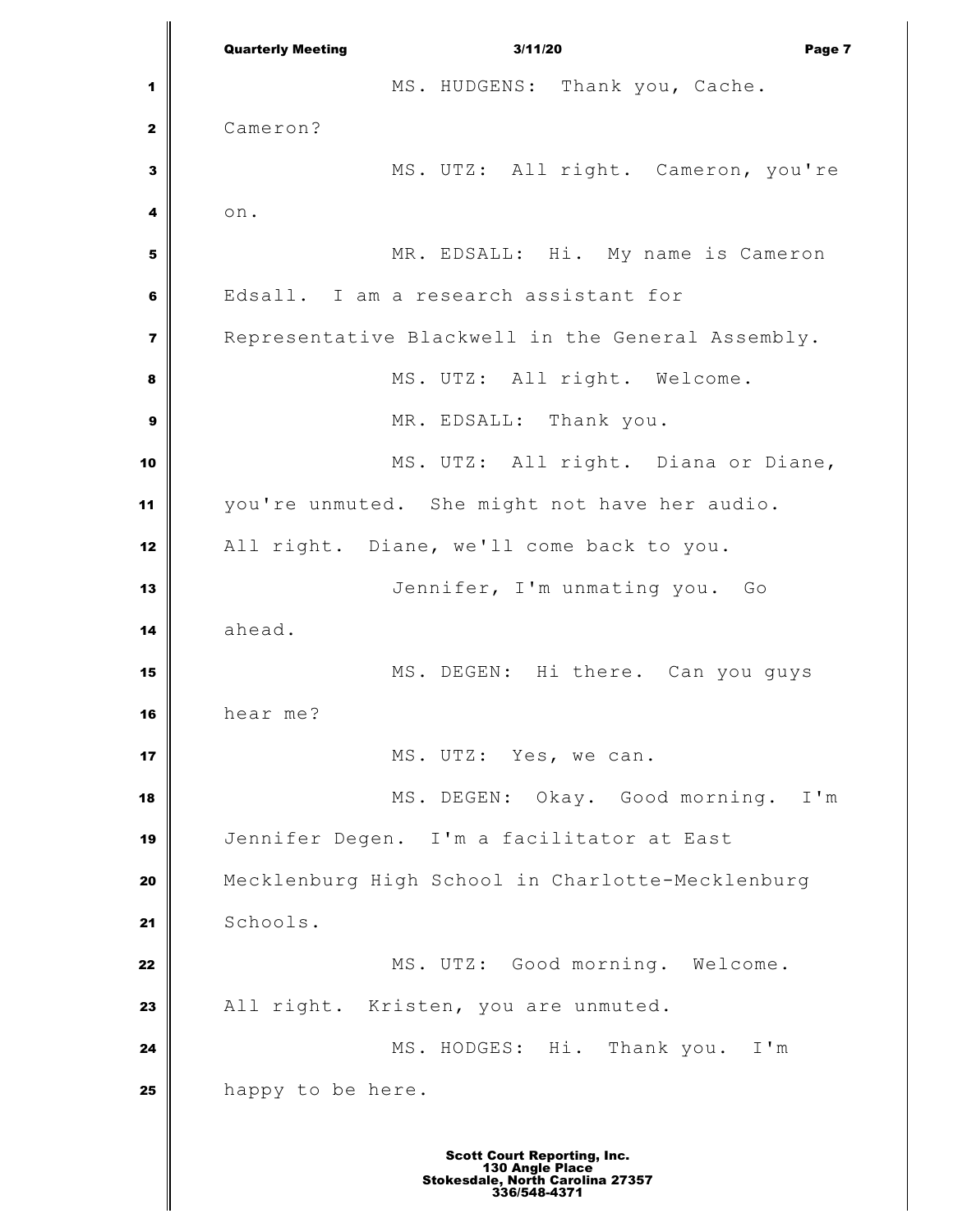MS. HUDGENS: Thank you, Cache. Cameron?

MS. UTZ: All right. Cameron, you're on.

MR. EDSALL: Hi. My name is Cameron Edsall. I am a research assistant for Representative Blackwell in the General Assembly.

MS. UTZ: All right. Welcome.

MR. EDSALL: Thank you.

MS. UTZ: All right. Diana or Diane, you're unmuted. She might not have her audio. All right. Diane, we'll come back to you.

Jennifer, I'm unmating you. Go ahead.

MS. DEGEN: Hi there. Can you guys hear me?

MS. UTZ: Yes, we can.

MS. DEGEN: Okay. Good morning. I'm Jennifer Degen. I'm a facilitator at East Mecklenburg High School in Charlotte-Mecklenburg Schools.

MS. UTZ: Good morning. Welcome. All right. Kristen, you are unmuted.

MS. HODGES: Hi. Thank you. I'm happy to be here.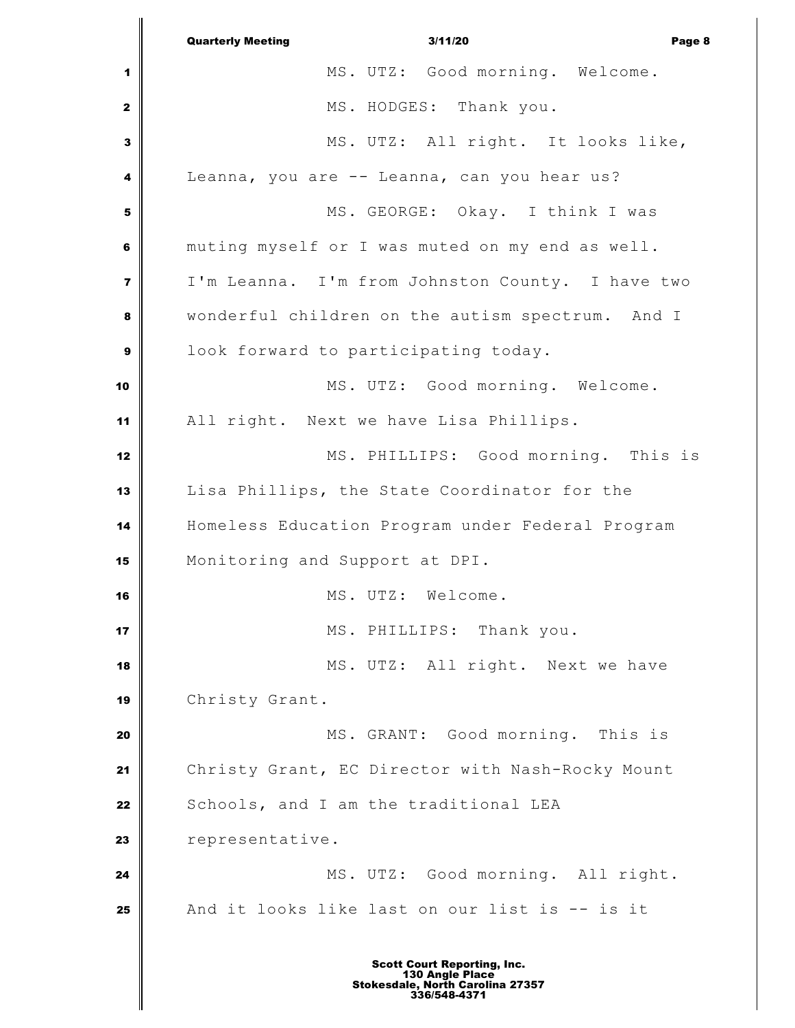MS. UTZ: Good morning. Welcome.

MS. HODGES: Thank you.

MS. UTZ: All right. It looks like, Leanna, you are -- Leanna, can you hear us?

MS. GEORGE: Okay. I think I was muting myself or I was muted on my end as well. I'm Leanna. I'm from Johnston County. I have two wonderful children on the autism spectrum. And I look forward to participating today.

MS. UTZ: Good morning. Welcome. All right. Next we have Lisa Phillips.

MS. PHILLIPS: Good morning. This is Lisa Phillips, the State Coordinator for the Homeless Education Program under Federal Program Monitoring and Support at DPI.

MS. UTZ: Welcome.

MS. PHILLIPS: Thank you.

MS. UTZ: All right. Next we have Christy Grant.

MS. GRANT: Good morning. This is Christy Grant, EC Director with Nash-Rocky Mount Schools, and I am the traditional LEA representative.

MS. UTZ: Good morning. All right. And it looks like last on our list is -- is it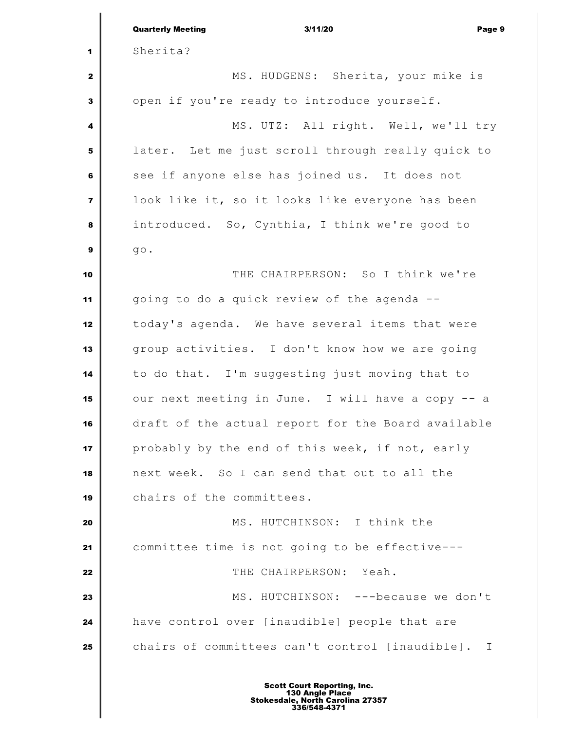Sherita?

MS. HUDGENS: Sherita, your mike is open if you're ready to introduce yourself.

MS. UTZ: All right. Well, we'll try later. Let me just scroll through really quick to see if anyone else has joined us. It does not look like it, so it looks like everyone has been introduced. So, Cynthia, I think we're good to go.

THE CHAIRPERSON: So I think we're going to do a quick review of the agenda -- today's agenda. We have several items that were group activities. I don't know how we are going to do that. I'm suggesting just moving that to our next meeting in June. I will have a copy -- a draft of the actual report for the Board available probably by the end of this week, if not, early next week. So I can send that out to all the chairs of the committees.

MS. HUTCHINSON: I think the committee time is not going to be effective---

THE CHAIRPERSON: Yeah.

MS. HUTCHINSON: ---because we don't have control over [inaudible] people that are chairs of committees can't control [inaudible]. I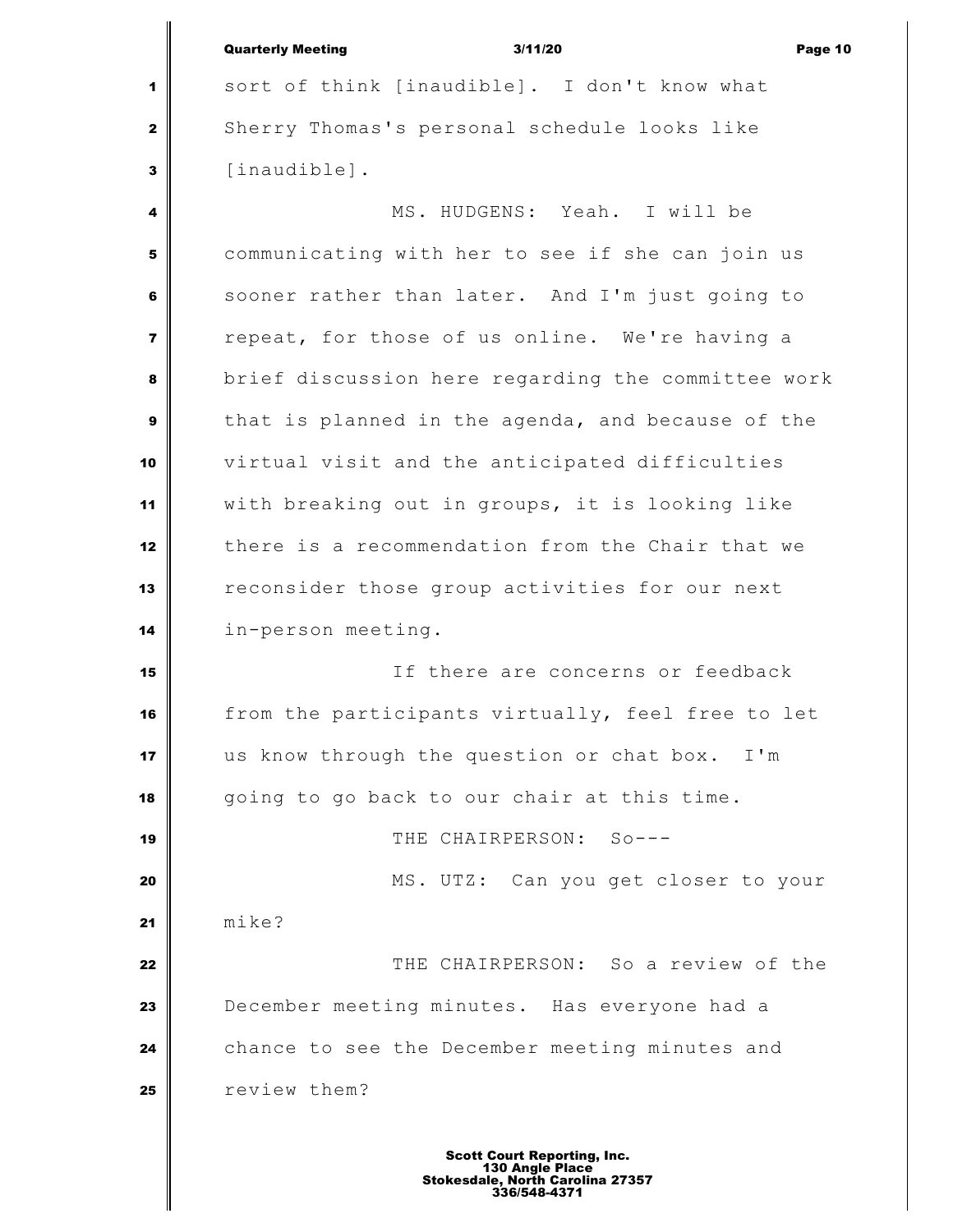sort of think [inaudible]. I don't know what Sherry Thomas's personal schedule looks like [inaudible].

MS. HUDGENS: Yeah. I will be communicating with her to see if she can join us sooner rather than later. And I'm just going to repeat, for those of us online. We're having a brief discussion here regarding the committee work that is planned in the agenda, and because of the virtual visit and the anticipated difficulties with breaking out in groups, it is looking like there is a recommendation from the Chair that we reconsider those group activities for our next in-person meeting.

If there are concerns or feedback from the participants virtually, feel free to let us know through the question or chat box. I'm going to go back to our chair at this time.

THE CHAIRPERSON: So---

MS. UTZ: Can you get closer to your mike?

THE CHAIRPERSON: So a review of the December meeting minutes. Has everyone had a chance to see the December meeting minutes and review them?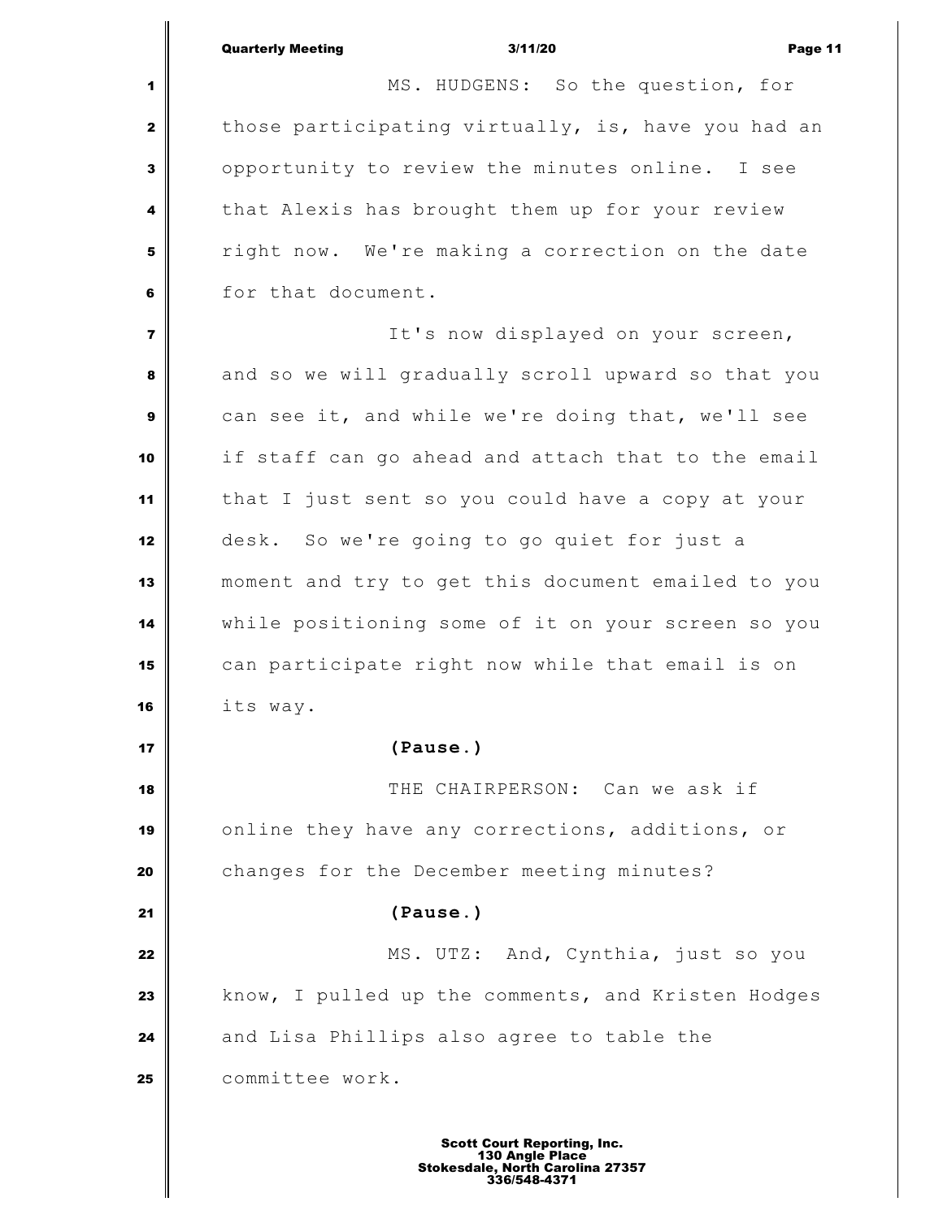MS. HUDGENS: So the question, for those participating virtually, is, have you had an opportunity to review the minutes online. I see that Alexis has brought them up for your review right now. We're making a correction on the date for that document.

It's now displayed on your screen, and so we will gradually scroll upward so that you can see it, and while we're doing that, we'll see if staff can go ahead and attach that to the email that I just sent so you could have a copy at your desk. So we're going to go quiet for just a moment and try to get this document emailed to you while positioning some of it on your screen so you can participate right now while that email is on its way.

**(Pause.)**

THE CHAIRPERSON: Can we ask if online they have any corrections, additions, or changes for the December meeting minutes?

**(Pause.)**

MS. UTZ: And, Cynthia, just so you know, I pulled up the comments, and Kristen Hodges and Lisa Phillips also agree to table the committee work.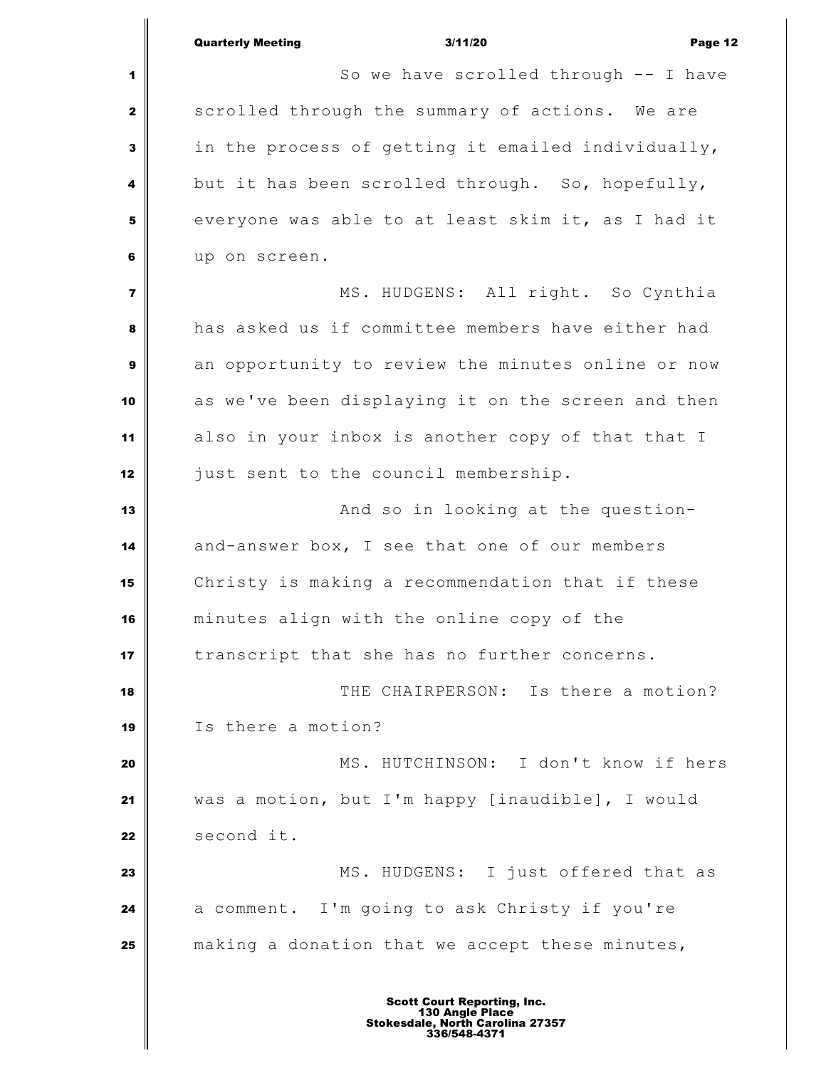So we have scrolled through -- I have scrolled through the summary of actions. We are in the process of getting it emailed individually, but it has been scrolled through. So, hopefully, everyone was able to at least skim it, as I had it up on screen.

MS. HUDGENS: All right. So Cynthia has asked us if committee members have either had an opportunity to review the minutes online or now as we've been displaying it on the screen and then also in your inbox is another copy of that that I just sent to the council membership.

And so in looking at the question-and-answer box, I see that one of our members Christy is making a recommendation that if these minutes align with the online copy of the transcript that she has no further concerns.

THE CHAIRPERSON: Is there a motion? Is there a motion?

MS. HUTCHINSON: I don't know if hers was a motion, but I'm happy [inaudible], I would second it.

MS. HUDGENS: I just offered that as a comment. I'm going to ask Christy if you're making a donation that we accept these minutes,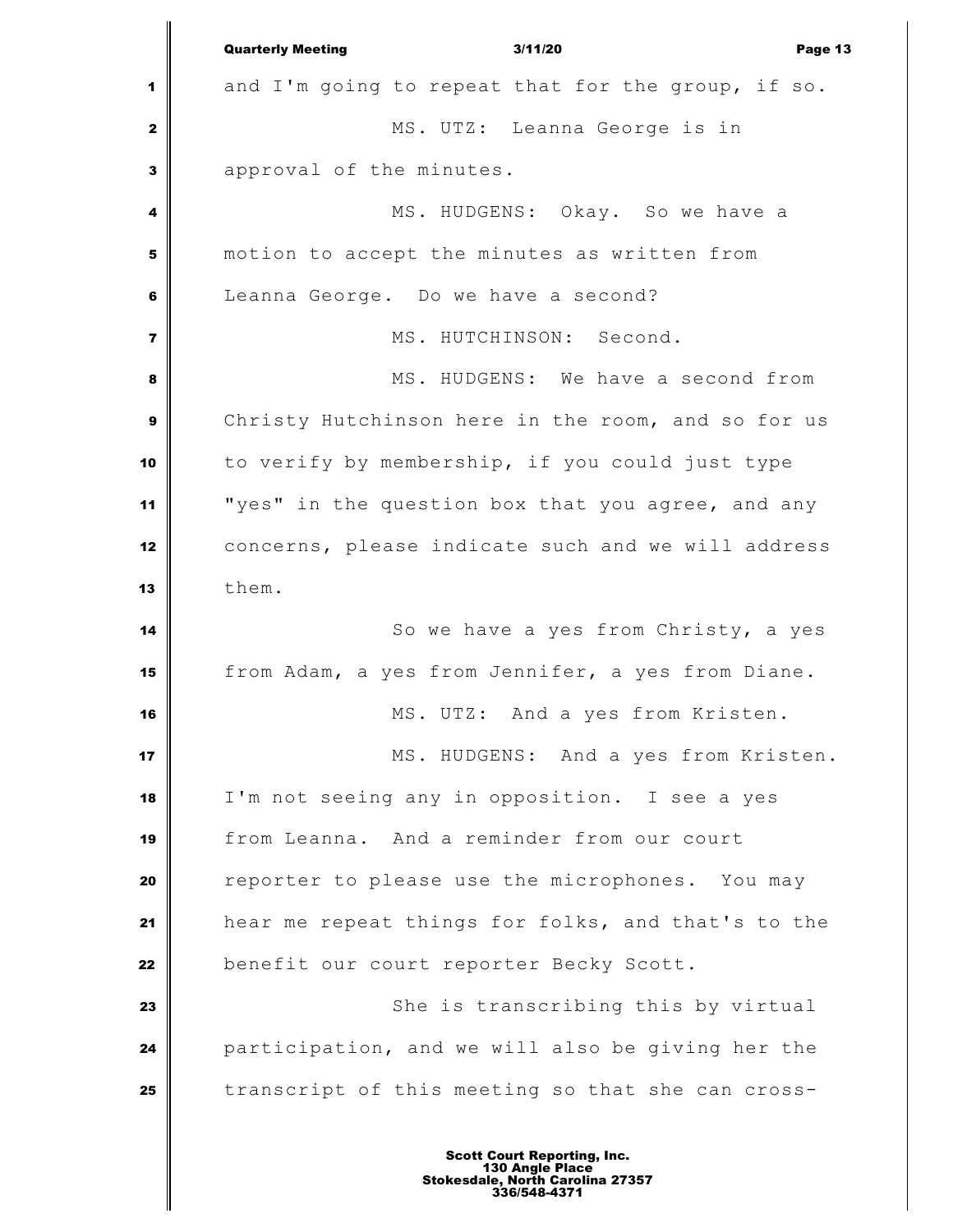and I'm going to repeat that for the group, if so.

MS. UTZ: Leanna George is in approval of the minutes.

MS. HUDGENS: Okay. So we have a motion to accept the minutes as written from Leanna George. Do we have a second?

MS. HUTCHINSON: Second.

MS. HUDGENS: We have a second from Christy Hutchinson here in the room, and so for us to verify by membership, if you could just type "yes" in the question box that you agree, and any concerns, please indicate such and we will address them.

So we have a yes from Christy, a yes from Adam, a yes from Jennifer, a yes from Diane.

MS. UTZ: And a yes from Kristen.

MS. HUDGENS: And a yes from Kristen. I'm not seeing any in opposition. I see a yes from Leanna. And a reminder from our court reporter to please use the microphones. You may hear me repeat things for folks, and that's to the benefit our court reporter Becky Scott.

She is transcribing this by virtual participation, and we will also be giving her the transcript of this meeting so that she can cross-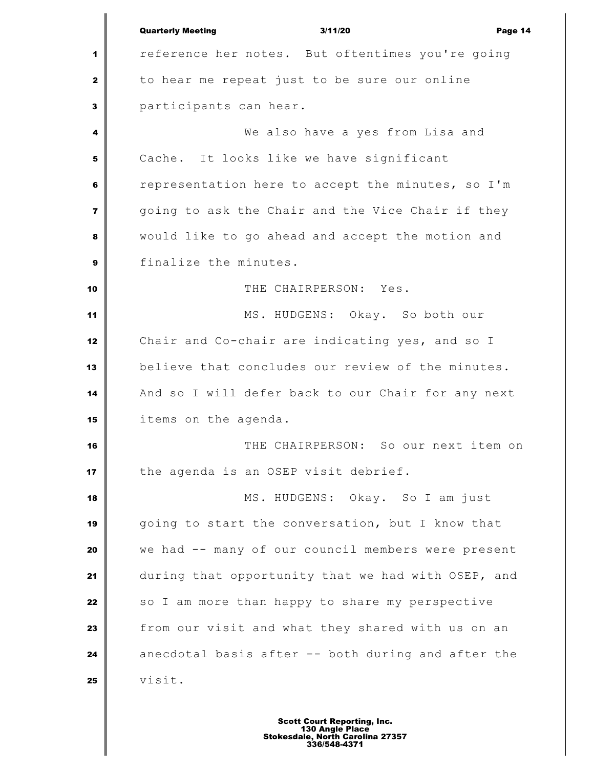reference her notes. But oftentimes you're going to hear me repeat just to be sure our online participants can hear.

We also have a yes from Lisa and Cache. It looks like we have significant representation here to accept the minutes, so I'm going to ask the Chair and the Vice Chair if they would like to go ahead and accept the motion and finalize the minutes.

THE CHAIRPERSON: Yes.

MS. HUDGENS: Okay. So both our Chair and Co-chair are indicating yes, and so I believe that concludes our review of the minutes. And so I will defer back to our Chair for any next items on the agenda.

THE CHAIRPERSON: So our next item on the agenda is an OSEP visit debrief.

MS. HUDGENS: Okay. So I am just going to start the conversation, but I know that we had -- many of our council members were present during that opportunity that we had with OSEP, and so I am more than happy to share my perspective from our visit and what they shared with us on an anecdotal basis after -- both during and after the visit.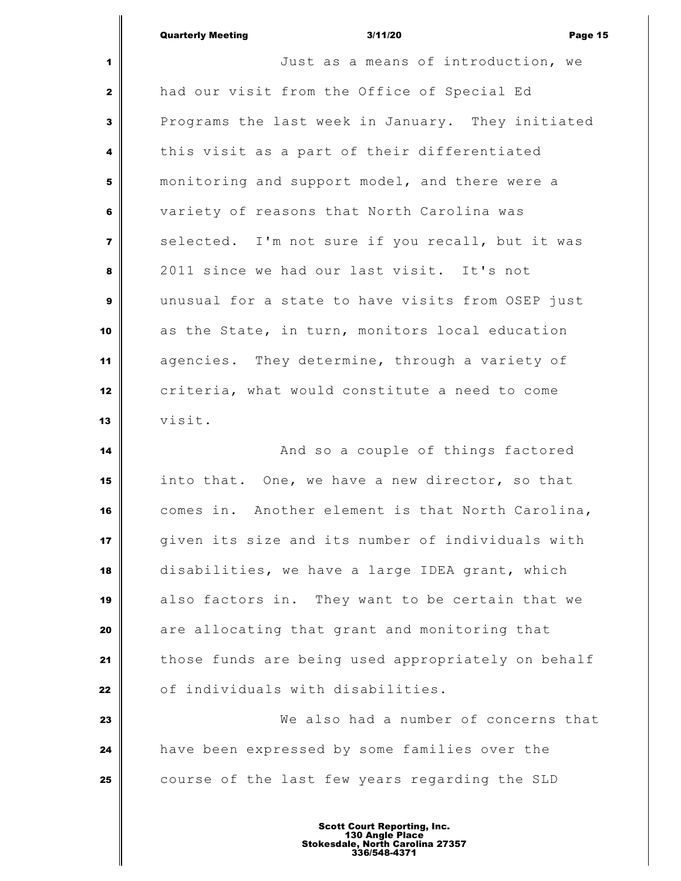Just as a means of introduction, we had our visit from the Office of Special Ed Programs the last week in January. They initiated this visit as a part of their differentiated monitoring and support model, and there were a variety of reasons that North Carolina was selected. I'm not sure if you recall, but it was 2011 since we had our last visit. It's not unusual for a state to have visits from OSEP just as the State, in turn, monitors local education agencies. They determine, through a variety of criteria, what would constitute a need to come visit.

And so a couple of things factored into that. One, we have a new director, so that comes in. Another element is that North Carolina, given its size and its number of individuals with disabilities, we have a large IDEA grant, which also factors in. They want to be certain that we are allocating that grant and monitoring that those funds are being used appropriately on behalf of individuals with disabilities.

We also had a number of concerns that have been expressed by some families over the course of the last few years regarding the SLD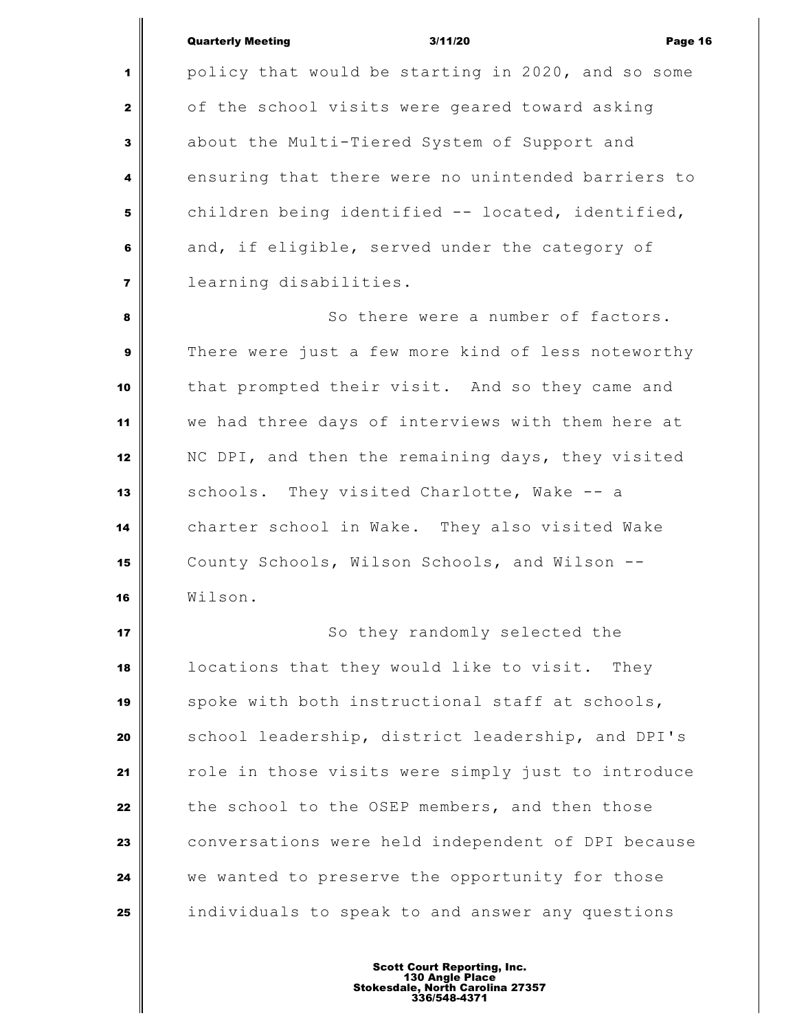policy that would be starting in 2020, and so some of the school visits were geared toward asking about the Multi-Tiered System of Support and ensuring that there were no unintended barriers to children being identified -- located, identified, and, if eligible, served under the category of learning disabilities.

So there were a number of factors. There were just a few more kind of less noteworthy that prompted their visit. And so they came and we had three days of interviews with them here at NC DPI, and then the remaining days, they visited schools. They visited Charlotte, Wake -- a charter school in Wake. They also visited Wake County Schools, Wilson Schools, and Wilson -- Wilson.

So they randomly selected the locations that they would like to visit. They spoke with both instructional staff at schools, school leadership, district leadership, and DPI's role in those visits were simply just to introduce the school to the OSEP members, and then those conversations were held independent of DPI because we wanted to preserve the opportunity for those individuals to speak to and answer any questions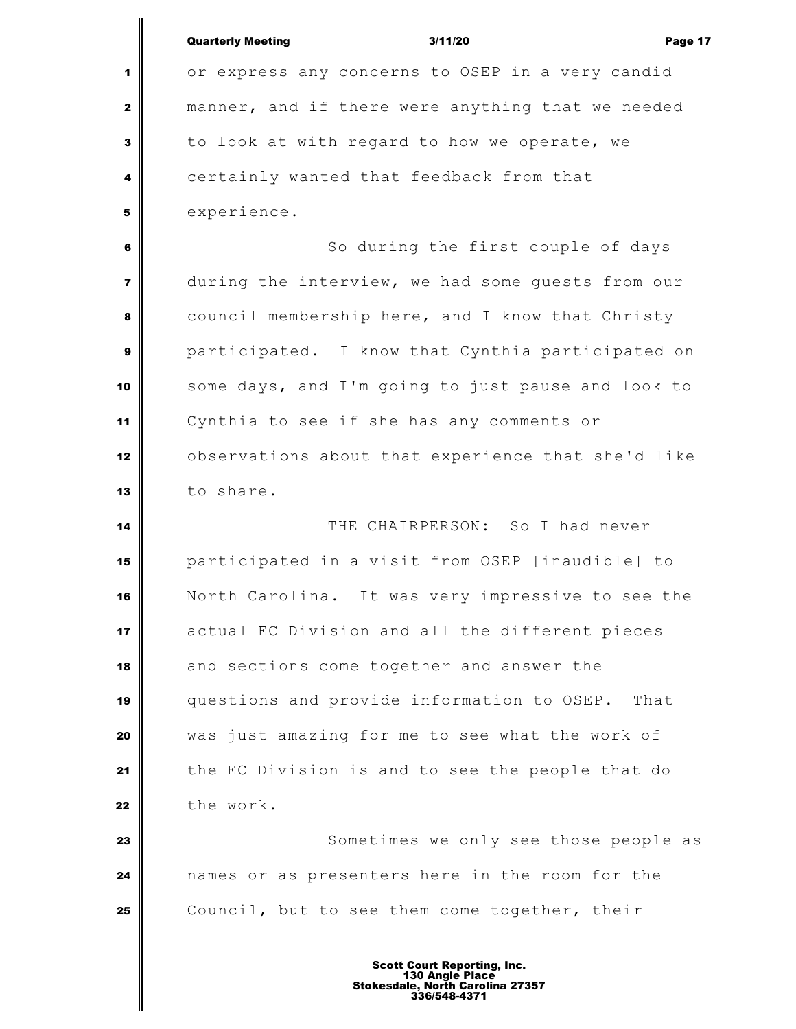or express any concerns to OSEP in a very candid manner, and if there were anything that we needed to look at with regard to how we operate, we certainly wanted that feedback from that experience.

So during the first couple of days during the interview, we had some guests from our council membership here, and I know that Christy participated. I know that Cynthia participated on some days, and I'm going to just pause and look to Cynthia to see if she has any comments or observations about that experience that she'd like to share.

THE CHAIRPERSON: So I had never participated in a visit from OSEP [inaudible] to North Carolina. It was very impressive to see the actual EC Division and all the different pieces and sections come together and answer the questions and provide information to OSEP. That was just amazing for me to see what the work of the EC Division is and to see the people that do the work.

Sometimes we only see those people as names or as presenters here in the room for the Council, but to see them come together, their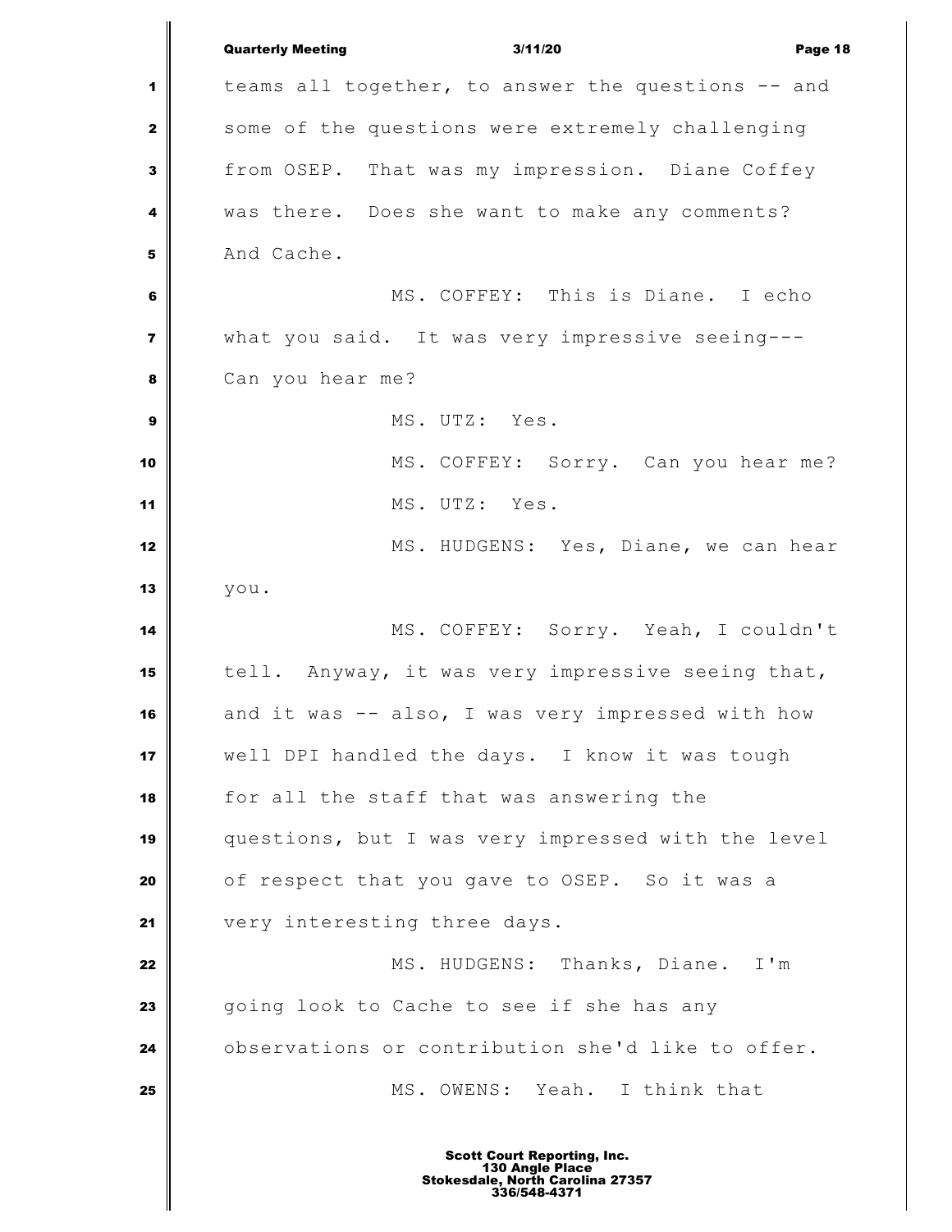teams all together, to answer the questions -- and some of the questions were extremely challenging from OSEP. That was my impression. Diane Coffey was there. Does she want to make any comments? And Cache.

MS. COFFEY: This is Diane. I echo what you said. It was very impressive seeing--- Can you hear me?

MS. UTZ: Yes.

MS. COFFEY: Sorry. Can you hear me?

MS. UTZ: Yes.

MS. HUDGENS: Yes, Diane, we can hear you.

MS. COFFEY: Sorry. Yeah, I couldn't tell. Anyway, it was very impressive seeing that, and it was -- also, I was very impressed with how well DPI handled the days. I know it was tough for all the staff that was answering the questions, but I was very impressed with the level of respect that you gave to OSEP. So it was a very interesting three days.

MS. HUDGENS: Thanks, Diane. I'm going look to Cache to see if she has any observations or contribution she'd like to offer.

MS. OWENS: Yeah. I think that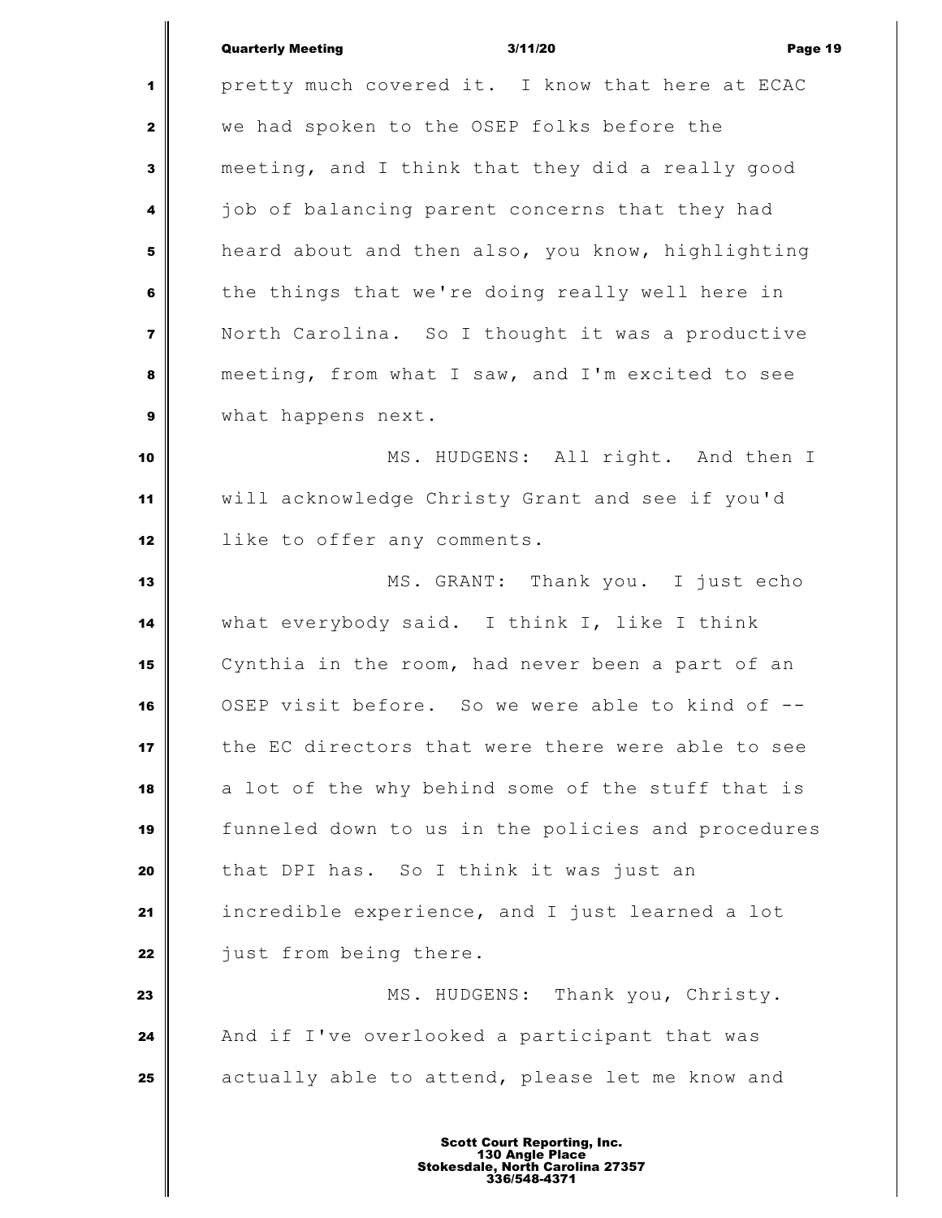pretty much covered it. I know that here at ECAC we had spoken to the OSEP folks before the meeting, and I think that they did a really good job of balancing parent concerns that they had heard about and then also, you know, highlighting the things that we're doing really well here in North Carolina. So I thought it was a productive meeting, from what I saw, and I'm excited to see what happens next.

MS. HUDGENS: All right. And then I will acknowledge Christy Grant and see if you'd like to offer any comments.

MS. GRANT: Thank you. I just echo what everybody said. I think I, like I think Cynthia in the room, had never been a part of an OSEP visit before. So we were able to kind of -- the EC directors that were there were able to see a lot of the why behind some of the stuff that is funneled down to us in the policies and procedures that DPI has. So I think it was just an incredible experience, and I just learned a lot just from being there.

MS. HUDGENS: Thank you, Christy. And if I've overlooked a participant that was actually able to attend, please let me know and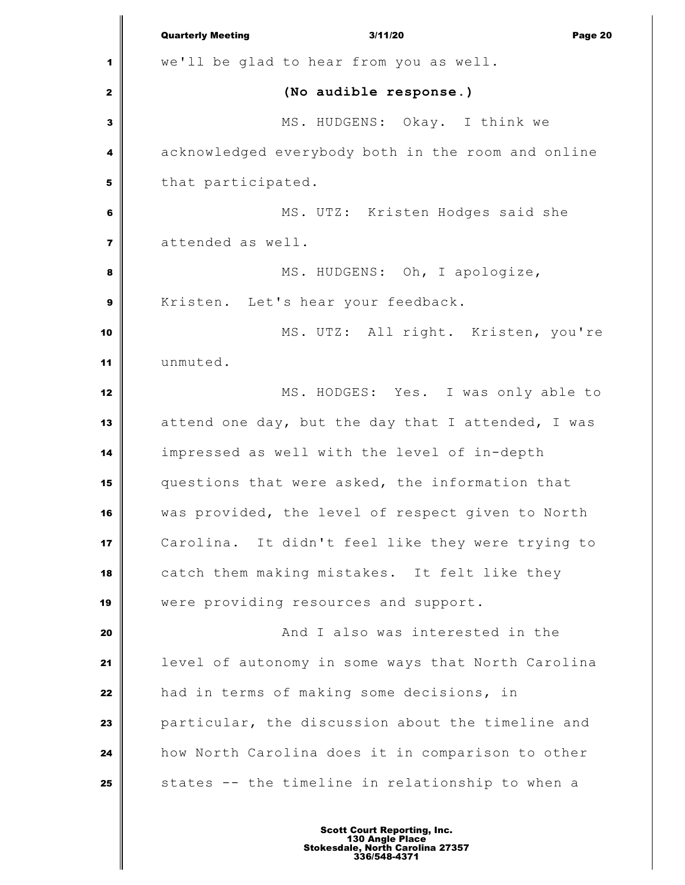we'll be glad to hear from you as well.

**(No audible response.)**

MS. HUDGENS: Okay. I think we acknowledged everybody both in the room and online that participated.

MS. UTZ: Kristen Hodges said she attended as well.

MS. HUDGENS: Oh, I apologize, Kristen. Let's hear your feedback.

MS. UTZ: All right. Kristen, you're unmuted.

MS. HODGES: Yes. I was only able to attend one day, but the day that I attended, I was impressed as well with the level of in-depth questions that were asked, the information that was provided, the level of respect given to North Carolina. It didn't feel like they were trying to catch them making mistakes. It felt like they were providing resources and support.

And I also was interested in the level of autonomy in some ways that North Carolina had in terms of making some decisions, in particular, the discussion about the timeline and how North Carolina does it in comparison to other states -- the timeline in relationship to when a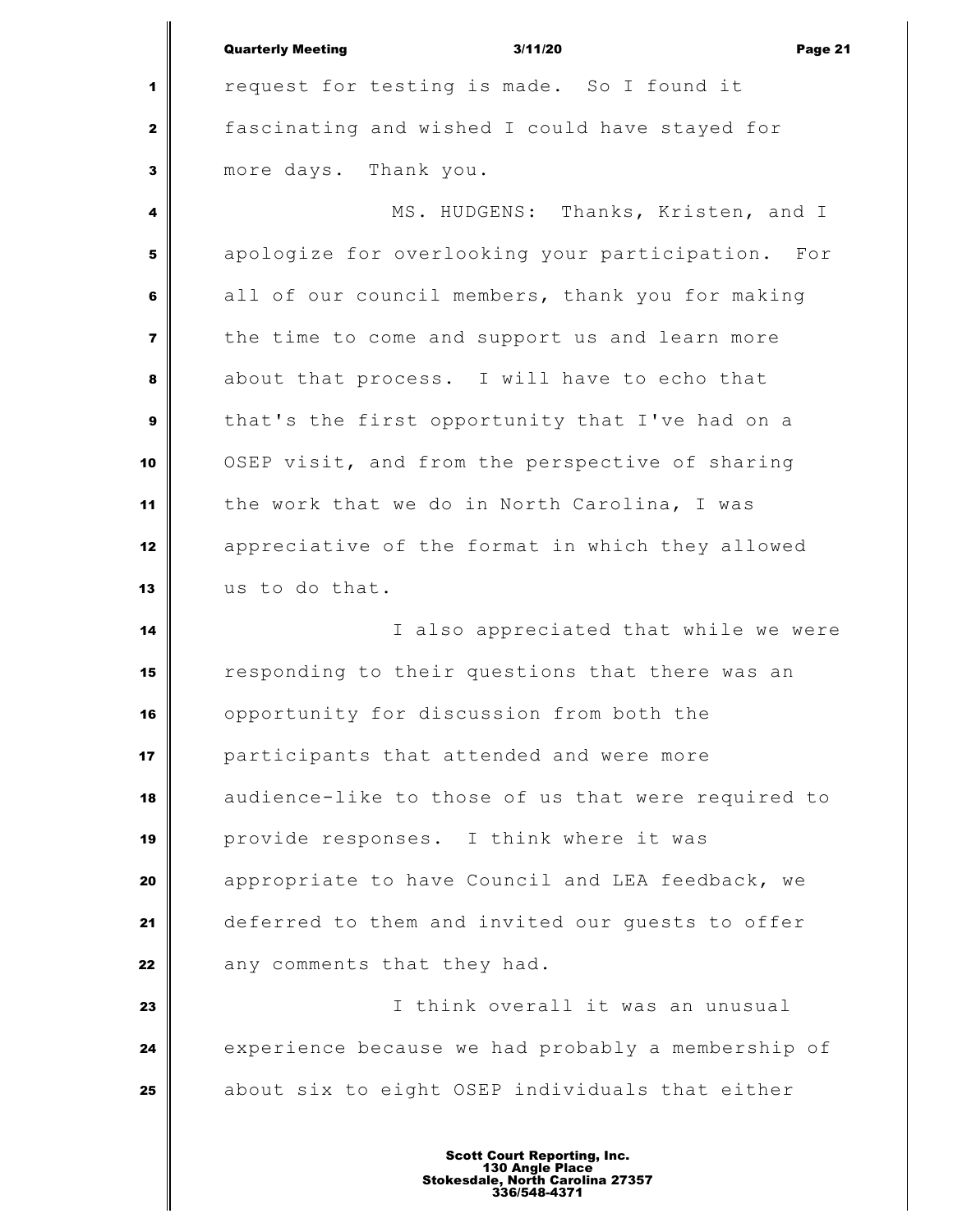request for testing is made. So I found it fascinating and wished I could have stayed for more days. Thank you.

MS. HUDGENS: Thanks, Kristen, and I apologize for overlooking your participation. For all of our council members, thank you for making the time to come and support us and learn more about that process. I will have to echo that that's the first opportunity that I've had on a OSEP visit, and from the perspective of sharing the work that we do in North Carolina, I was appreciative of the format in which they allowed us to do that.

I also appreciated that while we were responding to their questions that there was an opportunity for discussion from both the participants that attended and were more audience-like to those of us that were required to provide responses. I think where it was appropriate to have Council and LEA feedback, we deferred to them and invited our guests to offer any comments that they had.

I think overall it was an unusual experience because we had probably a membership of about six to eight OSEP individuals that either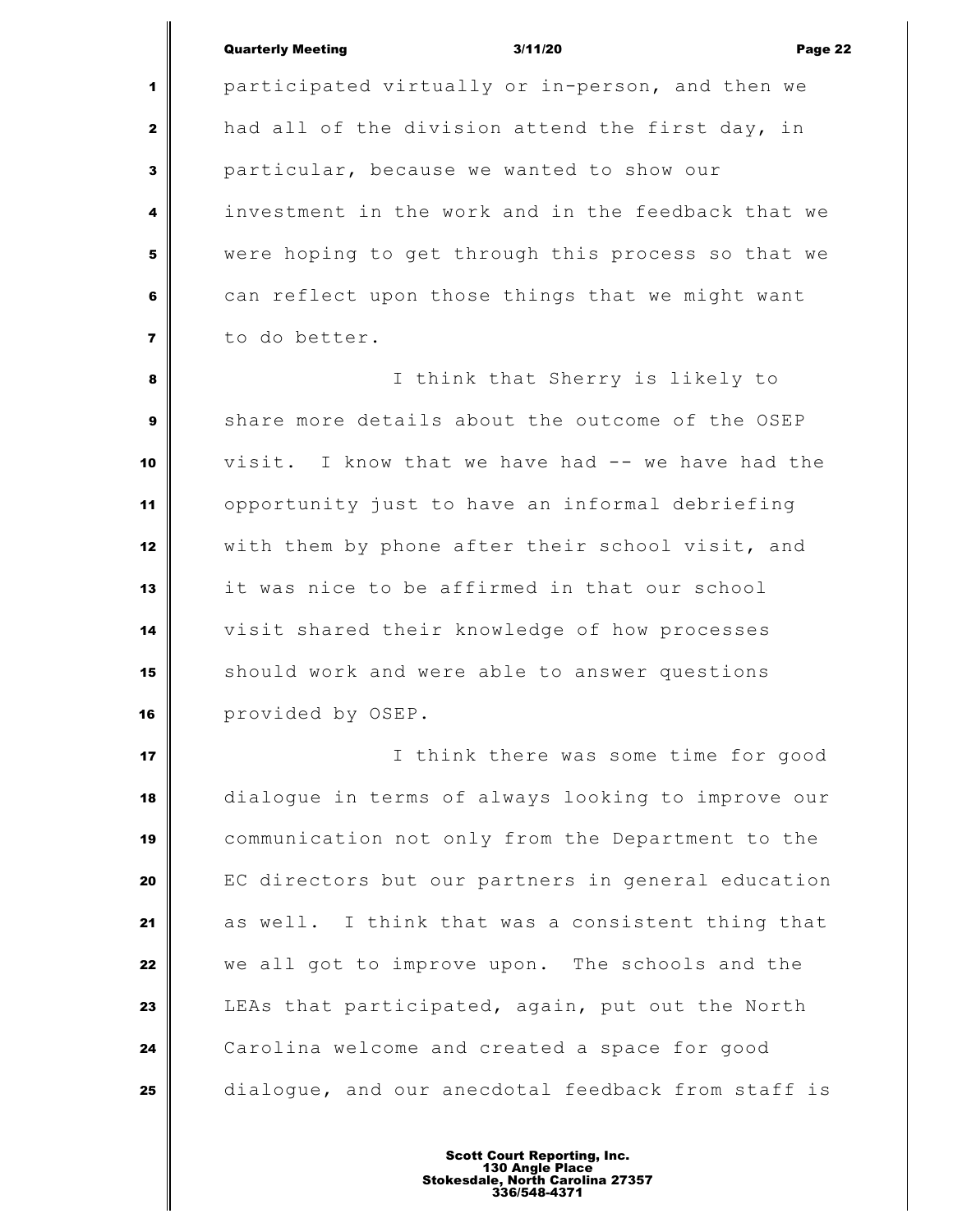participated virtually or in-person, and then we had all of the division attend the first day, in particular, because we wanted to show our investment in the work and in the feedback that we were hoping to get through this process so that we can reflect upon those things that we might want to do better.

I think that Sherry is likely to share more details about the outcome of the OSEP visit. I know that we have had -- we have had the opportunity just to have an informal debriefing with them by phone after their school visit, and it was nice to be affirmed in that our school visit shared their knowledge of how processes should work and were able to answer questions provided by OSEP.

I think there was some time for good dialogue in terms of always looking to improve our communication not only from the Department to the EC directors but our partners in general education as well. I think that was a consistent thing that we all got to improve upon. The schools and the LEAs that participated, again, put out the North Carolina welcome and created a space for good dialogue, and our anecdotal feedback from staff is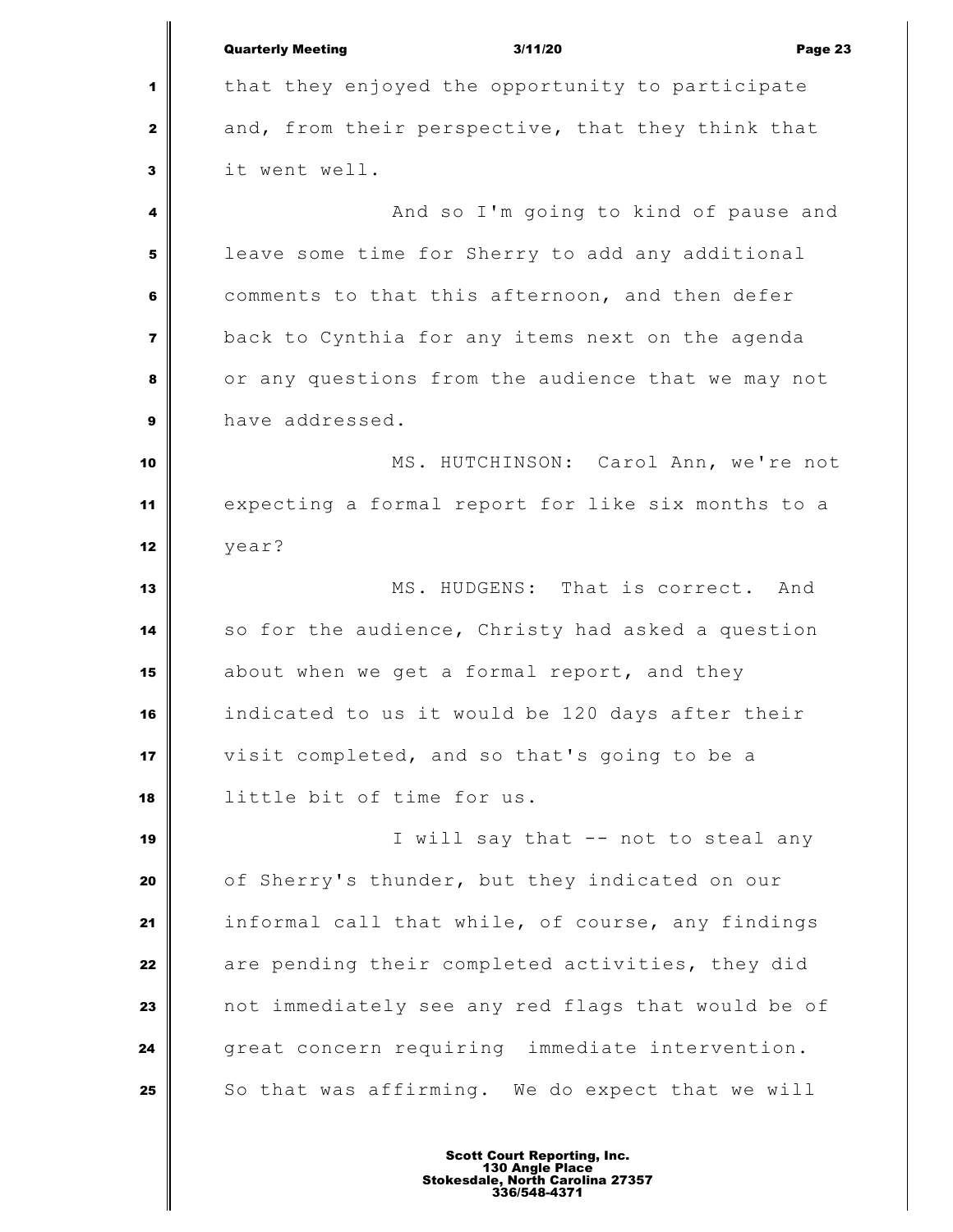that they enjoyed the opportunity to participate and, from their perspective, that they think that it went well.

And so I'm going to kind of pause and leave some time for Sherry to add any additional comments to that this afternoon, and then defer back to Cynthia for any items next on the agenda or any questions from the audience that we may not have addressed.

MS. HUTCHINSON: Carol Ann, we're not expecting a formal report for like six months to a year?

MS. HUDGENS: That is correct. And so for the audience, Christy had asked a question about when we get a formal report, and they indicated to us it would be 120 days after their visit completed, and so that's going to be a little bit of time for us.

I will say that -- not to steal any of Sherry's thunder, but they indicated on our informal call that while, of course, any findings are pending their completed activities, they did not immediately see any red flags that would be of great concern requiring immediate intervention. So that was affirming. We do expect that we will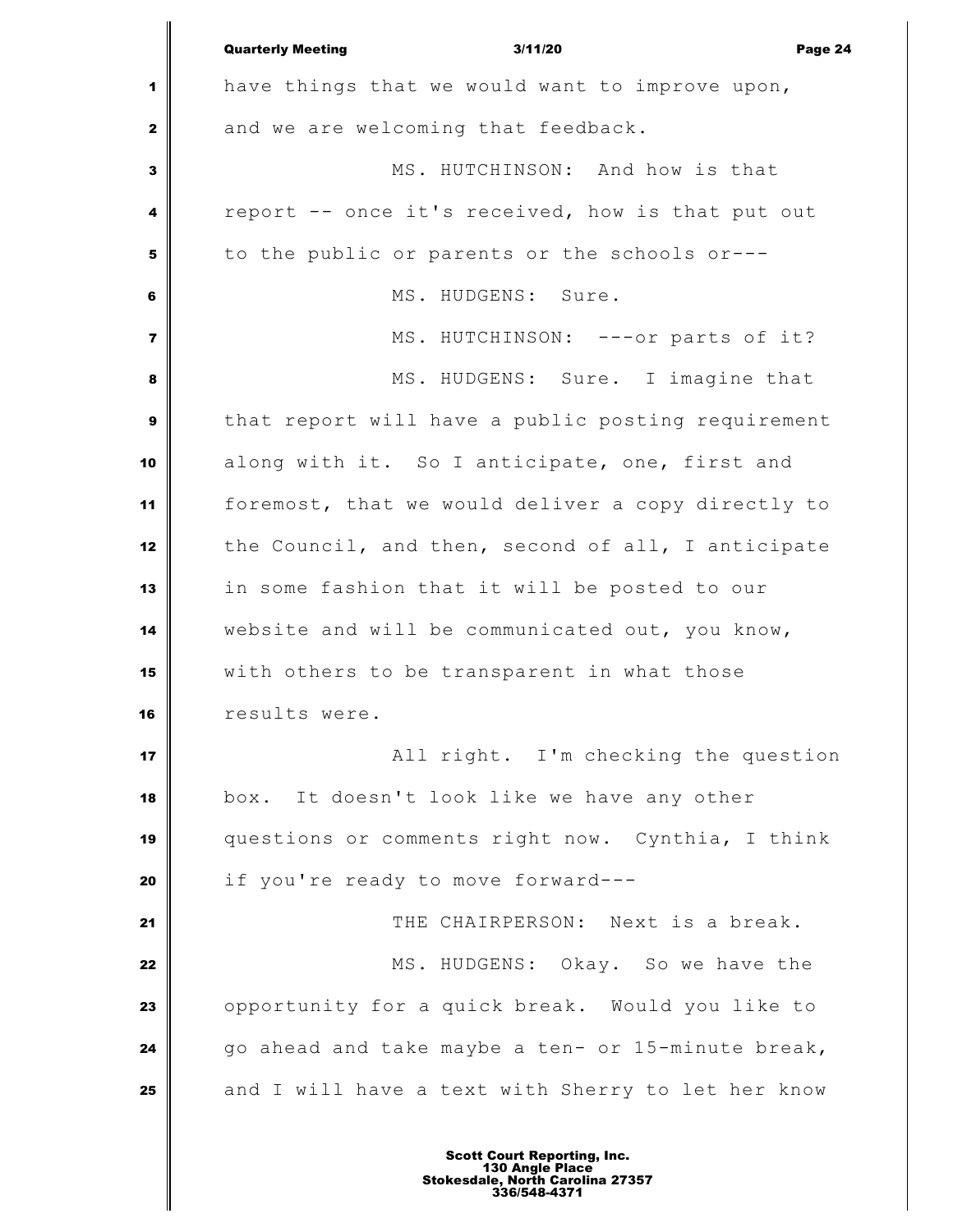have things that we would want to improve upon, and we are welcoming that feedback.

MS. HUTCHINSON: And how is that report -- once it's received, how is that put out to the public or parents or the schools or---

MS. HUDGENS: Sure.

MS. HUTCHINSON: ---or parts of it?

MS. HUDGENS: Sure. I imagine that that report will have a public posting requirement along with it. So I anticipate, one, first and foremost, that we would deliver a copy directly to the Council, and then, second of all, I anticipate in some fashion that it will be posted to our website and will be communicated out, you know, with others to be transparent in what those results were.

All right. I'm checking the question box. It doesn't look like we have any other questions or comments right now. Cynthia, I think if you're ready to move forward---

THE CHAIRPERSON: Next is a break.

MS. HUDGENS: Okay. So we have the opportunity for a quick break. Would you like to go ahead and take maybe a ten- or 15-minute break, and I will have a text with Sherry to let her know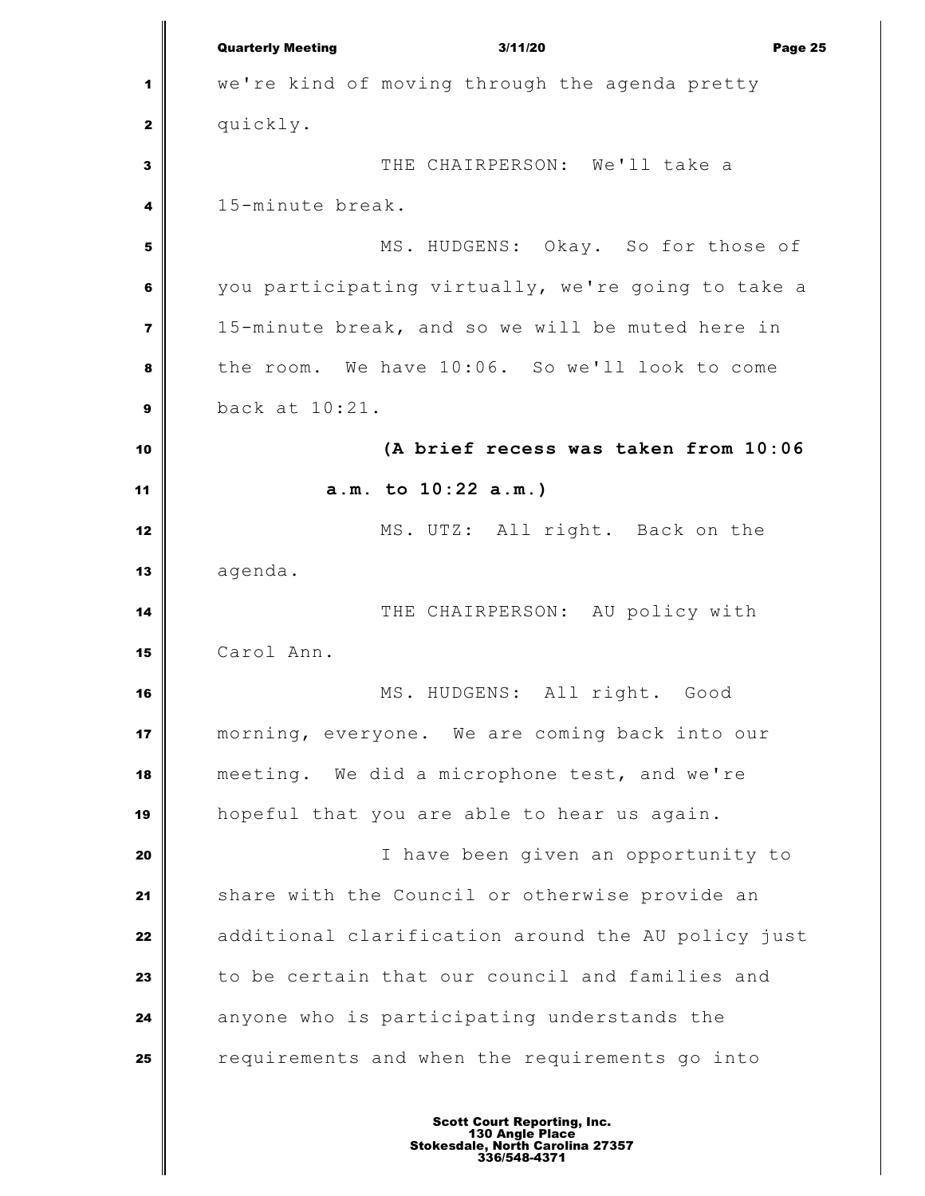we're kind of moving through the agenda pretty quickly.

THE CHAIRPERSON: We'll take a 15-minute break.

MS. HUDGENS: Okay. So for those of you participating virtually, we're going to take a 15-minute break, and so we will be muted here in the room. We have 10:06. So we'll look to come back at 10:21.

**(A brief recess was taken from 10:06 a.m. to 10:22 a.m.)**

MS. UTZ: All right. Back on the agenda.

THE CHAIRPERSON: AU policy with Carol Ann.

MS. HUDGENS: All right. Good morning, everyone. We are coming back into our meeting. We did a microphone test, and we're hopeful that you are able to hear us again.

I have been given an opportunity to share with the Council or otherwise provide an additional clarification around the AU policy just to be certain that our council and families and anyone who is participating understands the requirements and when the requirements go into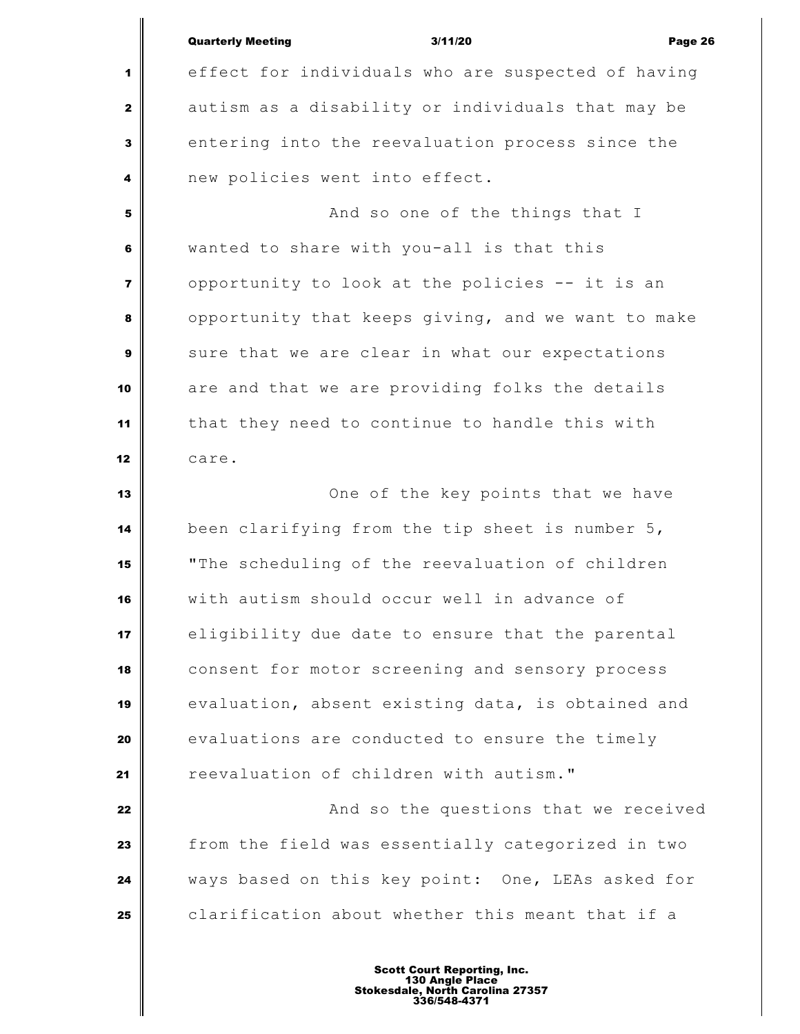effect for individuals who are suspected of having autism as a disability or individuals that may be entering into the reevaluation process since the new policies went into effect.

And so one of the things that I wanted to share with you-all is that this opportunity to look at the policies -- it is an opportunity that keeps giving, and we want to make sure that we are clear in what our expectations are and that we are providing folks the details that they need to continue to handle this with care.

One of the key points that we have been clarifying from the tip sheet is number 5, "The scheduling of the reevaluation of children with autism should occur well in advance of eligibility due date to ensure that the parental consent for motor screening and sensory process evaluation, absent existing data, is obtained and evaluations are conducted to ensure the timely reevaluation of children with autism."

And so the questions that we received from the field was essentially categorized in two ways based on this key point: One, LEAs asked for clarification about whether this meant that if a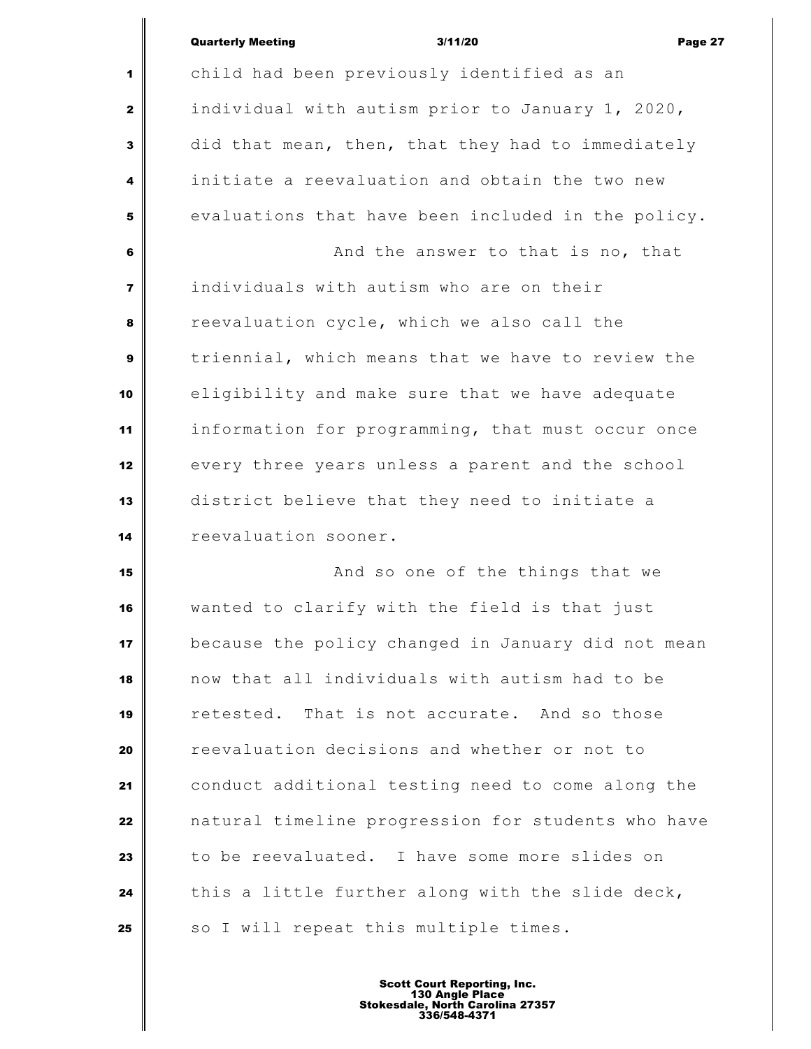child had been previously identified as an individual with autism prior to January 1, 2020, did that mean, then, that they had to immediately initiate a reevaluation and obtain the two new evaluations that have been included in the policy.

And the answer to that is no, that individuals with autism who are on their reevaluation cycle, which we also call the triennial, which means that we have to review the eligibility and make sure that we have adequate information for programming, that must occur once every three years unless a parent and the school district believe that they need to initiate a reevaluation sooner.

And so one of the things that we wanted to clarify with the field is that just because the policy changed in January did not mean now that all individuals with autism had to be retested. That is not accurate. And so those reevaluation decisions and whether or not to conduct additional testing need to come along the natural timeline progression for students who have to be reevaluated. I have some more slides on this a little further along with the slide deck, so I will repeat this multiple times.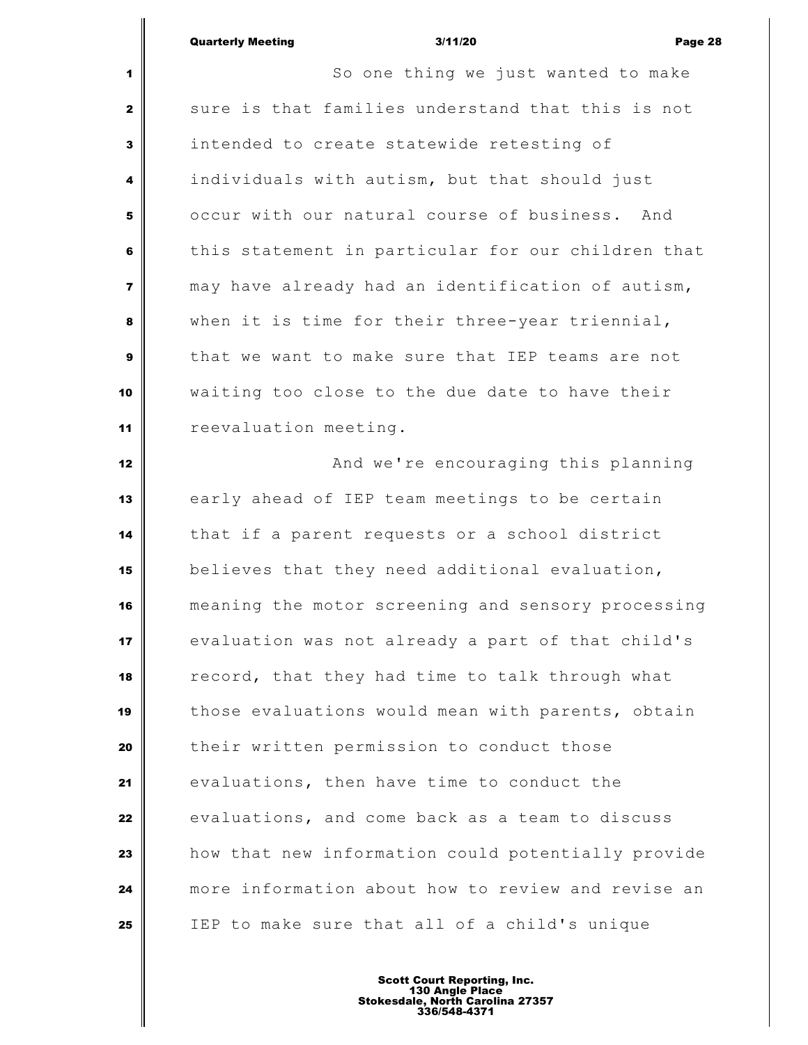So one thing we just wanted to make sure is that families understand that this is not intended to create statewide retesting of individuals with autism, but that should just occur with our natural course of business. And this statement in particular for our children that may have already had an identification of autism, when it is time for their three-year triennial, that we want to make sure that IEP teams are not waiting too close to the due date to have their reevaluation meeting.

And we're encouraging this planning early ahead of IEP team meetings to be certain that if a parent requests or a school district believes that they need additional evaluation, meaning the motor screening and sensory processing evaluation was not already a part of that child's record, that they had time to talk through what those evaluations would mean with parents, obtain their written permission to conduct those evaluations, then have time to conduct the evaluations, and come back as a team to discuss how that new information could potentially provide more information about how to review and revise an IEP to make sure that all of a child's unique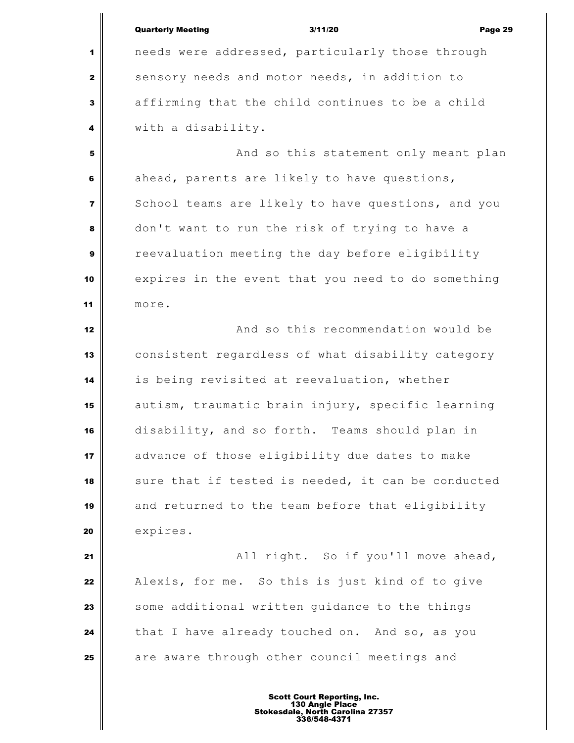needs were addressed, particularly those through sensory needs and motor needs, in addition to affirming that the child continues to be a child with a disability.

And so this statement only meant plan ahead, parents are likely to have questions, School teams are likely to have questions, and you don't want to run the risk of trying to have a reevaluation meeting the day before eligibility expires in the event that you need to do something more.

And so this recommendation would be consistent regardless of what disability category is being revisited at reevaluation, whether autism, traumatic brain injury, specific learning disability, and so forth. Teams should plan in advance of those eligibility due dates to make sure that if tested is needed, it can be conducted and returned to the team before that eligibility expires.

All right. So if you'll move ahead, Alexis, for me. So this is just kind of to give some additional written guidance to the things that I have already touched on. And so, as you are aware through other council meetings and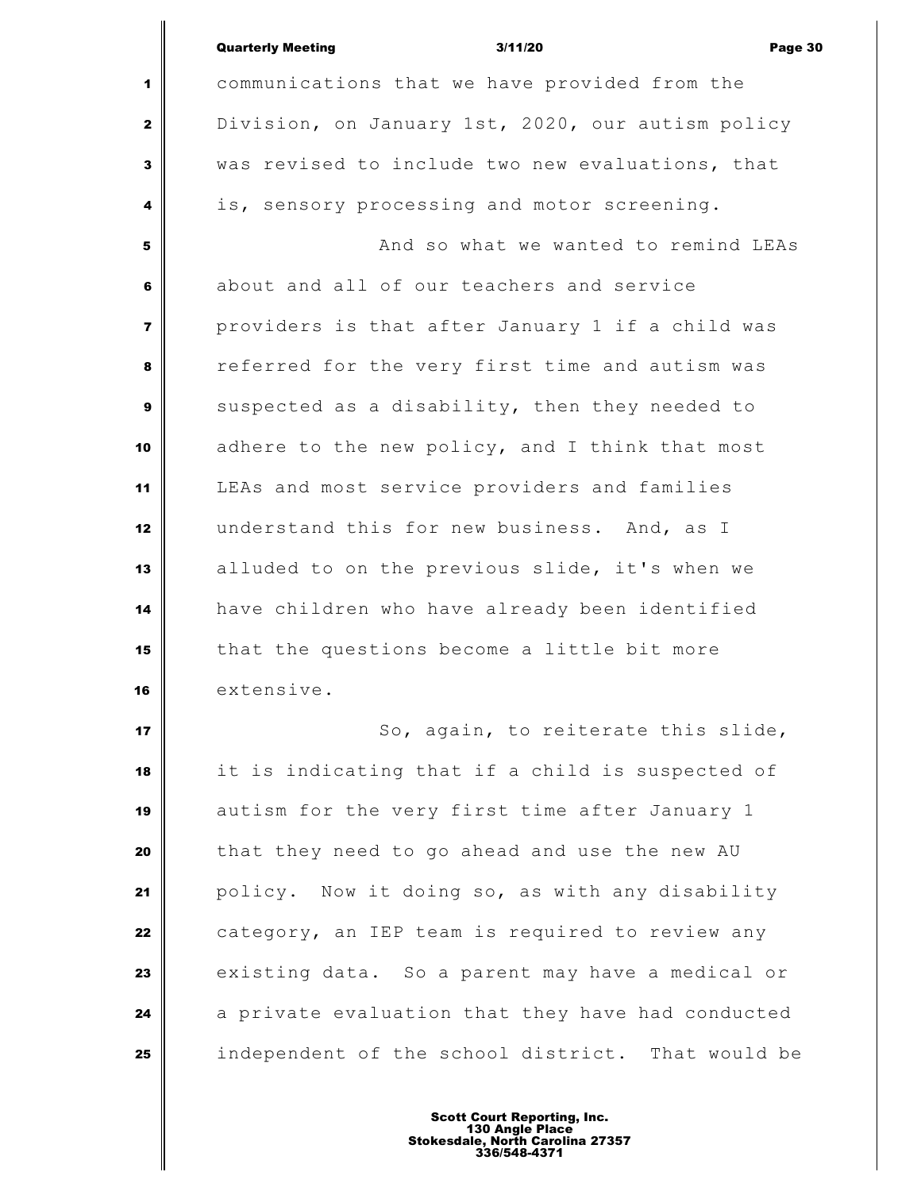communications that we have provided from the Division, on January 1st, 2020, our autism policy was revised to include two new evaluations, that is, sensory processing and motor screening.

And so what we wanted to remind LEAs about and all of our teachers and service providers is that after January 1 if a child was referred for the very first time and autism was suspected as a disability, then they needed to adhere to the new policy, and I think that most LEAs and most service providers and families understand this for new business. And, as I alluded to on the previous slide, it's when we have children who have already been identified that the questions become a little bit more extensive.

So, again, to reiterate this slide, it is indicating that if a child is suspected of autism for the very first time after January 1 that they need to go ahead and use the new AU policy. Now it doing so, as with any disability category, an IEP team is required to review any existing data. So a parent may have a medical or a private evaluation that they have had conducted independent of the school district. That would be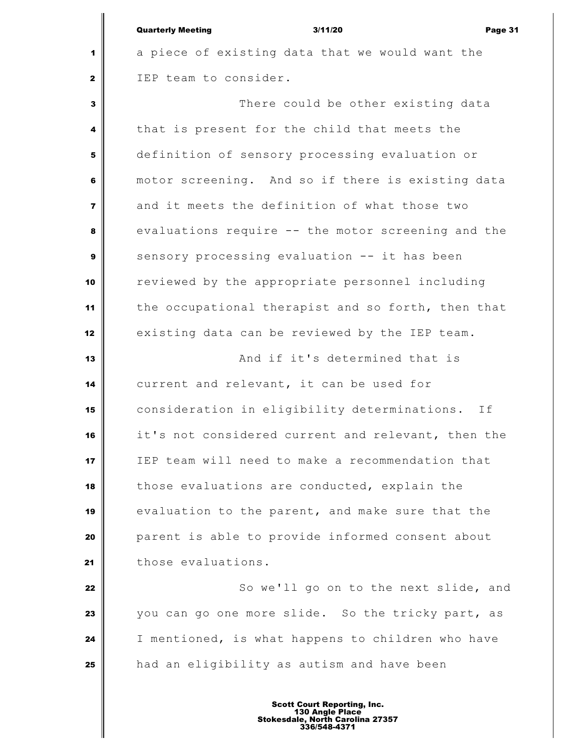a piece of existing data that we would want the IEP team to consider.

There could be other existing data that is present for the child that meets the definition of sensory processing evaluation or motor screening. And so if there is existing data and it meets the definition of what those two evaluations require -- the motor screening and the sensory processing evaluation -- it has been reviewed by the appropriate personnel including the occupational therapist and so forth, then that existing data can be reviewed by the IEP team.

And if it's determined that is current and relevant, it can be used for consideration in eligibility determinations. If it's not considered current and relevant, then the IEP team will need to make a recommendation that those evaluations are conducted, explain the evaluation to the parent, and make sure that the parent is able to provide informed consent about those evaluations.

So we'll go on to the next slide, and you can go one more slide. So the tricky part, as I mentioned, is what happens to children who have had an eligibility as autism and have been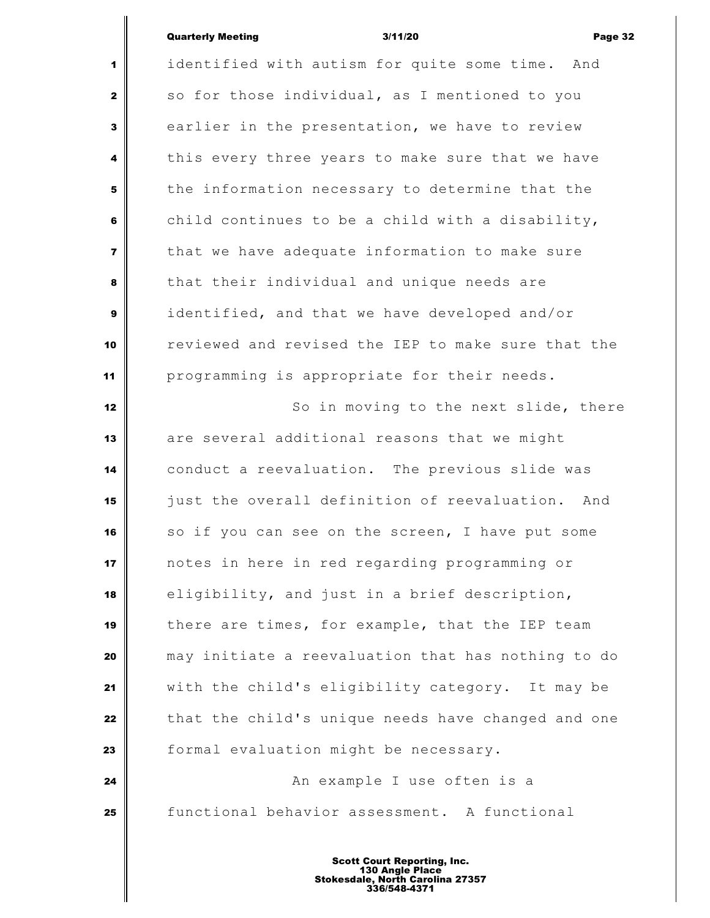identified with autism for quite some time. And so for those individual, as I mentioned to you earlier in the presentation, we have to review this every three years to make sure that we have the information necessary to determine that the child continues to be a child with a disability, that we have adequate information to make sure that their individual and unique needs are identified, and that we have developed and/or reviewed and revised the IEP to make sure that the programming is appropriate for their needs.

So in moving to the next slide, there are several additional reasons that we might conduct a reevaluation. The previous slide was just the overall definition of reevaluation. And so if you can see on the screen, I have put some notes in here in red regarding programming or eligibility, and just in a brief description, there are times, for example, that the IEP team may initiate a reevaluation that has nothing to do with the child's eligibility category. It may be that the child's unique needs have changed and one formal evaluation might be necessary.

An example I use often is a functional behavior assessment. A functional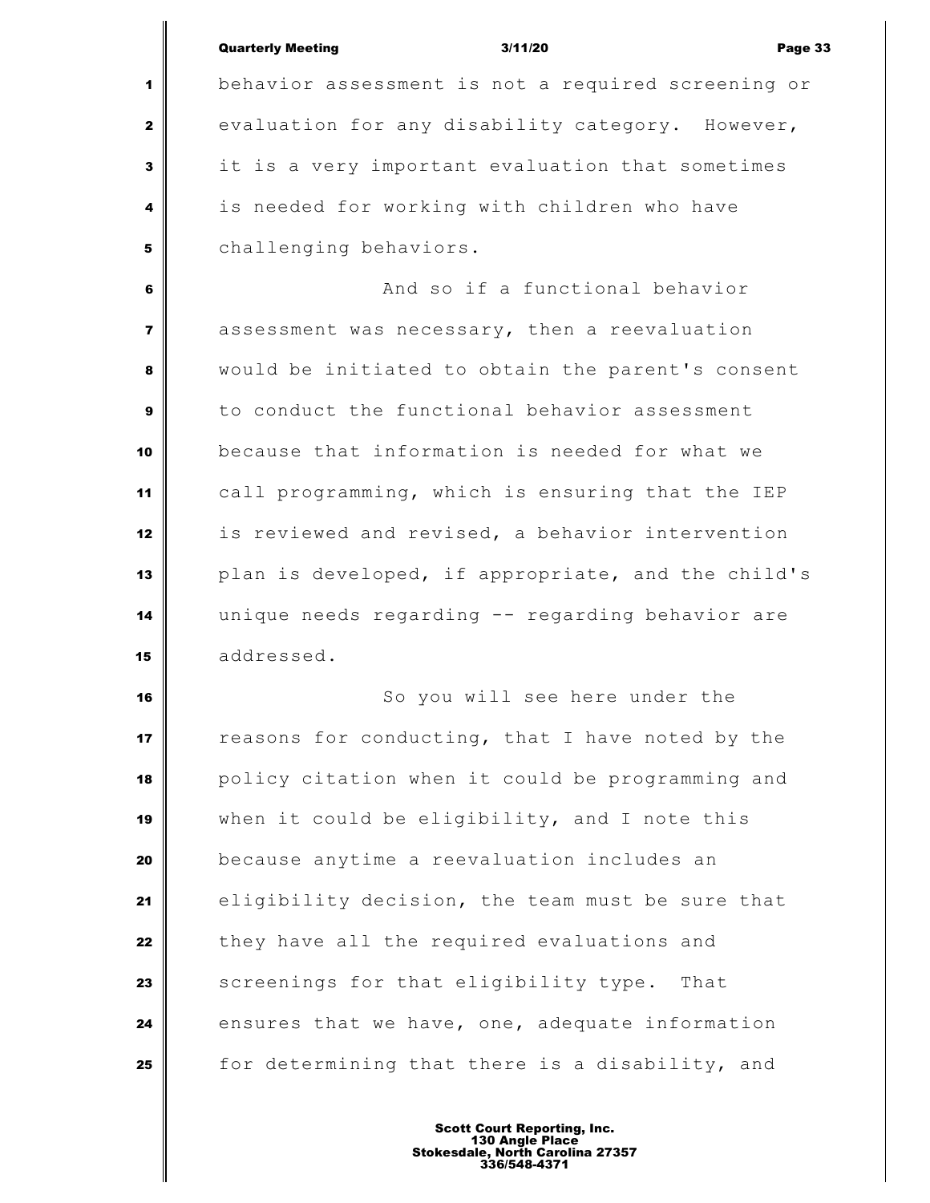behavior assessment is not a required screening or evaluation for any disability category. However, it is a very important evaluation that sometimes is needed for working with children who have challenging behaviors.

And so if a functional behavior assessment was necessary, then a reevaluation would be initiated to obtain the parent's consent to conduct the functional behavior assessment because that information is needed for what we call programming, which is ensuring that the IEP is reviewed and revised, a behavior intervention plan is developed, if appropriate, and the child's unique needs regarding -- regarding behavior are addressed.

So you will see here under the reasons for conducting, that I have noted by the policy citation when it could be programming and when it could be eligibility, and I note this because anytime a reevaluation includes an eligibility decision, the team must be sure that they have all the required evaluations and screenings for that eligibility type. That ensures that we have, one, adequate information for determining that there is a disability, and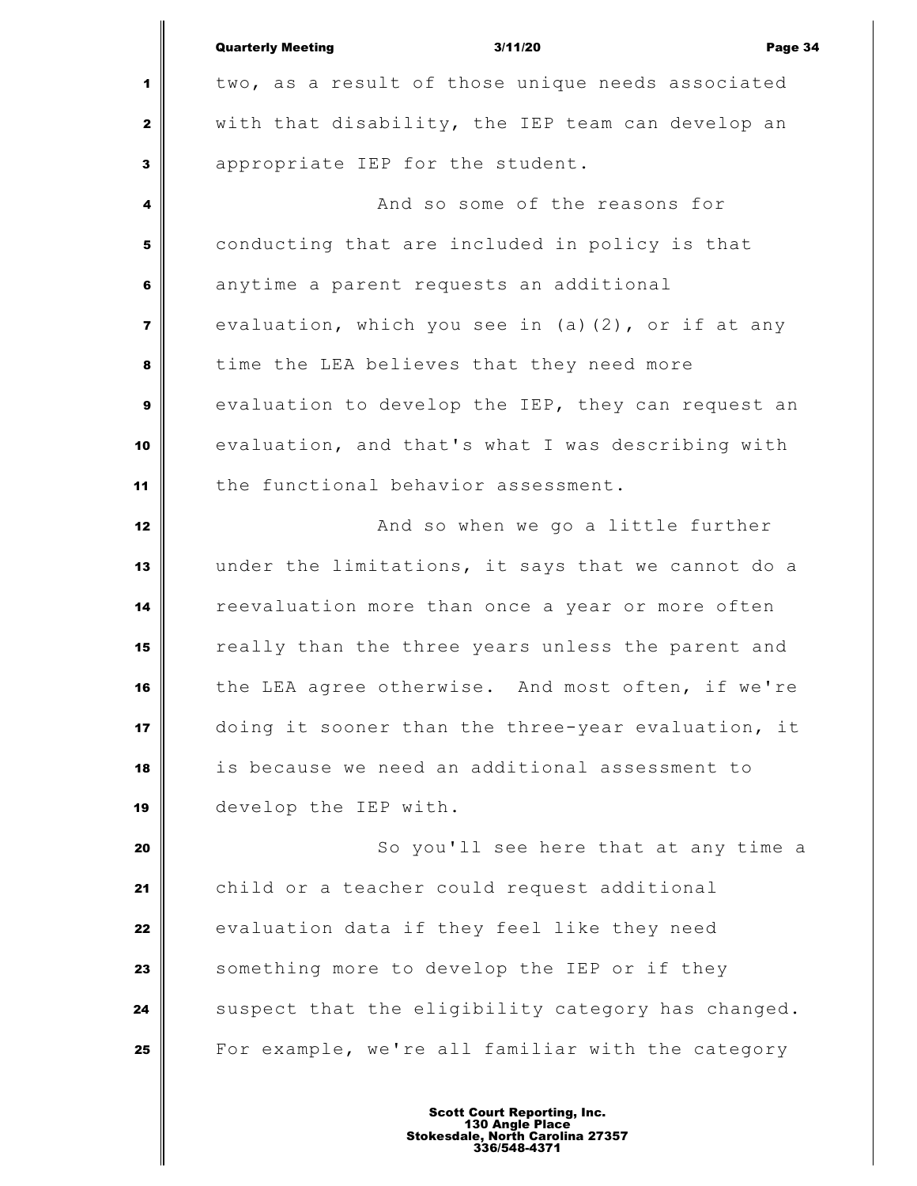two, as a result of those unique needs associated with that disability, the IEP team can develop an appropriate IEP for the student.

And so some of the reasons for conducting that are included in policy is that anytime a parent requests an additional evaluation, which you see in (a)(2), or if at any time the LEA believes that they need more evaluation to develop the IEP, they can request an evaluation, and that's what I was describing with the functional behavior assessment.

And so when we go a little further under the limitations, it says that we cannot do a reevaluation more than once a year or more often really than the three years unless the parent and the LEA agree otherwise. And most often, if we're doing it sooner than the three-year evaluation, it is because we need an additional assessment to develop the IEP with.

So you'll see here that at any time a child or a teacher could request additional evaluation data if they feel like they need something more to develop the IEP or if they suspect that the eligibility category has changed. For example, we're all familiar with the category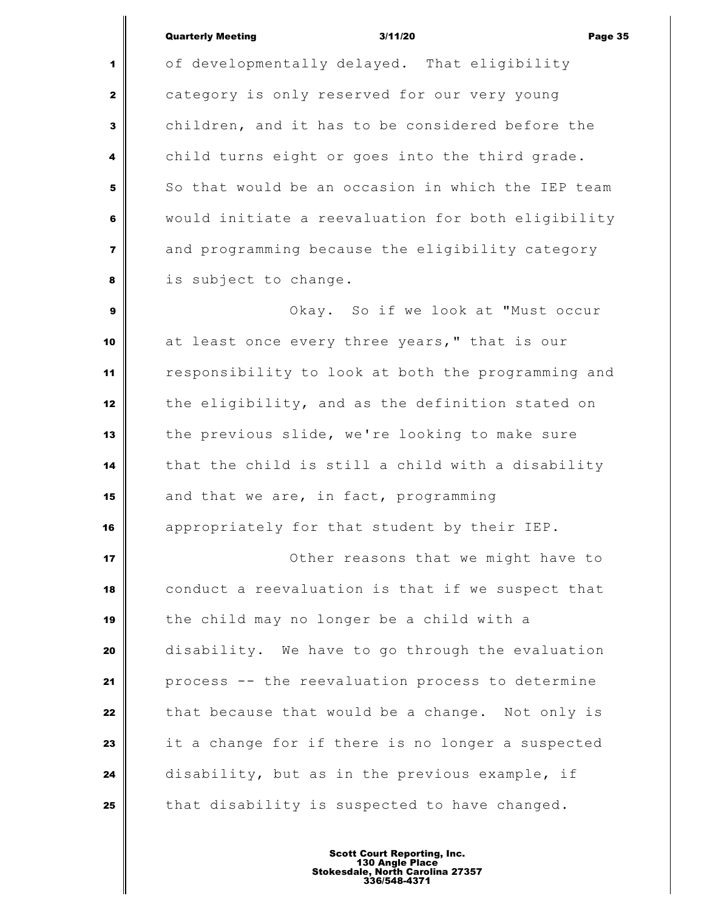of developmentally delayed. That eligibility category is only reserved for our very young children, and it has to be considered before the child turns eight or goes into the third grade. So that would be an occasion in which the IEP team would initiate a reevaluation for both eligibility and programming because the eligibility category is subject to change.

Okay. So if we look at "Must occur at least once every three years," that is our responsibility to look at both the programming and the eligibility, and as the definition stated on the previous slide, we're looking to make sure that the child is still a child with a disability and that we are, in fact, programming appropriately for that student by their IEP.

Other reasons that we might have to conduct a reevaluation is that if we suspect that the child may no longer be a child with a disability. We have to go through the evaluation process -- the reevaluation process to determine that because that would be a change. Not only is it a change for if there is no longer a suspected disability, but as in the previous example, if that disability is suspected to have changed.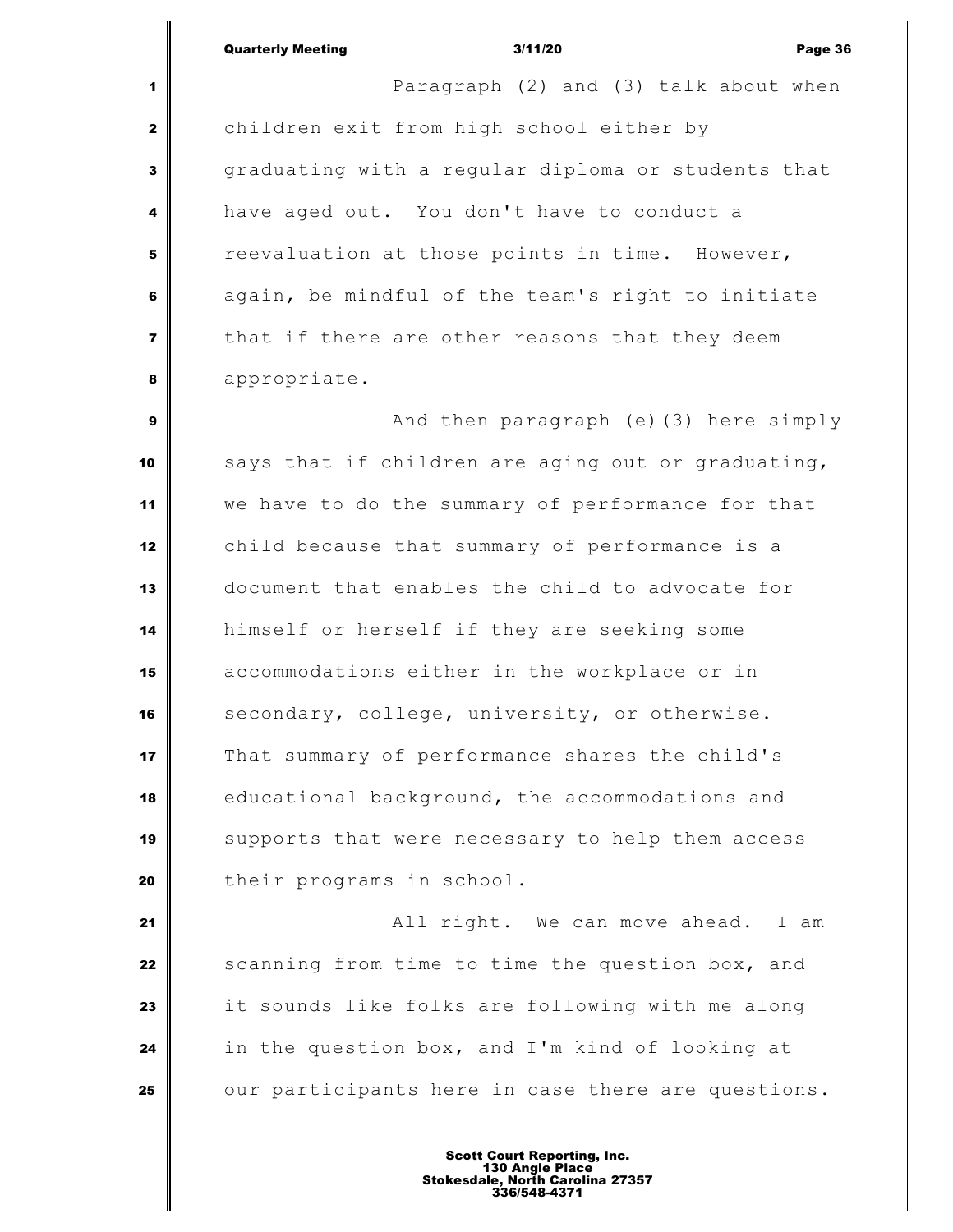Paragraph (2) and (3) talk about when children exit from high school either by graduating with a regular diploma or students that have aged out. You don't have to conduct a reevaluation at those points in time. However, again, be mindful of the team's right to initiate that if there are other reasons that they deem appropriate.

And then paragraph (e)(3) here simply says that if children are aging out or graduating, we have to do the summary of performance for that child because that summary of performance is a document that enables the child to advocate for himself or herself if they are seeking some accommodations either in the workplace or in secondary, college, university, or otherwise. That summary of performance shares the child's educational background, the accommodations and supports that were necessary to help them access their programs in school.

All right. We can move ahead. I am scanning from time to time the question box, and it sounds like folks are following with me along in the question box, and I'm kind of looking at our participants here in case there are questions.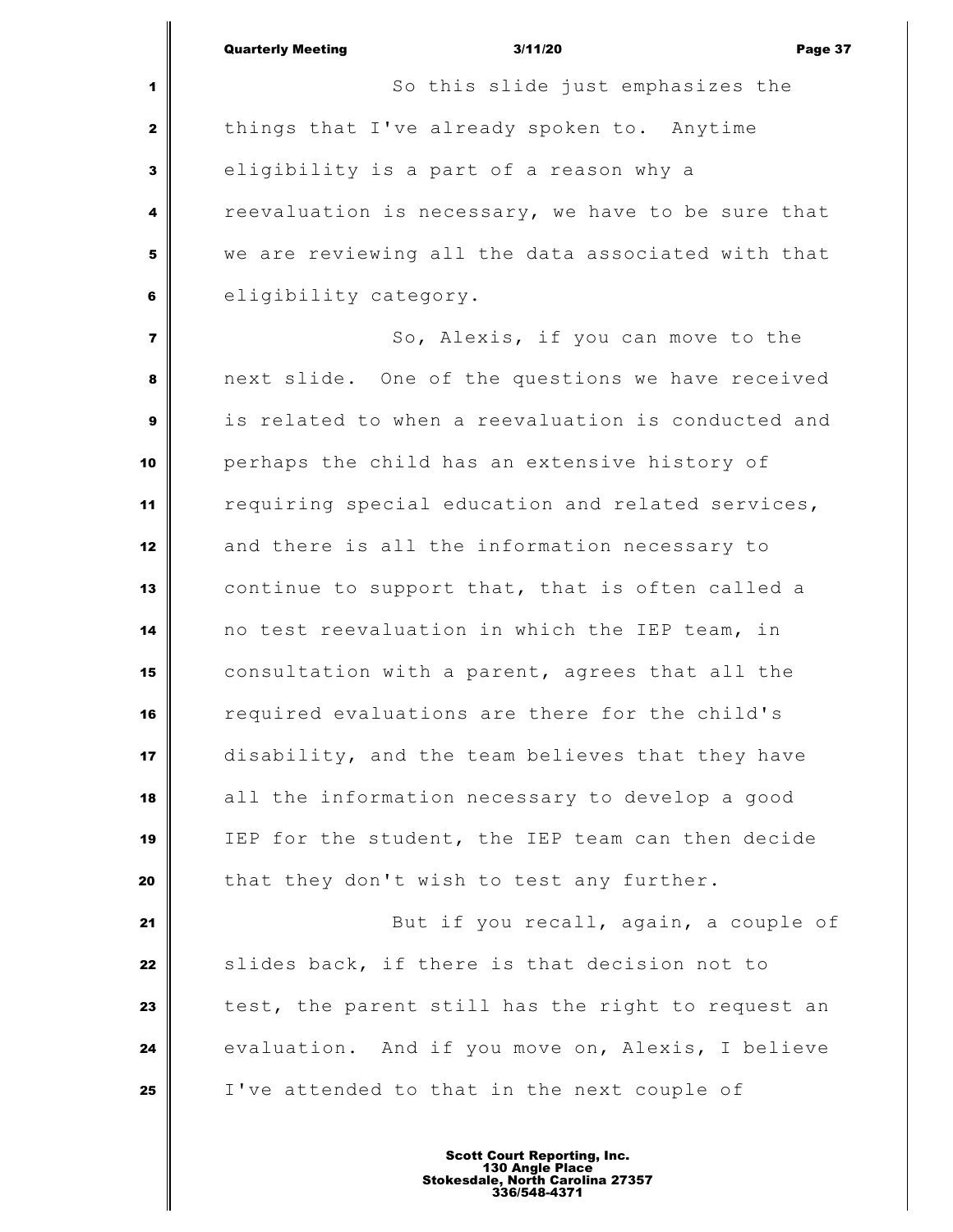So this slide just emphasizes the things that I've already spoken to. Anytime eligibility is a part of a reason why a reevaluation is necessary, we have to be sure that we are reviewing all the data associated with that eligibility category.

So, Alexis, if you can move to the next slide. One of the questions we have received is related to when a reevaluation is conducted and perhaps the child has an extensive history of requiring special education and related services, and there is all the information necessary to continue to support that, that is often called a no test reevaluation in which the IEP team, in consultation with a parent, agrees that all the required evaluations are there for the child's disability, and the team believes that they have all the information necessary to develop a good IEP for the student, the IEP team can then decide that they don't wish to test any further.

But if you recall, again, a couple of slides back, if there is that decision not to test, the parent still has the right to request an evaluation. And if you move on, Alexis, I believe I've attended to that in the next couple of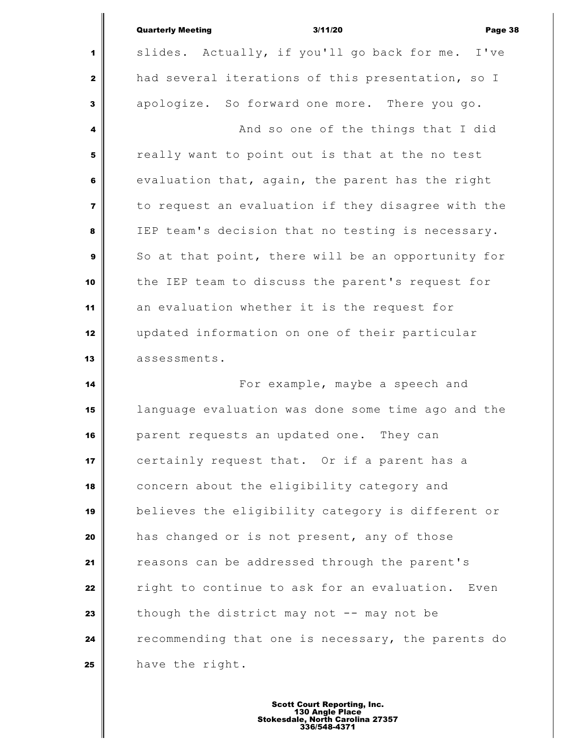slides. Actually, if you'll go back for me. I've had several iterations of this presentation, so I apologize. So forward one more. There you go.

And so one of the things that I did really want to point out is that at the no test evaluation that, again, the parent has the right to request an evaluation if they disagree with the IEP team's decision that no testing is necessary. So at that point, there will be an opportunity for the IEP team to discuss the parent's request for an evaluation whether it is the request for updated information on one of their particular assessments.

For example, maybe a speech and language evaluation was done some time ago and the parent requests an updated one. They can certainly request that. Or if a parent has a concern about the eligibility category and believes the eligibility category is different or has changed or is not present, any of those reasons can be addressed through the parent's right to continue to ask for an evaluation. Even though the district may not -- may not be recommending that one is necessary, the parents do have the right.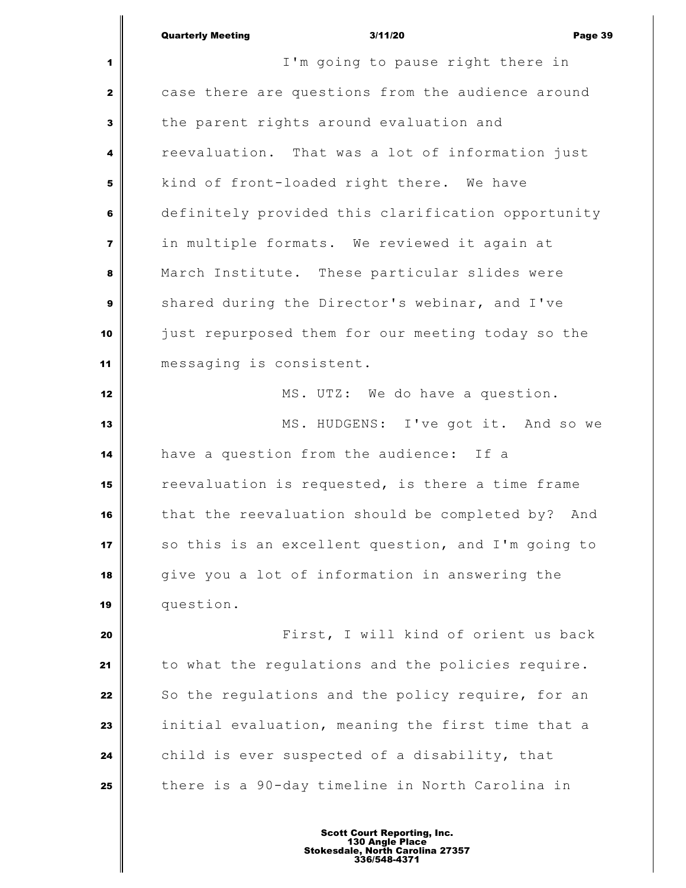I'm going to pause right there in case there are questions from the audience around the parent rights around evaluation and reevaluation. That was a lot of information just kind of front-loaded right there. We have definitely provided this clarification opportunity in multiple formats. We reviewed it again at March Institute. These particular slides were shared during the Director's webinar, and I've just repurposed them for our meeting today so the messaging is consistent.

MS. UTZ: We do have a question.

MS. HUDGENS: I've got it. And so we have a question from the audience: If a reevaluation is requested, is there a time frame that the reevaluation should be completed by? And so this is an excellent question, and I'm going to give you a lot of information in answering the question.

First, I will kind of orient us back to what the regulations and the policies require. So the regulations and the policy require, for an initial evaluation, meaning the first time that a child is ever suspected of a disability, that there is a 90-day timeline in North Carolina in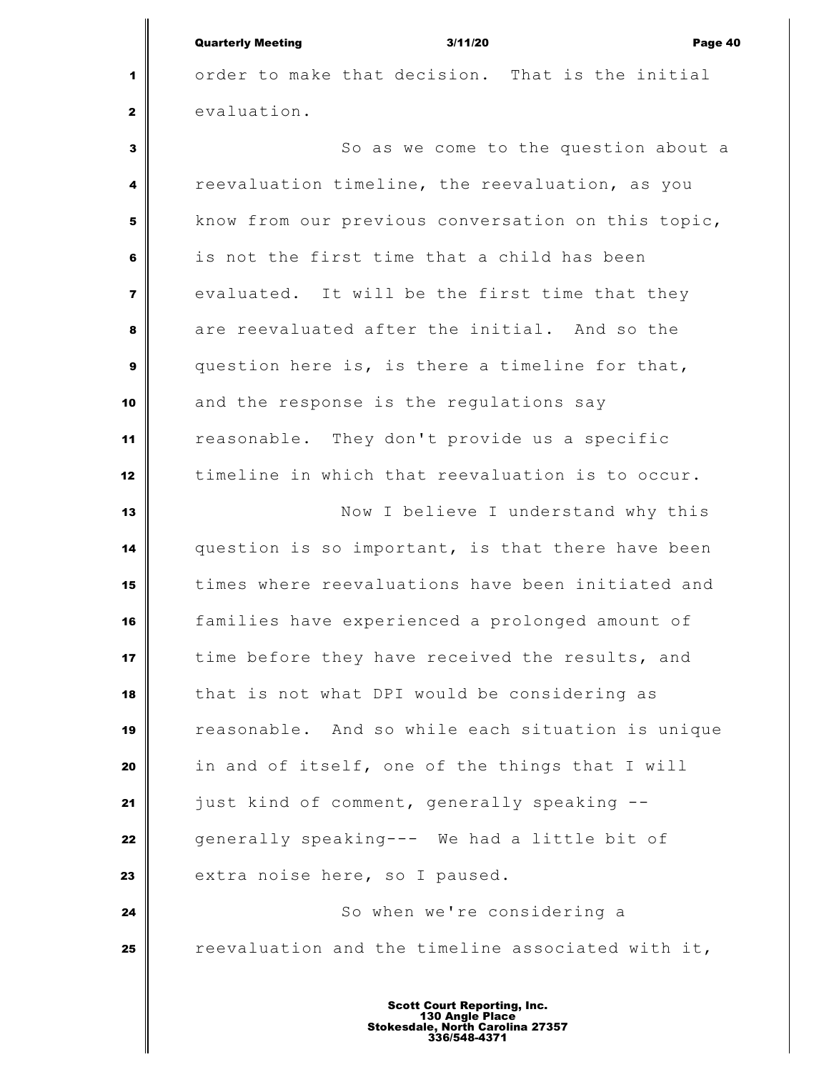order to make that decision. That is the initial evaluation.

So as we come to the question about a reevaluation timeline, the reevaluation, as you know from our previous conversation on this topic, is not the first time that a child has been evaluated. It will be the first time that they are reevaluated after the initial. And so the question here is, is there a timeline for that, and the response is the regulations say reasonable. They don't provide us a specific timeline in which that reevaluation is to occur.

Now I believe I understand why this question is so important, is that there have been times where reevaluations have been initiated and families have experienced a prolonged amount of time before they have received the results, and that is not what DPI would be considering as reasonable. And so while each situation is unique in and of itself, one of the things that I will just kind of comment, generally speaking -- generally speaking--- We had a little bit of extra noise here, so I paused.

So when we're considering a reevaluation and the timeline associated with it,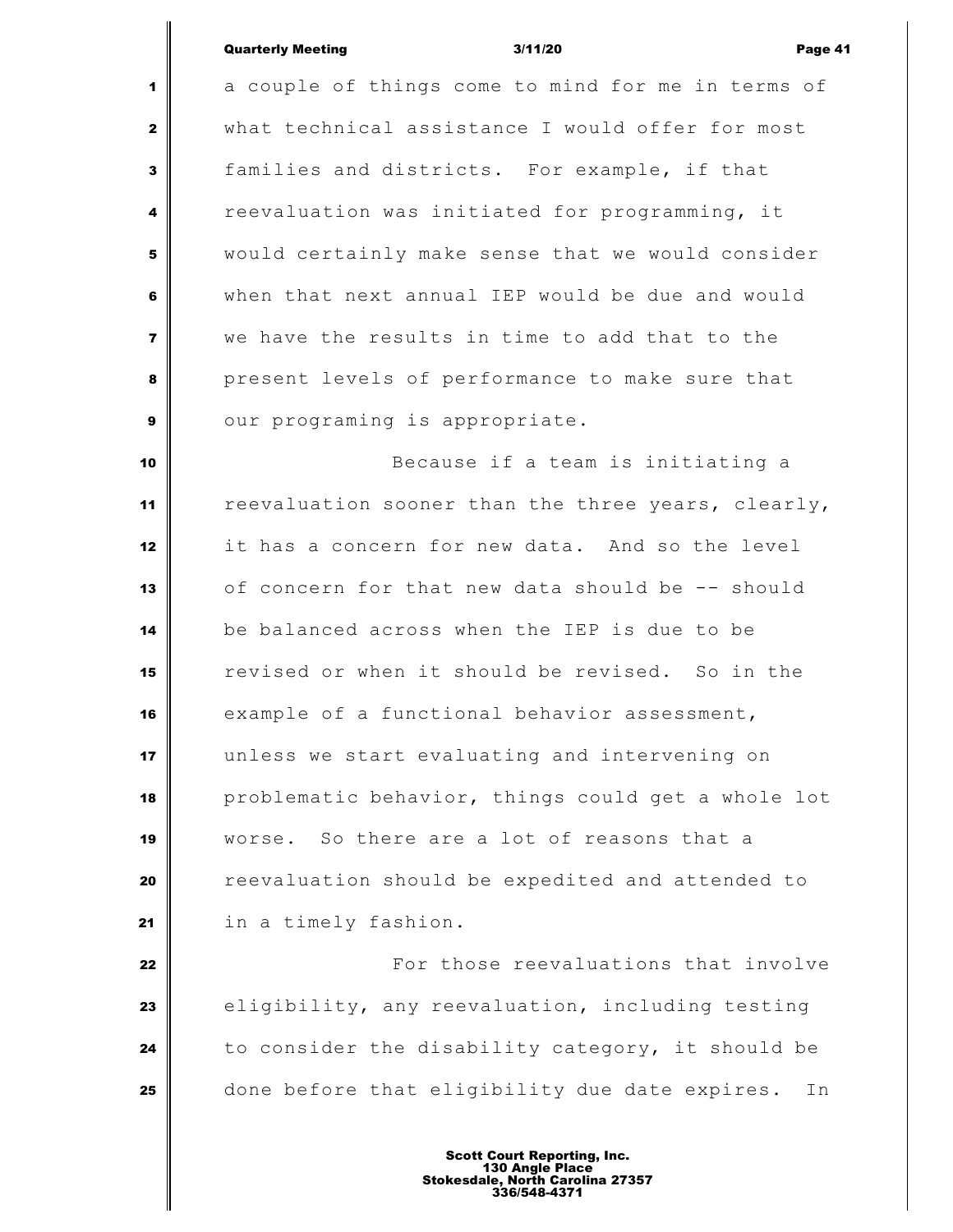a couple of things come to mind for me in terms of what technical assistance I would offer for most families and districts. For example, if that reevaluation was initiated for programming, it would certainly make sense that we would consider when that next annual IEP would be due and would we have the results in time to add that to the present levels of performance to make sure that our programing is appropriate.

Because if a team is initiating a reevaluation sooner than the three years, clearly, it has a concern for new data. And so the level of concern for that new data should be -- should be balanced across when the IEP is due to be revised or when it should be revised. So in the example of a functional behavior assessment, unless we start evaluating and intervening on problematic behavior, things could get a whole lot worse. So there are a lot of reasons that a reevaluation should be expedited and attended to in a timely fashion.

For those reevaluations that involve eligibility, any reevaluation, including testing to consider the disability category, it should be done before that eligibility due date expires. In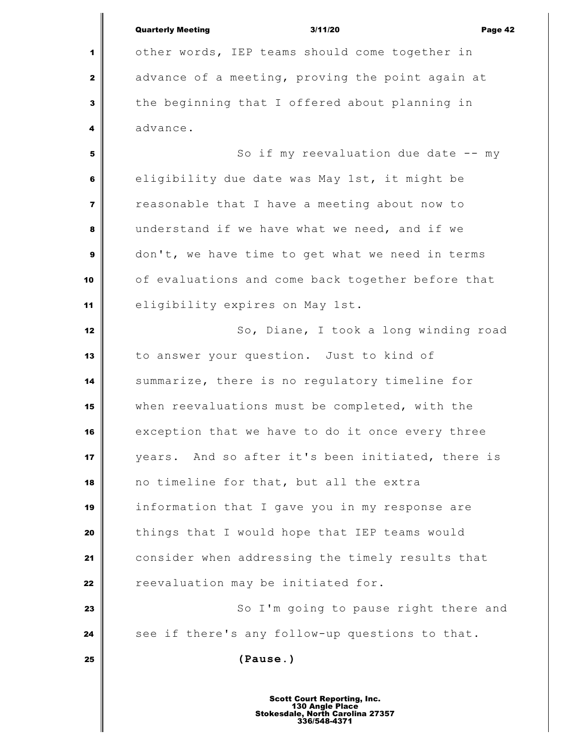other words, IEP teams should come together in advance of a meeting, proving the point again at the beginning that I offered about planning in advance.

So if my reevaluation due date -- my eligibility due date was May 1st, it might be reasonable that I have a meeting about now to understand if we have what we need, and if we don't, we have time to get what we need in terms of evaluations and come back together before that eligibility expires on May 1st.

So, Diane, I took a long winding road to answer your question. Just to kind of summarize, there is no regulatory timeline for when reevaluations must be completed, with the exception that we have to do it once every three years. And so after it's been initiated, there is no timeline for that, but all the extra information that I gave you in my response are things that I would hope that IEP teams would consider when addressing the timely results that reevaluation may be initiated for.

So I'm going to pause right there and see if there's any follow-up questions to that.

**(Pause.)**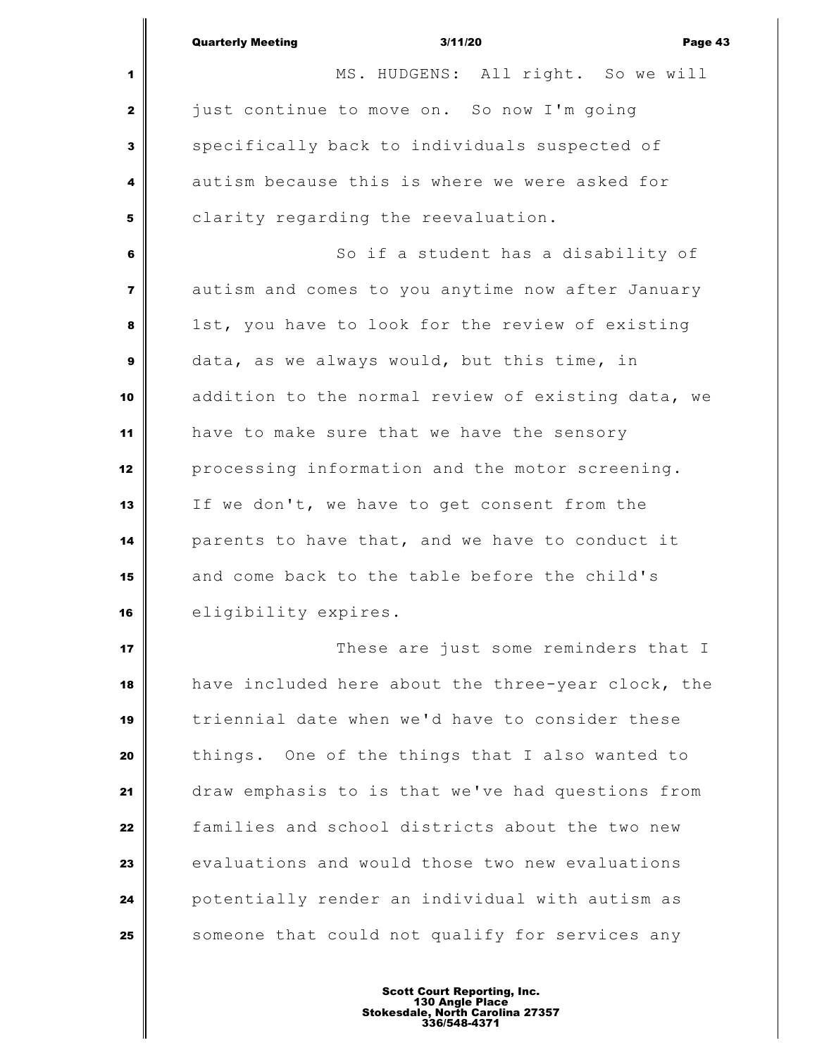MS. HUDGENS: All right. So we will just continue to move on. So now I'm going specifically back to individuals suspected of autism because this is where we were asked for clarity regarding the reevaluation.

So if a student has a disability of autism and comes to you anytime now after January 1st, you have to look for the review of existing data, as we always would, but this time, in addition to the normal review of existing data, we have to make sure that we have the sensory processing information and the motor screening. If we don't, we have to get consent from the parents to have that, and we have to conduct it and come back to the table before the child's eligibility expires.

These are just some reminders that I have included here about the three-year clock, the triennial date when we'd have to consider these things. One of the things that I also wanted to draw emphasis to is that we've had questions from families and school districts about the two new evaluations and would those two new evaluations potentially render an individual with autism as someone that could not qualify for services any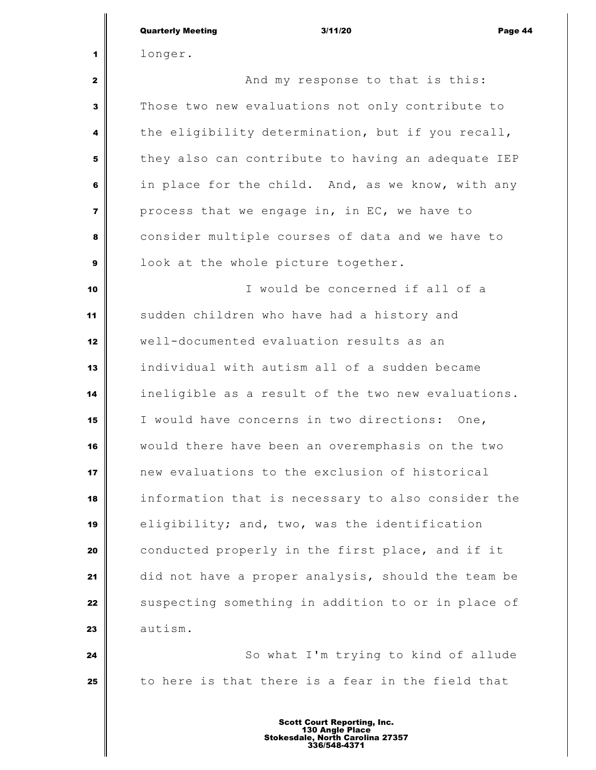longer.

And my response to that is this: Those two new evaluations not only contribute to the eligibility determination, but if you recall, they also can contribute to having an adequate IEP in place for the child. And, as we know, with any process that we engage in, in EC, we have to consider multiple courses of data and we have to look at the whole picture together.

I would be concerned if all of a sudden children who have had a history and well-documented evaluation results as an individual with autism all of a sudden became ineligible as a result of the two new evaluations. I would have concerns in two directions: One, would there have been an overemphasis on the two new evaluations to the exclusion of historical information that is necessary to also consider the eligibility; and, two, was the identification conducted properly in the first place, and if it did not have a proper analysis, should the team be suspecting something in addition to or in place of autism.

So what I'm trying to kind of allude to here is that there is a fear in the field that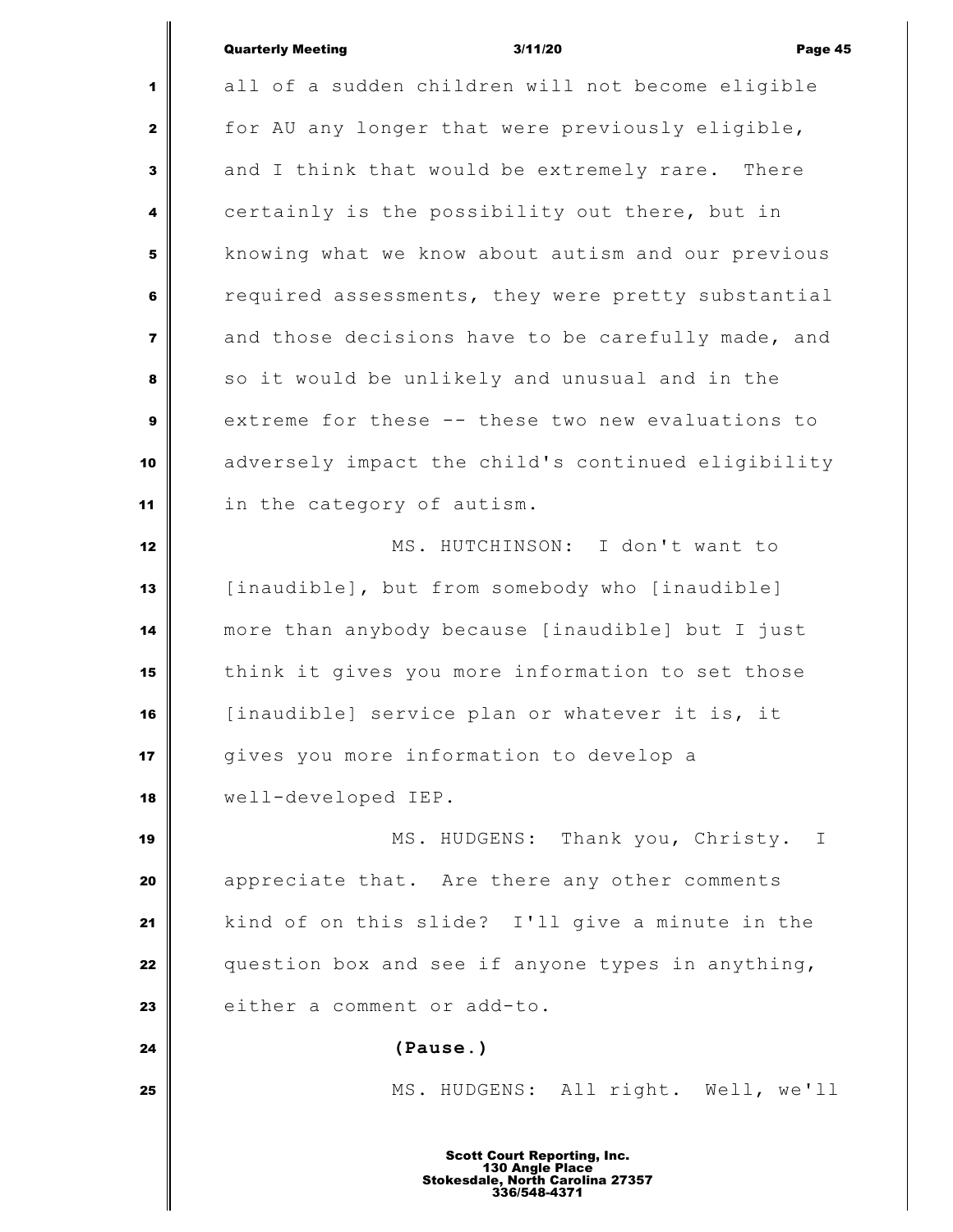all of a sudden children will not become eligible for AU any longer that were previously eligible, and I think that would be extremely rare. There certainly is the possibility out there, but in knowing what we know about autism and our previous required assessments, they were pretty substantial and those decisions have to be carefully made, and so it would be unlikely and unusual and in the extreme for these -- these two new evaluations to adversely impact the child's continued eligibility in the category of autism.

MS. HUTCHINSON: I don't want to [inaudible], but from somebody who [inaudible] more than anybody because [inaudible] but I just think it gives you more information to set those [inaudible] service plan or whatever it is, it gives you more information to develop a well-developed IEP.

MS. HUDGENS: Thank you, Christy. I appreciate that. Are there any other comments kind of on this slide? I'll give a minute in the question box and see if anyone types in anything, either a comment or add-to.

**(Pause.)**

MS. HUDGENS: All right. Well, we'll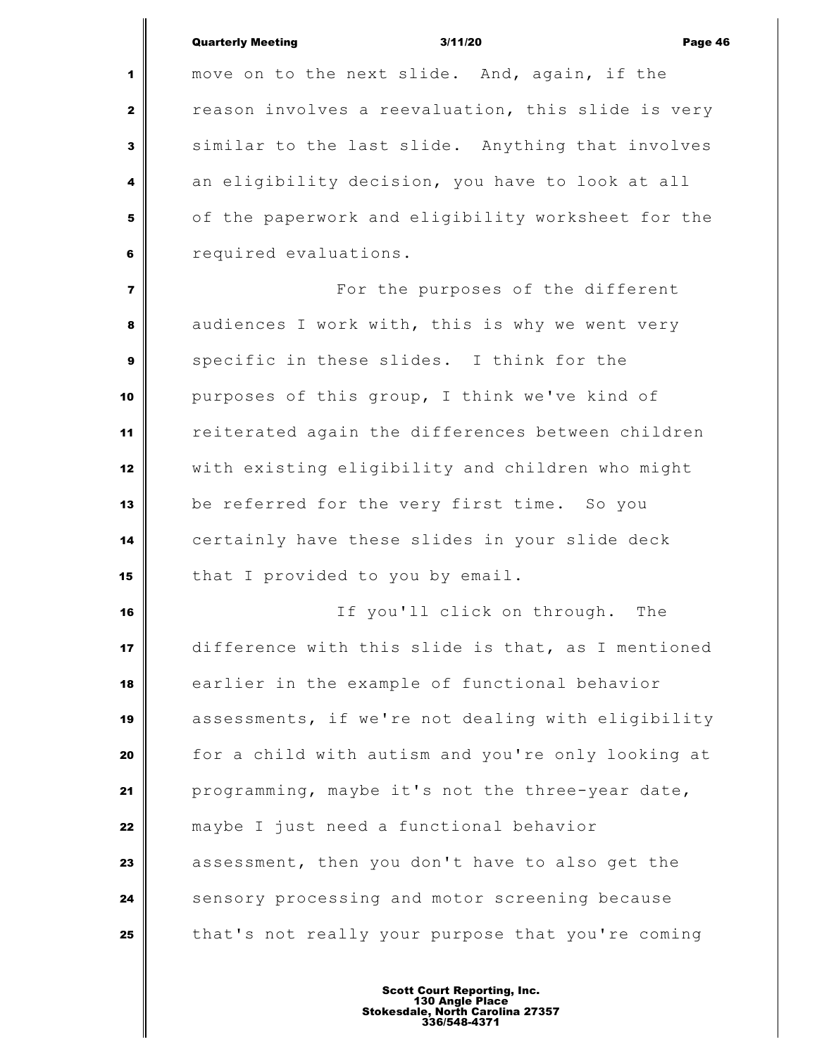move on to the next slide. And, again, if the reason involves a reevaluation, this slide is very similar to the last slide. Anything that involves an eligibility decision, you have to look at all of the paperwork and eligibility worksheet for the required evaluations.

For the purposes of the different audiences I work with, this is why we went very specific in these slides. I think for the purposes of this group, I think we've kind of reiterated again the differences between children with existing eligibility and children who might be referred for the very first time. So you certainly have these slides in your slide deck that I provided to you by email.

If you'll click on through. The difference with this slide is that, as I mentioned earlier in the example of functional behavior assessments, if we're not dealing with eligibility for a child with autism and you're only looking at programming, maybe it's not the three-year date, maybe I just need a functional behavior assessment, then you don't have to also get the sensory processing and motor screening because that's not really your purpose that you're coming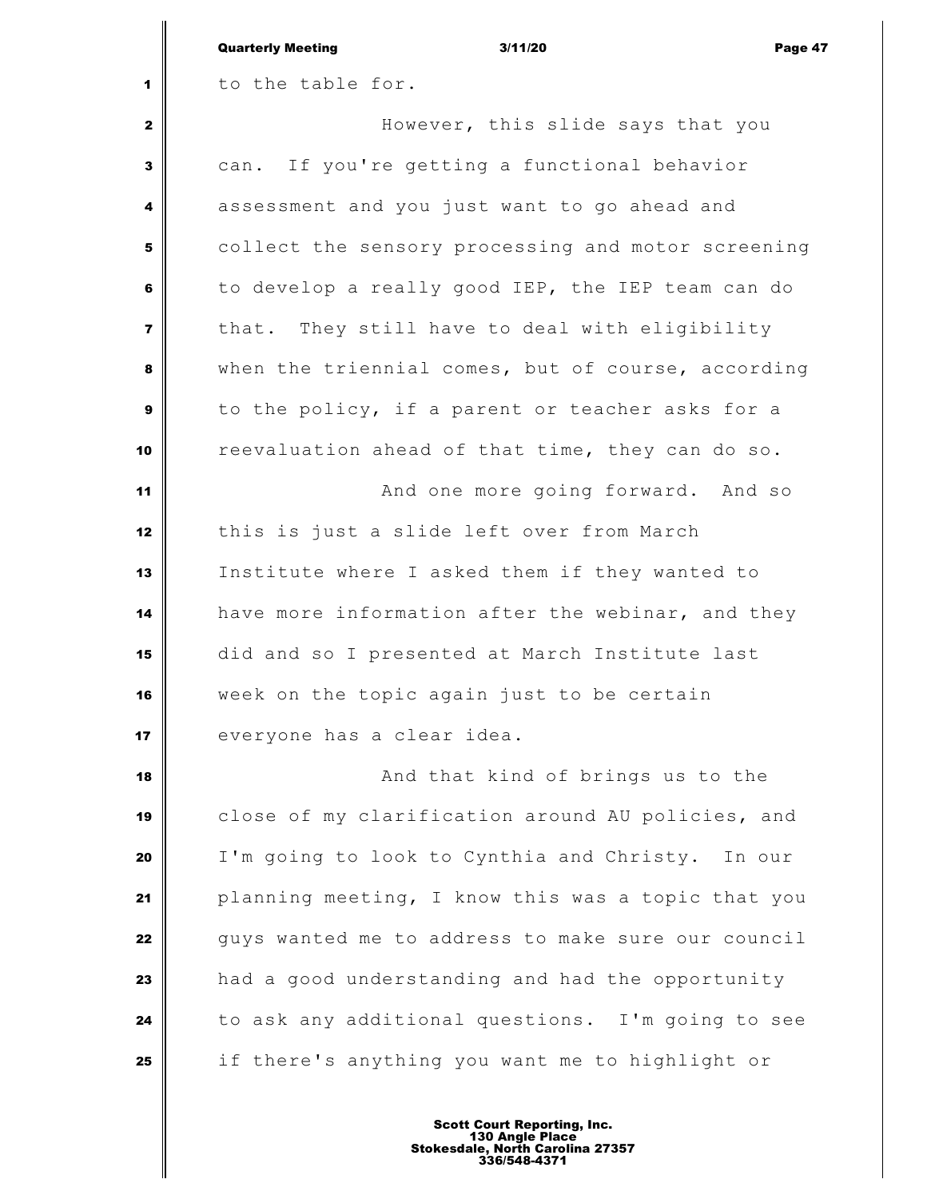to the table for.

However, this slide says that you can. If you're getting a functional behavior assessment and you just want to go ahead and collect the sensory processing and motor screening to develop a really good IEP, the IEP team can do that. They still have to deal with eligibility when the triennial comes, but of course, according to the policy, if a parent or teacher asks for a reevaluation ahead of that time, they can do so.

And one more going forward. And so this is just a slide left over from March Institute where I asked them if they wanted to have more information after the webinar, and they did and so I presented at March Institute last week on the topic again just to be certain everyone has a clear idea.

And that kind of brings us to the close of my clarification around AU policies, and I'm going to look to Cynthia and Christy. In our planning meeting, I know this was a topic that you guys wanted me to address to make sure our council had a good understanding and had the opportunity to ask any additional questions. I'm going to see if there's anything you want me to highlight or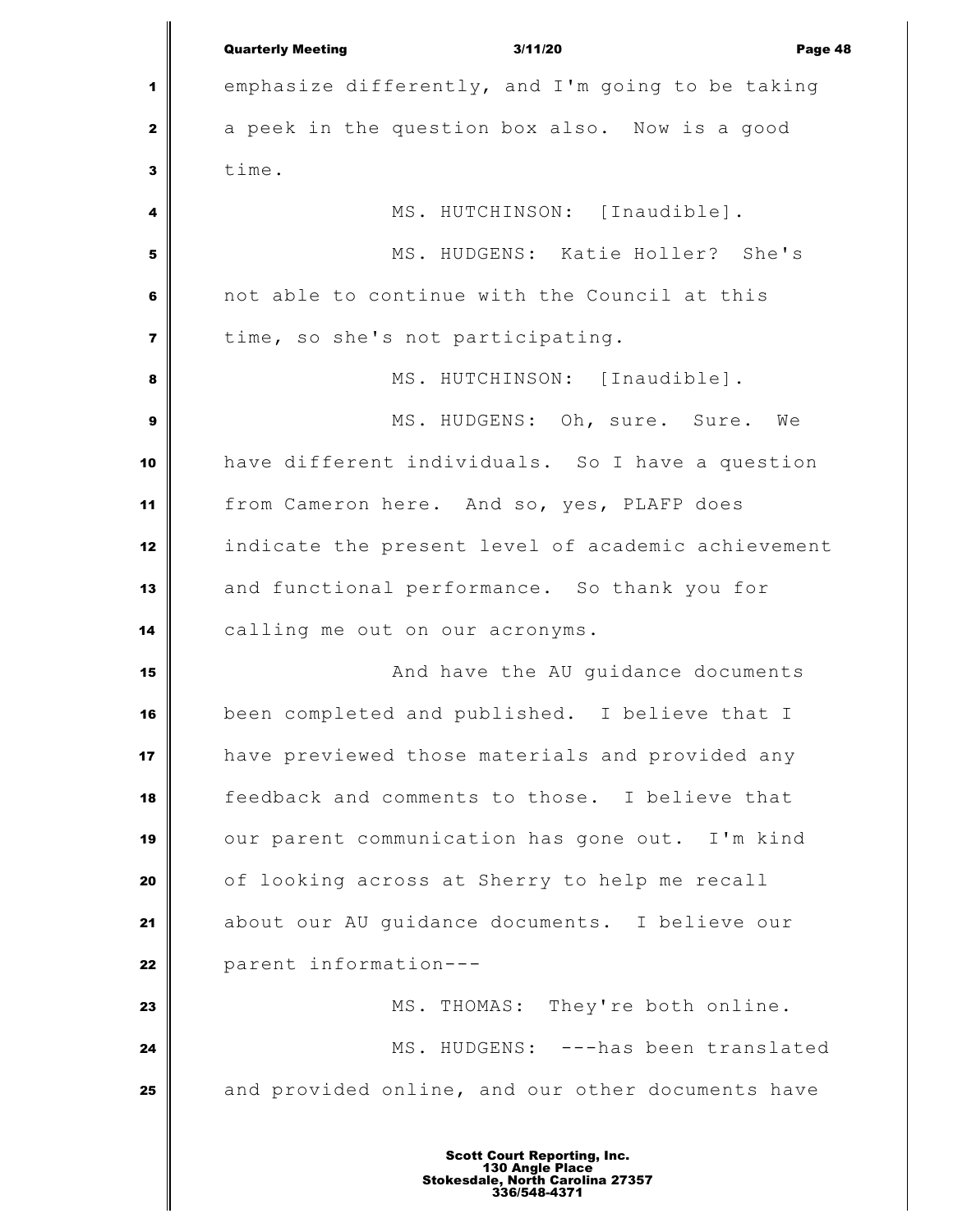emphasize differently, and I'm going to be taking a peek in the question box also. Now is a good time.

MS. HUTCHINSON: [Inaudible].

MS. HUDGENS: Katie Holler? She's not able to continue with the Council at this time, so she's not participating.

MS. HUTCHINSON: [Inaudible].

MS. HUDGENS: Oh, sure. Sure. We have different individuals. So I have a question from Cameron here. And so, yes, PLAFP does indicate the present level of academic achievement and functional performance. So thank you for calling me out on our acronyms.

And have the AU guidance documents been completed and published. I believe that I have previewed those materials and provided any feedback and comments to those. I believe that our parent communication has gone out. I'm kind of looking across at Sherry to help me recall about our AU guidance documents. I believe our parent information---

MS. THOMAS: They're both online.

MS. HUDGENS: ---has been translated and provided online, and our other documents have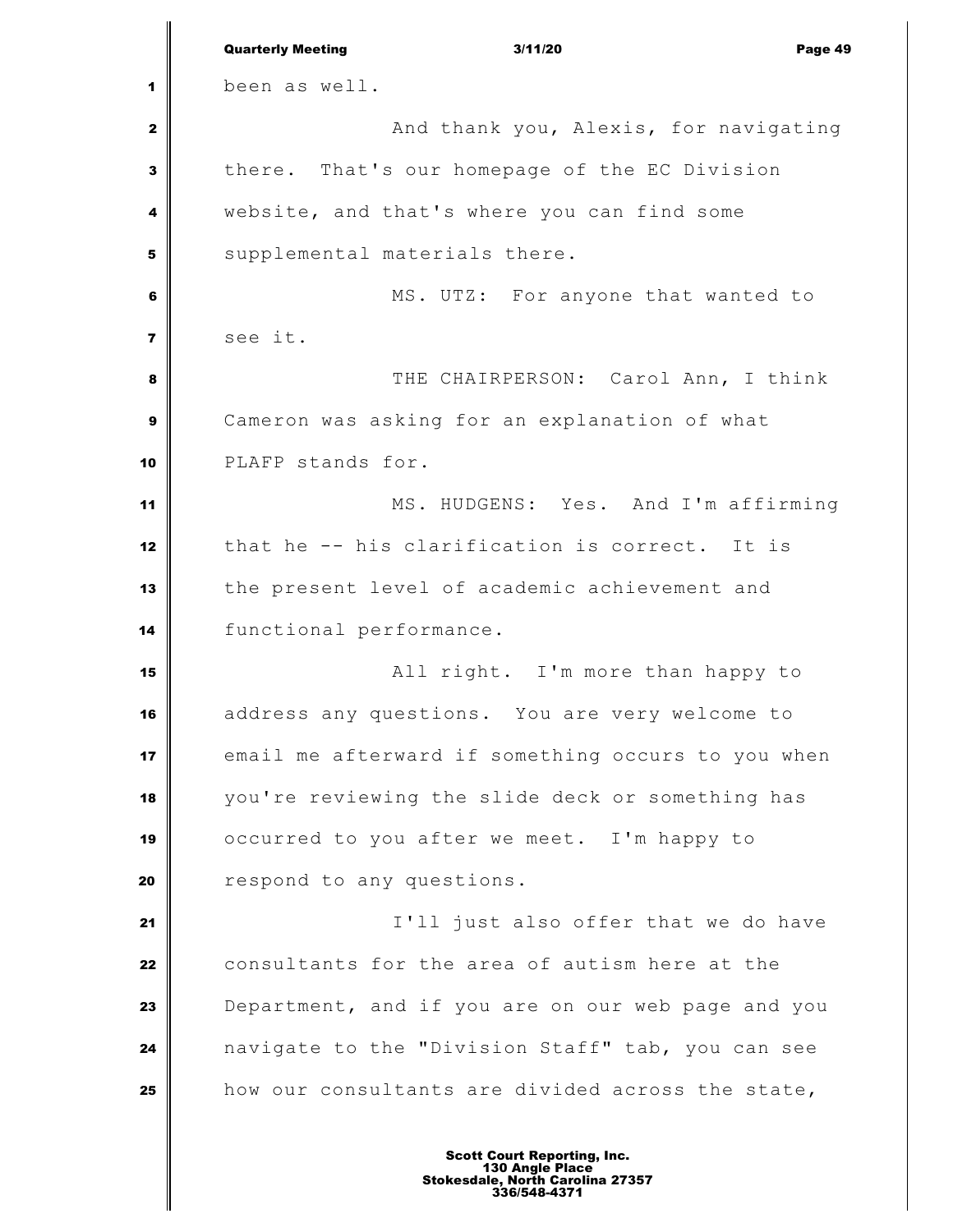been as well.

And thank you, Alexis, for navigating there. That's our homepage of the EC Division website, and that's where you can find some supplemental materials there.

MS. UTZ: For anyone that wanted to see it.

THE CHAIRPERSON: Carol Ann, I think Cameron was asking for an explanation of what PLAFP stands for.

MS. HUDGENS: Yes. And I'm affirming that he -- his clarification is correct. It is the present level of academic achievement and functional performance.

All right. I'm more than happy to address any questions. You are very welcome to email me afterward if something occurs to you when you're reviewing the slide deck or something has occurred to you after we meet. I'm happy to respond to any questions.

I'll just also offer that we do have consultants for the area of autism here at the Department, and if you are on our web page and you navigate to the "Division Staff" tab, you can see how our consultants are divided across the state,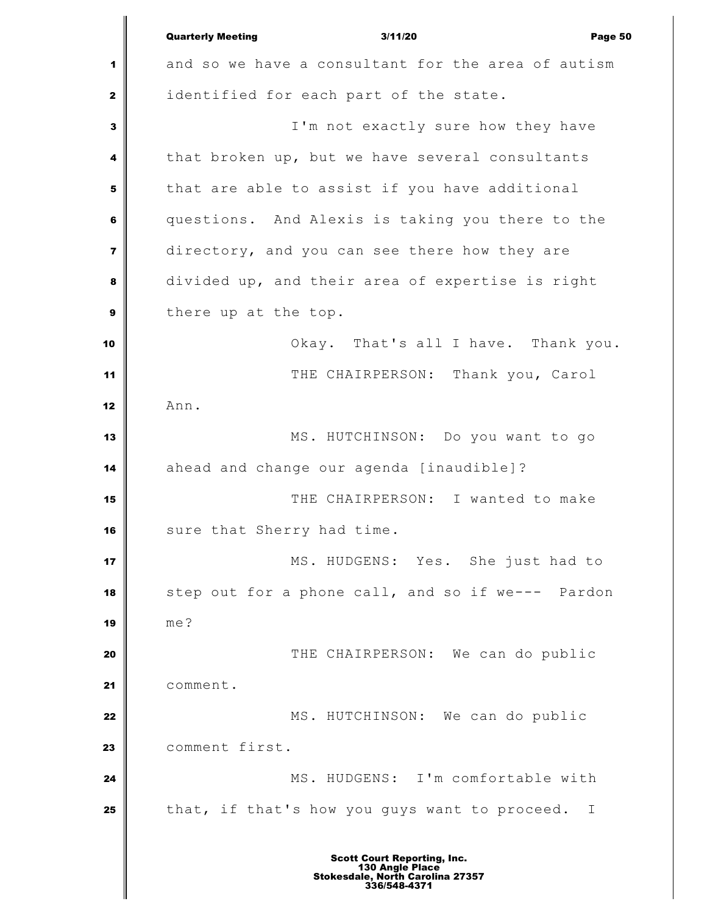and so we have a consultant for the area of autism identified for each part of the state.

I'm not exactly sure how they have that broken up, but we have several consultants that are able to assist if you have additional questions. And Alexis is taking you there to the directory, and you can see there how they are divided up, and their area of expertise is right there up at the top.

Okay. That's all I have. Thank you.

THE CHAIRPERSON: Thank you, Carol Ann.

MS. HUTCHINSON: Do you want to go ahead and change our agenda [inaudible]?

THE CHAIRPERSON: I wanted to make sure that Sherry had time.

MS. HUDGENS: Yes. She just had to step out for a phone call, and so if we--- Pardon me?

THE CHAIRPERSON: We can do public comment.

MS. HUTCHINSON: We can do public comment first.

MS. HUDGENS: I'm comfortable with that, if that's how you guys want to proceed. I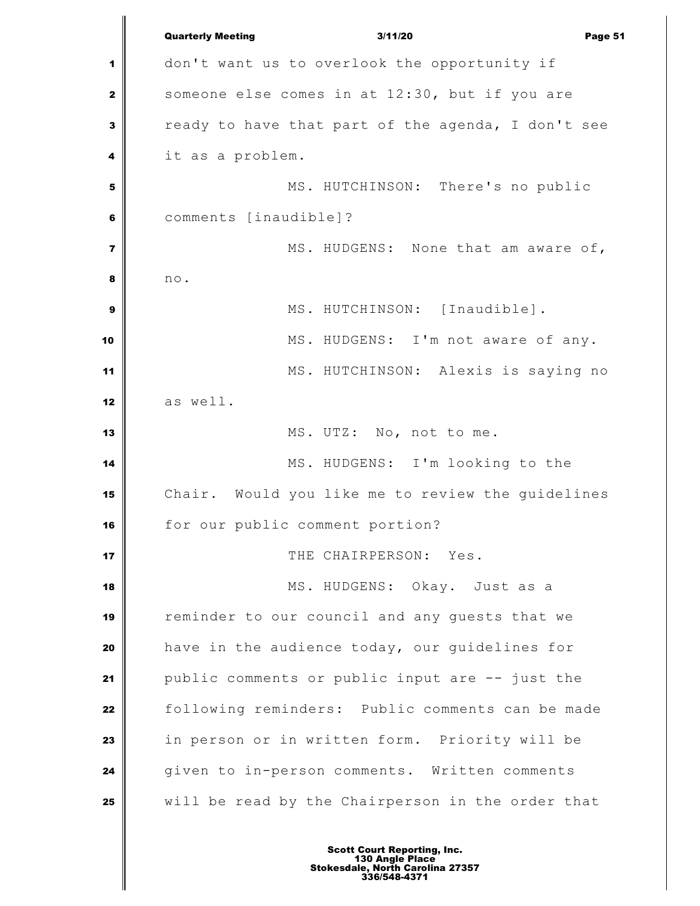don't want us to overlook the opportunity if someone else comes in at 12:30, but if you are ready to have that part of the agenda, I don't see it as a problem.

MS. HUTCHINSON: There's no public comments [inaudible]?

MS. HUDGENS: None that am aware of, no.

MS. HUTCHINSON: [Inaudible].

MS. HUDGENS: I'm not aware of any.

MS. HUTCHINSON: Alexis is saying no as well.

MS. UTZ: No, not to me.

MS. HUDGENS: I'm looking to the Chair. Would you like me to review the guidelines for our public comment portion?

THE CHAIRPERSON: Yes.

MS. HUDGENS: Okay. Just as a reminder to our council and any guests that we have in the audience today, our guidelines for public comments or public input are -- just the following reminders: Public comments can be made in person or in written form. Priority will be given to in-person comments. Written comments will be read by the Chairperson in the order that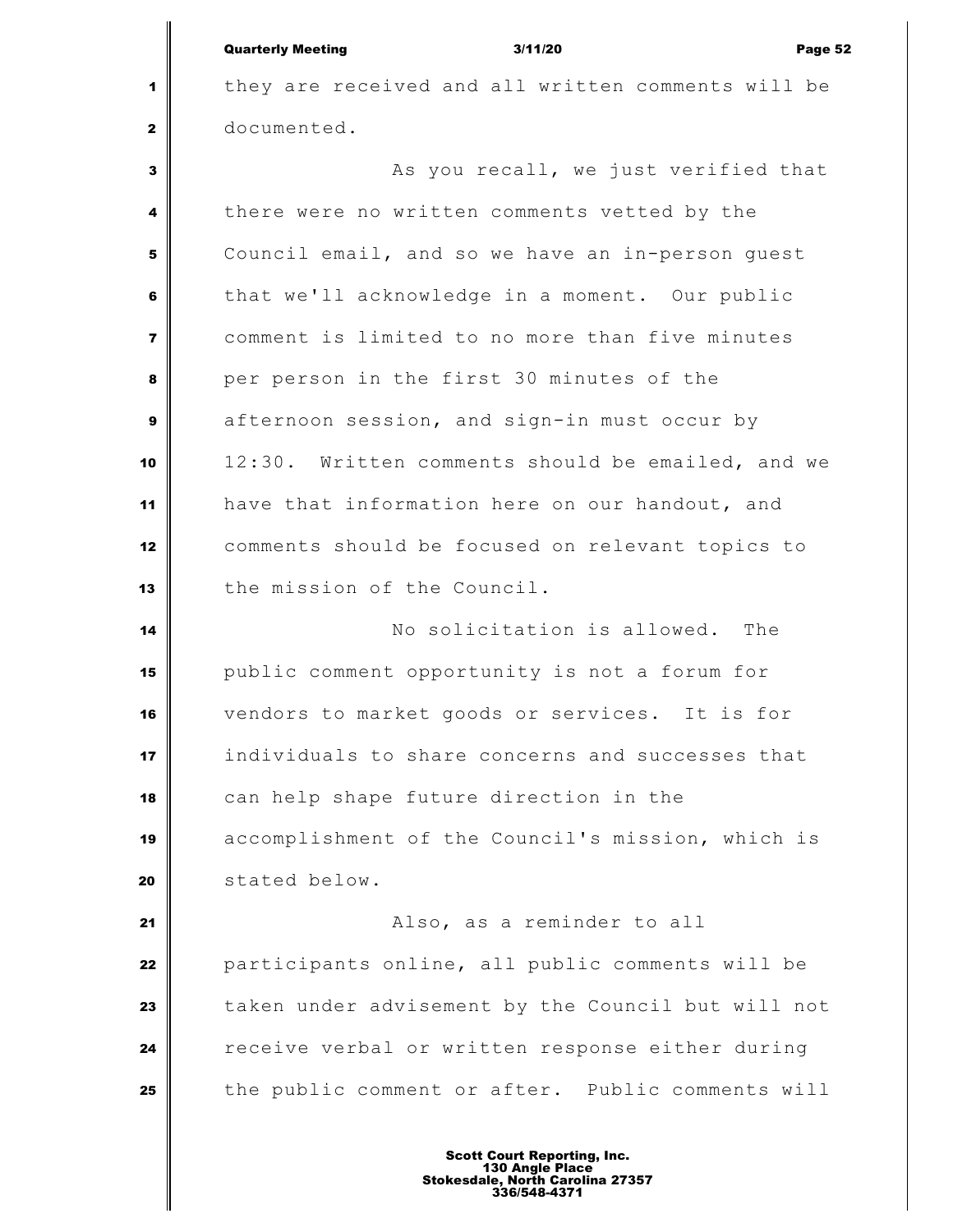they are received and all written comments will be documented.

As you recall, we just verified that there were no written comments vetted by the Council email, and so we have an in-person guest that we'll acknowledge in a moment. Our public comment is limited to no more than five minutes per person in the first 30 minutes of the afternoon session, and sign-in must occur by 12:30. Written comments should be emailed, and we have that information here on our handout, and comments should be focused on relevant topics to the mission of the Council.

No solicitation is allowed. The public comment opportunity is not a forum for vendors to market goods or services. It is for individuals to share concerns and successes that can help shape future direction in the accomplishment of the Council's mission, which is stated below.

Also, as a reminder to all participants online, all public comments will be taken under advisement by the Council but will not receive verbal or written response either during the public comment or after. Public comments will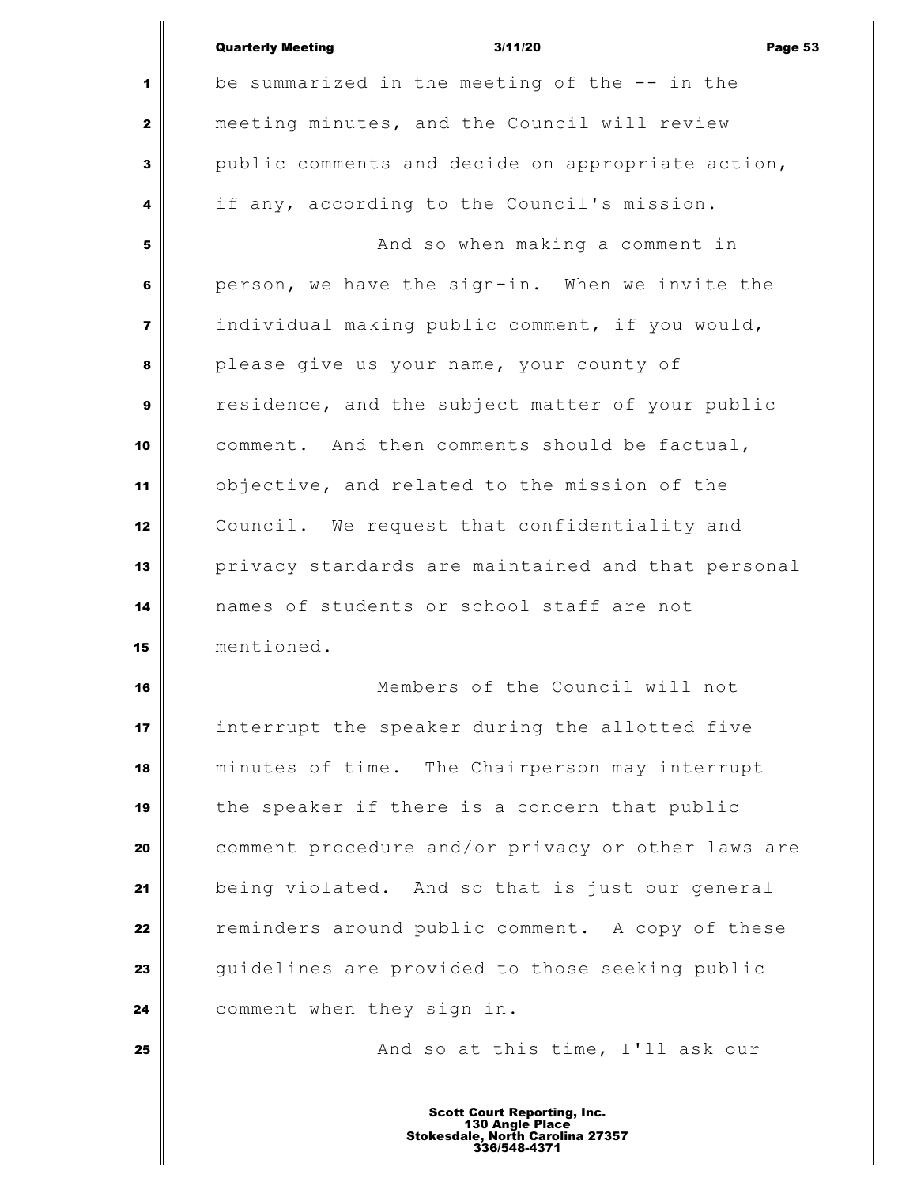be summarized in the meeting of the -- in the meeting minutes, and the Council will review public comments and decide on appropriate action, if any, according to the Council's mission.

And so when making a comment in person, we have the sign-in. When we invite the individual making public comment, if you would, please give us your name, your county of residence, and the subject matter of your public comment. And then comments should be factual, objective, and related to the mission of the Council. We request that confidentiality and privacy standards are maintained and that personal names of students or school staff are not mentioned.

Members of the Council will not interrupt the speaker during the allotted five minutes of time. The Chairperson may interrupt the speaker if there is a concern that public comment procedure and/or privacy or other laws are being violated. And so that is just our general reminders around public comment. A copy of these guidelines are provided to those seeking public comment when they sign in.

And so at this time, I'll ask our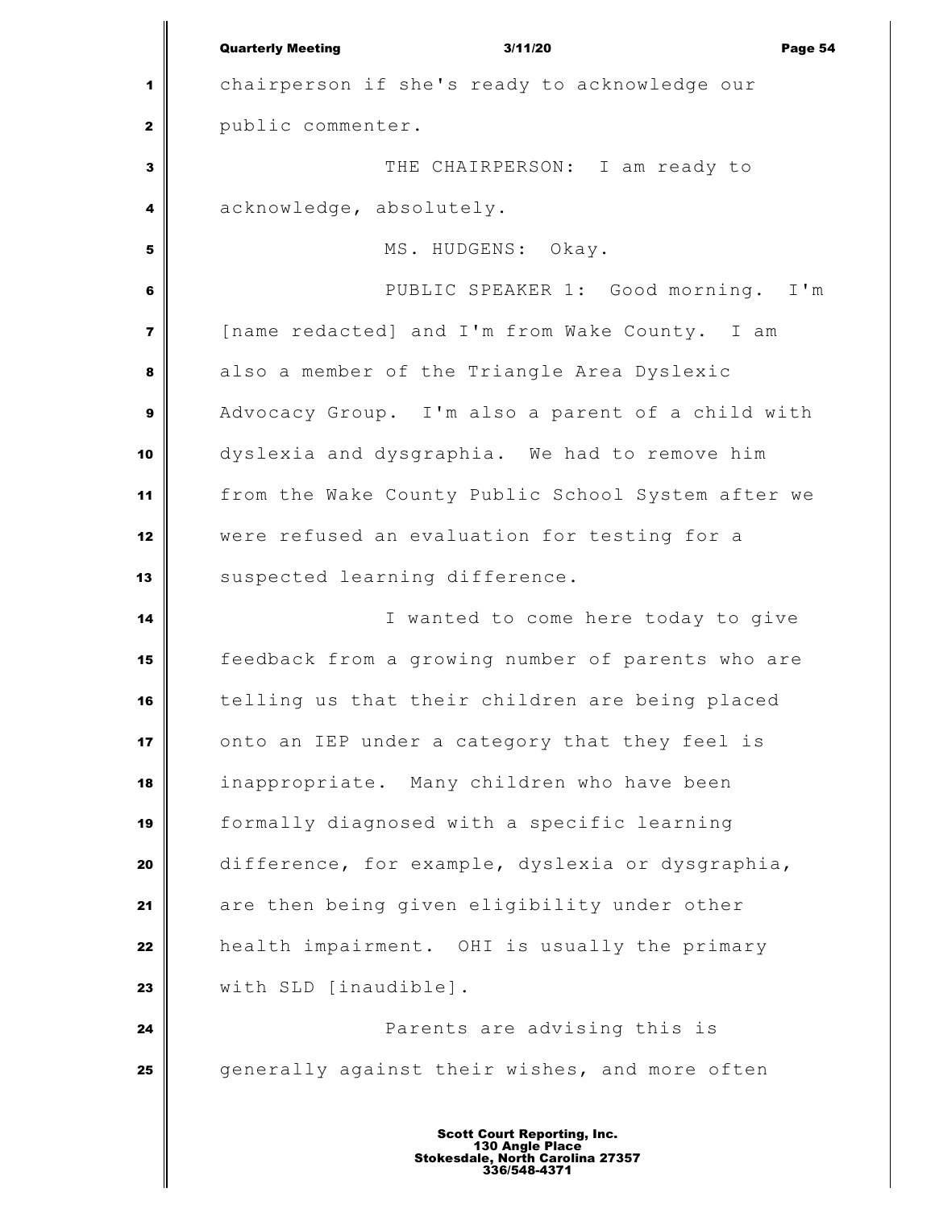chairperson if she's ready to acknowledge our public commenter.

THE CHAIRPERSON: I am ready to acknowledge, absolutely.

MS. HUDGENS: Okay.

PUBLIC SPEAKER 1: Good morning. I'm [name redacted] and I'm from Wake County. I am also a member of the Triangle Area Dyslexic Advocacy Group. I'm also a parent of a child with dyslexia and dysgraphia. We had to remove him from the Wake County Public School System after we were refused an evaluation for testing for a suspected learning difference.

I wanted to come here today to give feedback from a growing number of parents who are telling us that their children are being placed onto an IEP under a category that they feel is inappropriate. Many children who have been formally diagnosed with a specific learning difference, for example, dyslexia or dysgraphia, are then being given eligibility under other health impairment. OHI is usually the primary with SLD [inaudible].

Parents are advising this is generally against their wishes, and more often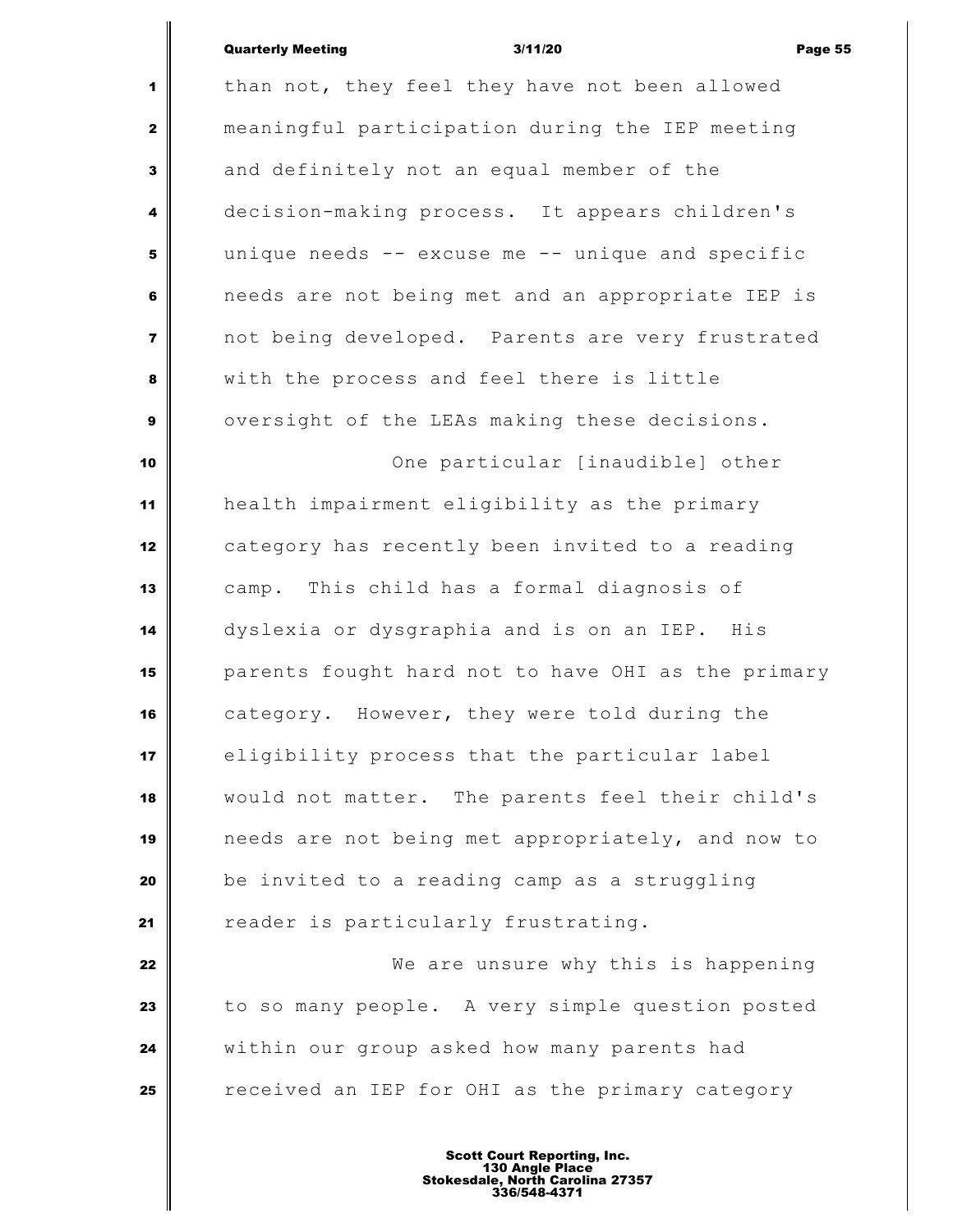than not, they feel they have not been allowed meaningful participation during the IEP meeting and definitely not an equal member of the decision-making process. It appears children's unique needs -- excuse me -- unique and specific needs are not being met and an appropriate IEP is not being developed. Parents are very frustrated with the process and feel there is little oversight of the LEAs making these decisions.

One particular [inaudible] other health impairment eligibility as the primary category has recently been invited to a reading camp. This child has a formal diagnosis of dyslexia or dysgraphia and is on an IEP. His parents fought hard not to have OHI as the primary category. However, they were told during the eligibility process that the particular label would not matter. The parents feel their child's needs are not being met appropriately, and now to be invited to a reading camp as a struggling reader is particularly frustrating.

We are unsure why this is happening to so many people. A very simple question posted within our group asked how many parents had received an IEP for OHI as the primary category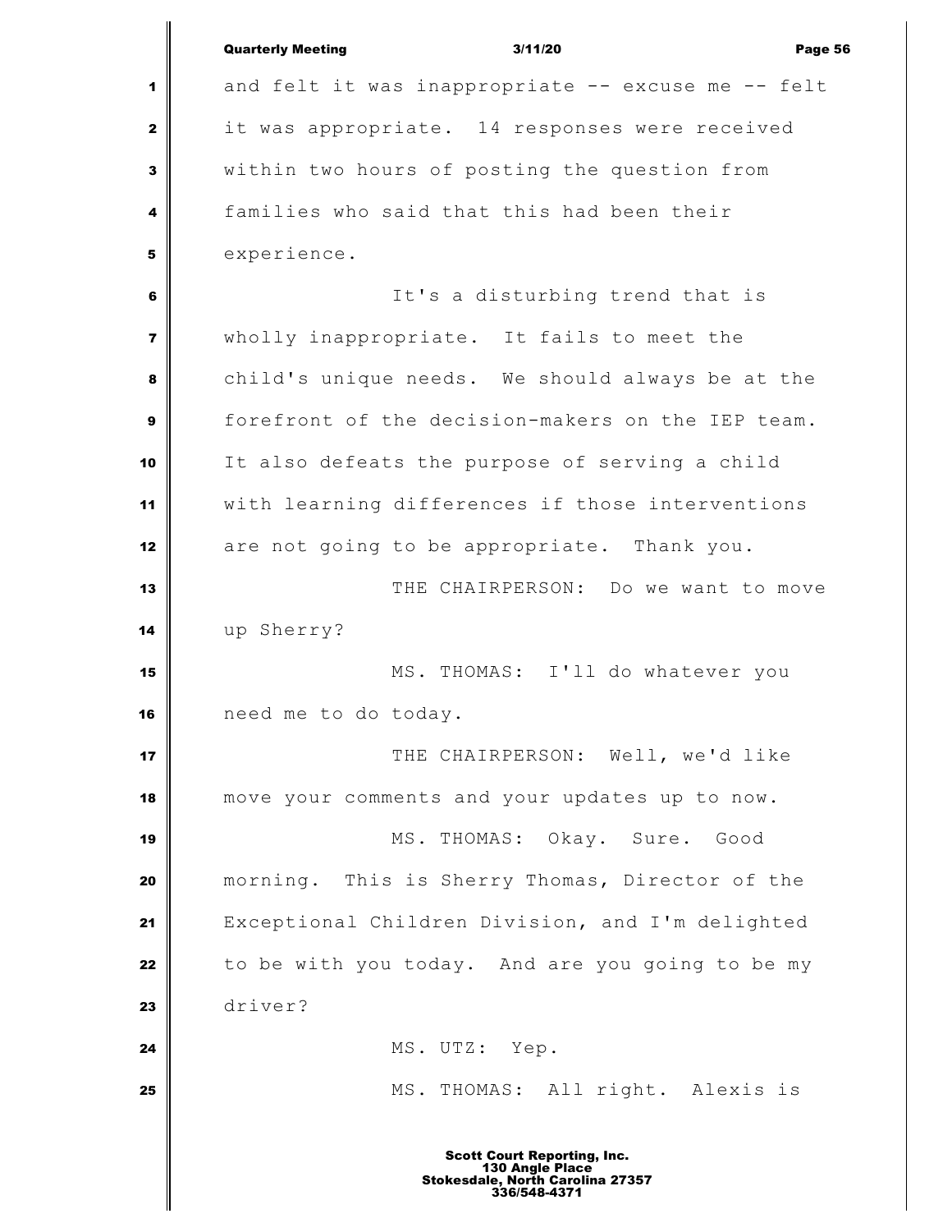and felt it was inappropriate -- excuse me -- felt it was appropriate. 14 responses were received within two hours of posting the question from families who said that this had been their experience.

It's a disturbing trend that is wholly inappropriate. It fails to meet the child's unique needs. We should always be at the forefront of the decision-makers on the IEP team. It also defeats the purpose of serving a child with learning differences if those interventions are not going to be appropriate. Thank you.

THE CHAIRPERSON: Do we want to move up Sherry?

MS. THOMAS: I'll do whatever you need me to do today.

THE CHAIRPERSON: Well, we'd like move your comments and your updates up to now.

MS. THOMAS: Okay. Sure. Good morning. This is Sherry Thomas, Director of the Exceptional Children Division, and I'm delighted to be with you today. And are you going to be my driver?

MS. UTZ: Yep.

MS. THOMAS: All right. Alexis is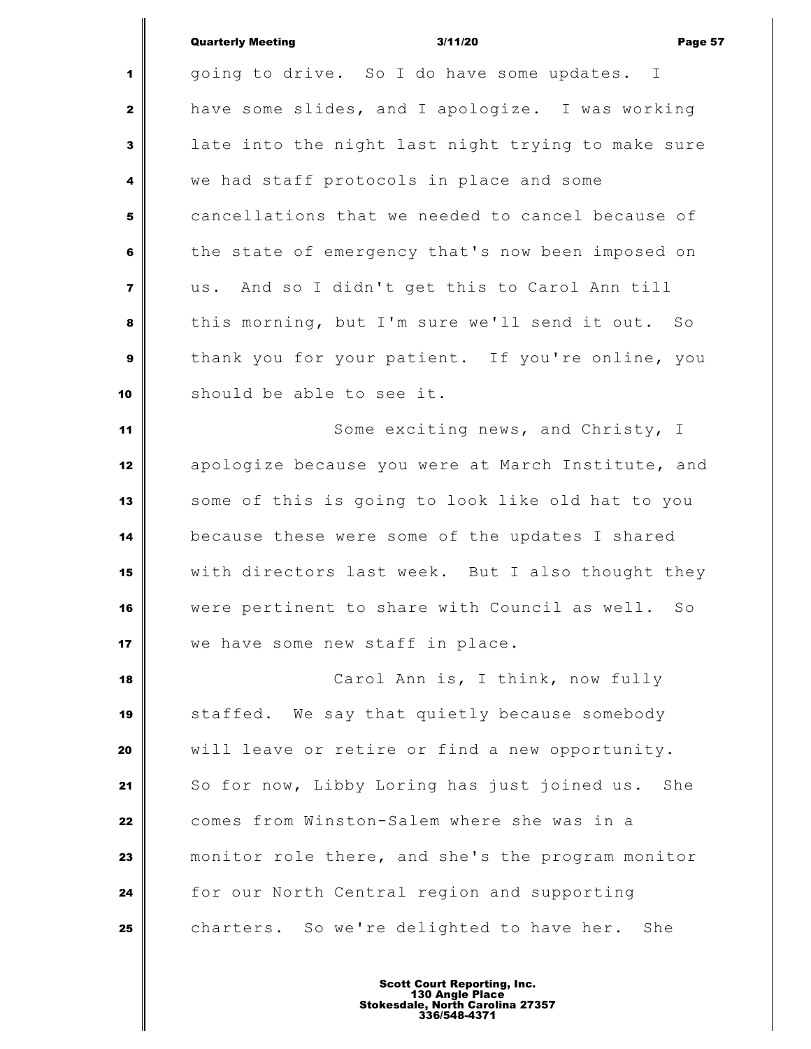going to drive. So I do have some updates. I have some slides, and I apologize. I was working late into the night last night trying to make sure we had staff protocols in place and some cancellations that we needed to cancel because of the state of emergency that's now been imposed on us. And so I didn't get this to Carol Ann till this morning, but I'm sure we'll send it out. So thank you for your patient. If you're online, you should be able to see it.

Some exciting news, and Christy, I apologize because you were at March Institute, and some of this is going to look like old hat to you because these were some of the updates I shared with directors last week. But I also thought they were pertinent to share with Council as well. So we have some new staff in place.

Carol Ann is, I think, now fully staffed. We say that quietly because somebody will leave or retire or find a new opportunity. So for now, Libby Loring has just joined us. She comes from Winston-Salem where she was in a monitor role there, and she's the program monitor for our North Central region and supporting charters. So we're delighted to have her. She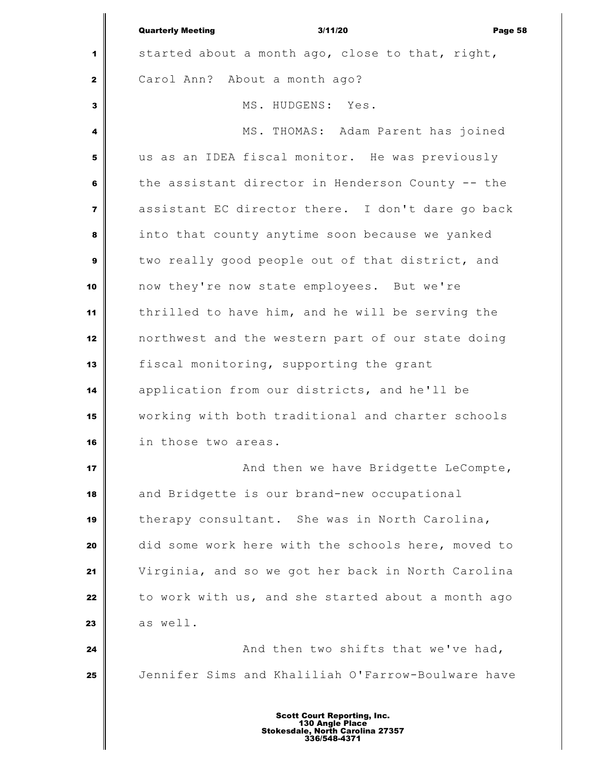started about a month ago, close to that, right, Carol Ann? About a month ago?

MS. HUDGENS: Yes.

MS. THOMAS: Adam Parent has joined us as an IDEA fiscal monitor. He was previously the assistant director in Henderson County -- the assistant EC director there. I don't dare go back into that county anytime soon because we yanked two really good people out of that district, and now they're now state employees. But we're thrilled to have him, and he will be serving the northwest and the western part of our state doing fiscal monitoring, supporting the grant application from our districts, and he'll be working with both traditional and charter schools in those two areas.

And then we have Bridgette LeCompte, and Bridgette is our brand-new occupational therapy consultant. She was in North Carolina, did some work here with the schools here, moved to Virginia, and so we got her back in North Carolina to work with us, and she started about a month ago as well.

And then two shifts that we've had, Jennifer Sims and Khaliliah O'Farrow-Boulware have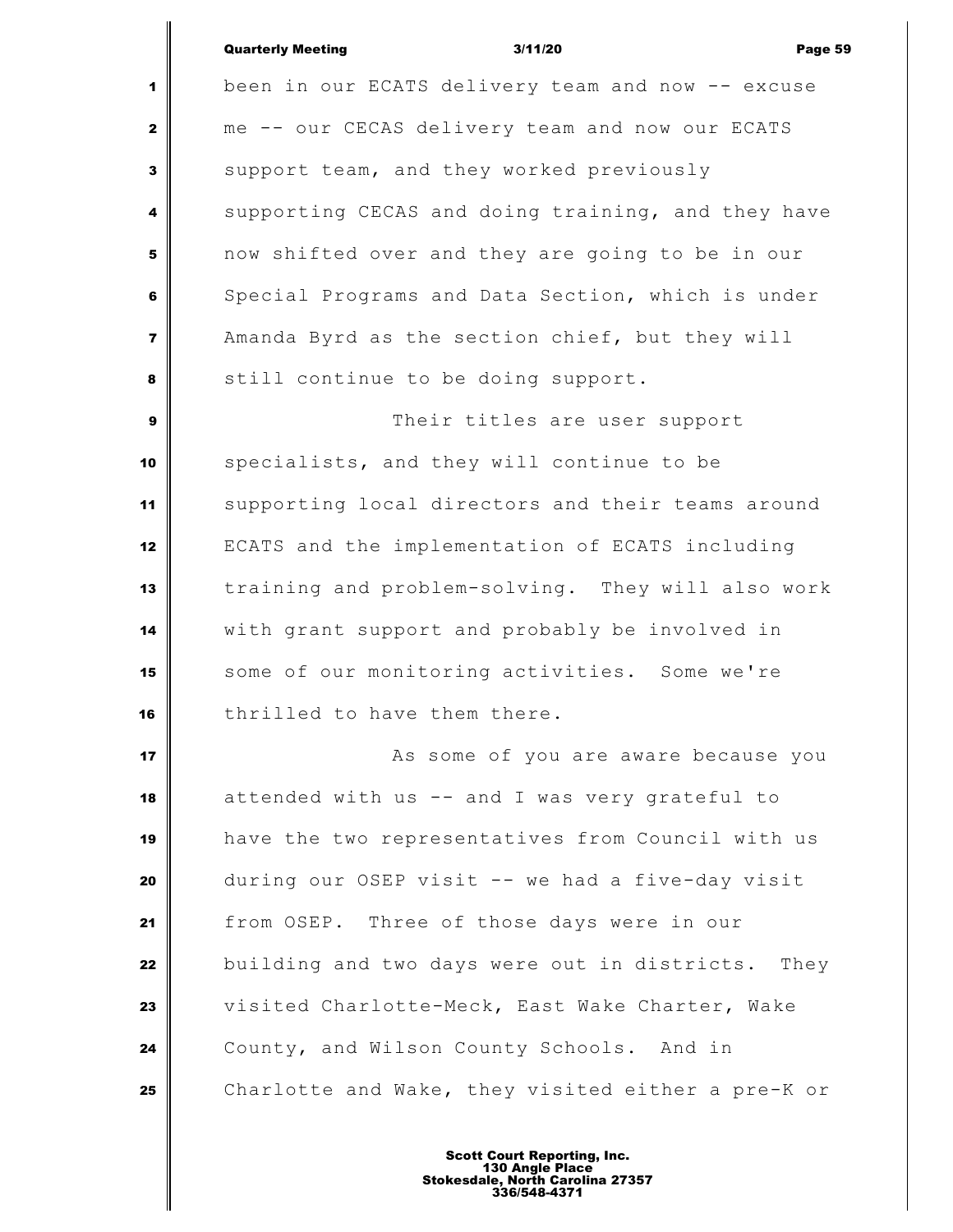been in our ECATS delivery team and now -- excuse me -- our CECAS delivery team and now our ECATS support team, and they worked previously supporting CECAS and doing training, and they have now shifted over and they are going to be in our Special Programs and Data Section, which is under Amanda Byrd as the section chief, but they will still continue to be doing support.

Their titles are user support specialists, and they will continue to be supporting local directors and their teams around ECATS and the implementation of ECATS including training and problem-solving. They will also work with grant support and probably be involved in some of our monitoring activities. Some we're thrilled to have them there.

As some of you are aware because you attended with us -- and I was very grateful to have the two representatives from Council with us during our OSEP visit -- we had a five-day visit from OSEP. Three of those days were in our building and two days were out in districts. They visited Charlotte-Meck, East Wake Charter, Wake County, and Wilson County Schools. And in Charlotte and Wake, they visited either a pre-K or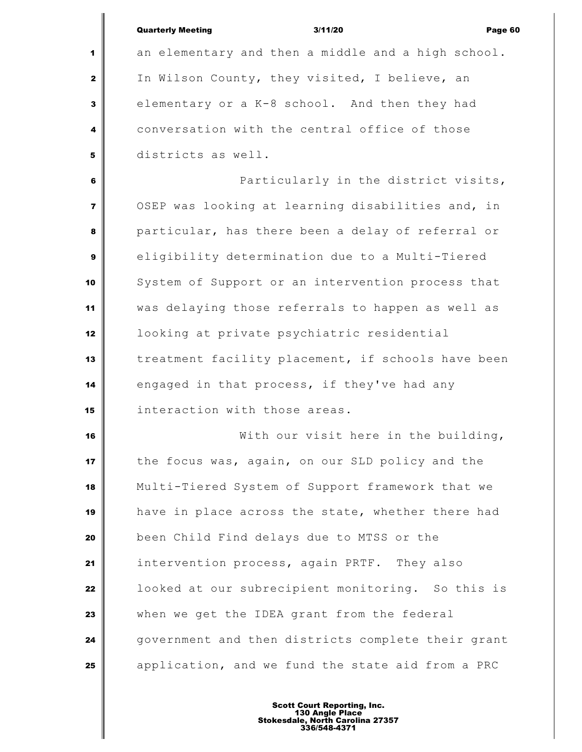an elementary and then a middle and a high school. In Wilson County, they visited, I believe, an elementary or a K-8 school. And then they had conversation with the central office of those districts as well.

Particularly in the district visits, OSEP was looking at learning disabilities and, in particular, has there been a delay of referral or eligibility determination due to a Multi-Tiered System of Support or an intervention process that was delaying those referrals to happen as well as looking at private psychiatric residential treatment facility placement, if schools have been engaged in that process, if they've had any interaction with those areas.

With our visit here in the building, the focus was, again, on our SLD policy and the Multi-Tiered System of Support framework that we have in place across the state, whether there had been Child Find delays due to MTSS or the intervention process, again PRTF. They also looked at our subrecipient monitoring. So this is when we get the IDEA grant from the federal government and then districts complete their grant application, and we fund the state aid from a PRC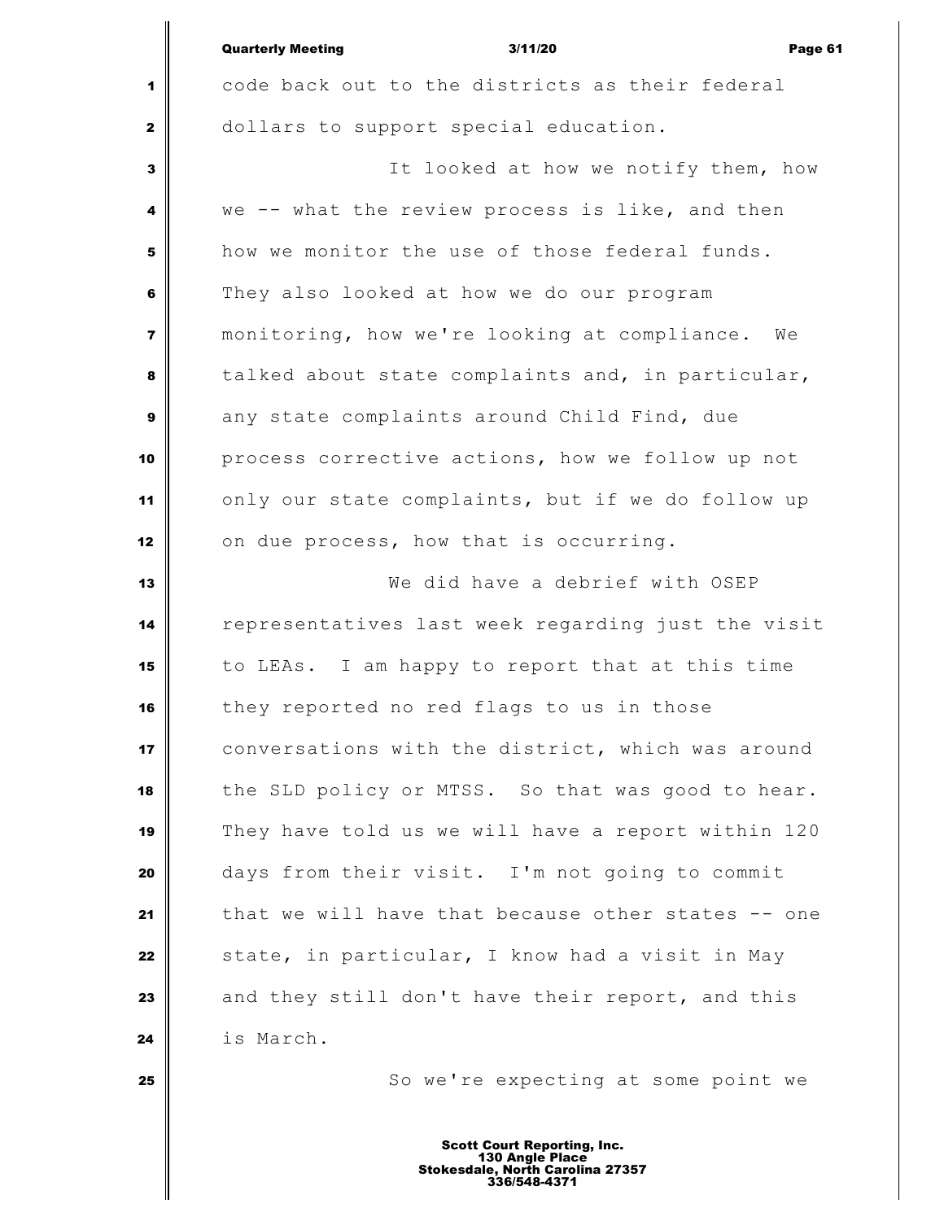code back out to the districts as their federal dollars to support special education.

It looked at how we notify them, how we -- what the review process is like, and then how we monitor the use of those federal funds. They also looked at how we do our program monitoring, how we're looking at compliance. We talked about state complaints and, in particular, any state complaints around Child Find, due process corrective actions, how we follow up not only our state complaints, but if we do follow up on due process, how that is occurring.

We did have a debrief with OSEP representatives last week regarding just the visit to LEAs. I am happy to report that at this time they reported no red flags to us in those conversations with the district, which was around the SLD policy or MTSS. So that was good to hear. They have told us we will have a report within 120 days from their visit. I'm not going to commit that we will have that because other states -- one state, in particular, I know had a visit in May and they still don't have their report, and this is March.

So we're expecting at some point we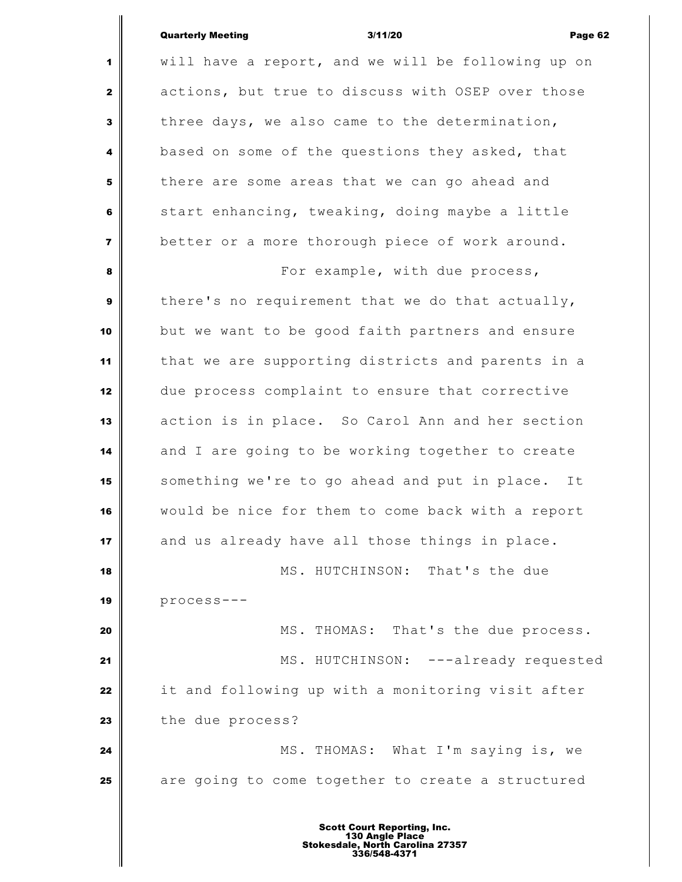will have a report, and we will be following up on actions, but true to discuss with OSEP over those three days, we also came to the determination, based on some of the questions they asked, that there are some areas that we can go ahead and start enhancing, tweaking, doing maybe a little better or a more thorough piece of work around.

For example, with due process, there's no requirement that we do that actually, but we want to be good faith partners and ensure that we are supporting districts and parents in a due process complaint to ensure that corrective action is in place. So Carol Ann and her section and I are going to be working together to create something we're to go ahead and put in place. It would be nice for them to come back with a report and us already have all those things in place.

MS. HUTCHINSON: That's the due process---

MS. THOMAS: That's the due process.

MS. HUTCHINSON: ---already requested it and following up with a monitoring visit after the due process?

MS. THOMAS: What I'm saying is, we are going to come together to create a structured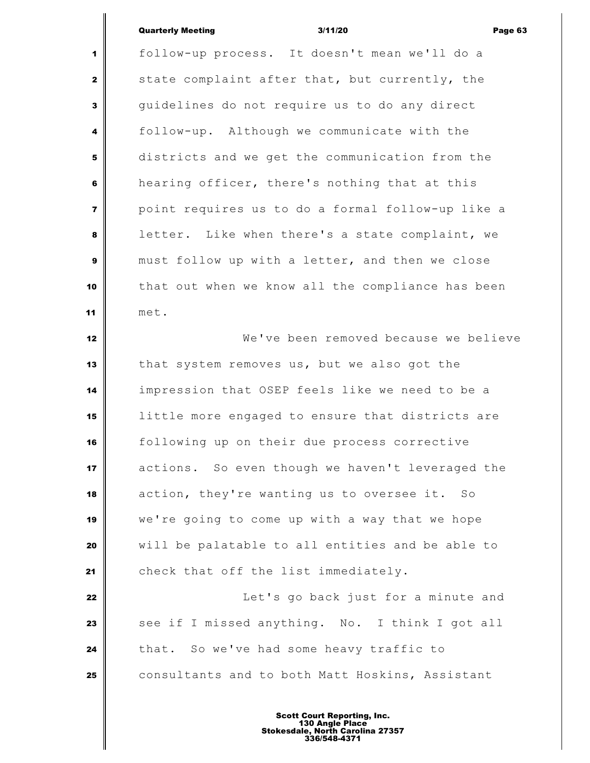follow-up process. It doesn't mean we'll do a state complaint after that, but currently, the guidelines do not require us to do any direct follow-up. Although we communicate with the districts and we get the communication from the hearing officer, there's nothing that at this point requires us to do a formal follow-up like a letter. Like when there's a state complaint, we must follow up with a letter, and then we close that out when we know all the compliance has been met.

We've been removed because we believe that system removes us, but we also got the impression that OSEP feels like we need to be a little more engaged to ensure that districts are following up on their due process corrective actions. So even though we haven't leveraged the action, they're wanting us to oversee it. So we're going to come up with a way that we hope will be palatable to all entities and be able to check that off the list immediately.

Let's go back just for a minute and see if I missed anything. No. I think I got all that. So we've had some heavy traffic to consultants and to both Matt Hoskins, Assistant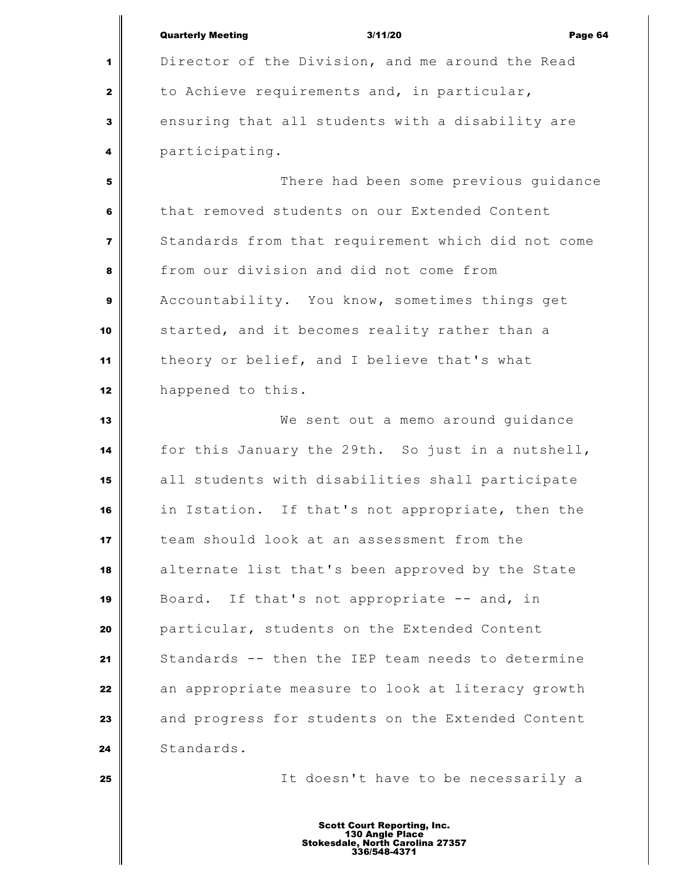Director of the Division, and me around the Read to Achieve requirements and, in particular, ensuring that all students with a disability are participating.

There had been some previous guidance that removed students on our Extended Content Standards from that requirement which did not come from our division and did not come from Accountability. You know, sometimes things get started, and it becomes reality rather than a theory or belief, and I believe that's what happened to this.

We sent out a memo around guidance for this January the 29th. So just in a nutshell, all students with disabilities shall participate in Istation. If that's not appropriate, then the team should look at an assessment from the alternate list that's been approved by the State Board. If that's not appropriate -- and, in particular, students on the Extended Content Standards -- then the IEP team needs to determine an appropriate measure to look at literacy growth and progress for students on the Extended Content Standards.

It doesn't have to be necessarily a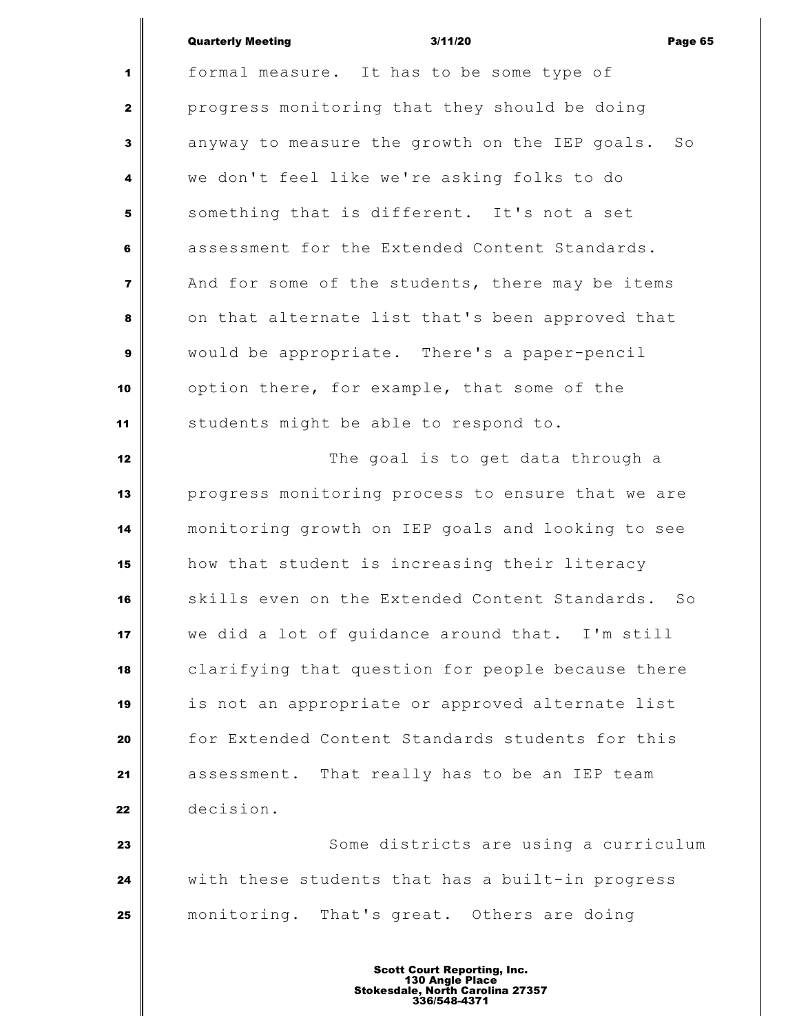formal measure. It has to be some type of progress monitoring that they should be doing anyway to measure the growth on the IEP goals. So we don't feel like we're asking folks to do something that is different. It's not a set assessment for the Extended Content Standards. And for some of the students, there may be items on that alternate list that's been approved that would be appropriate. There's a paper-pencil option there, for example, that some of the students might be able to respond to.

The goal is to get data through a progress monitoring process to ensure that we are monitoring growth on IEP goals and looking to see how that student is increasing their literacy skills even on the Extended Content Standards. So we did a lot of guidance around that. I'm still clarifying that question for people because there is not an appropriate or approved alternate list for Extended Content Standards students for this assessment. That really has to be an IEP team decision.

Some districts are using a curriculum with these students that has a built-in progress monitoring. That's great. Others are doing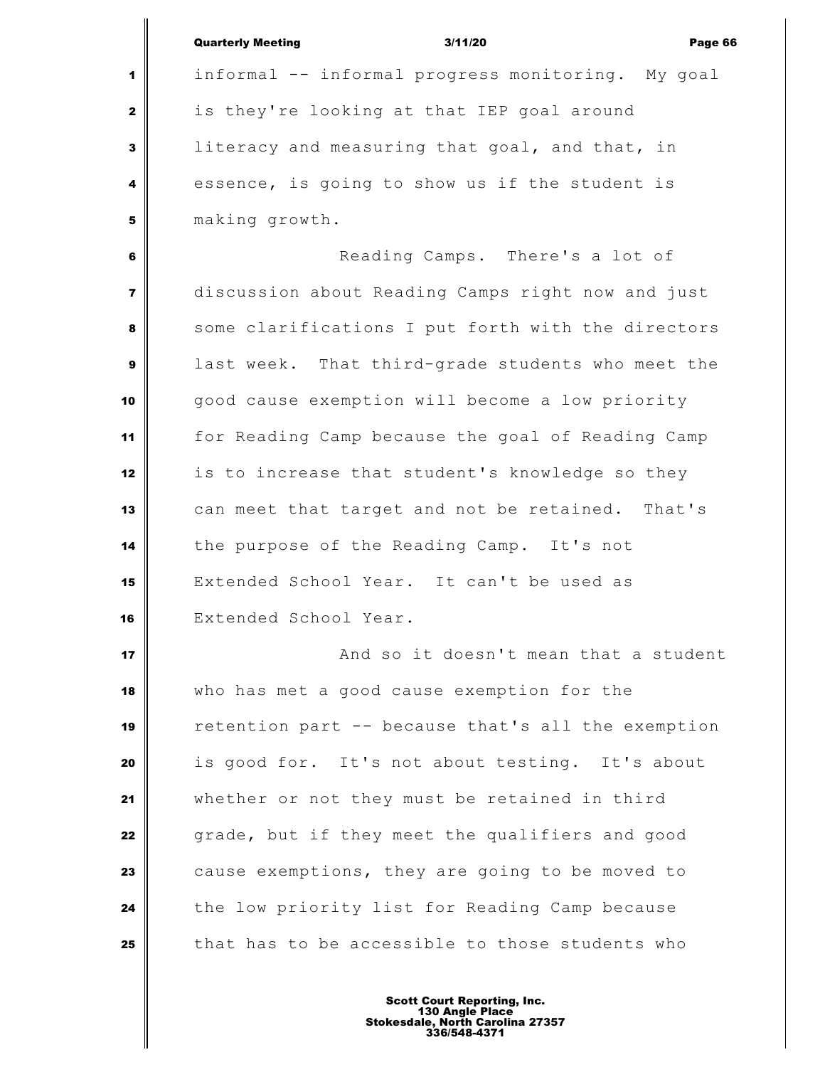informal -- informal progress monitoring. My goal is they're looking at that IEP goal around literacy and measuring that goal, and that, in essence, is going to show us if the student is making growth.

Reading Camps. There's a lot of discussion about Reading Camps right now and just some clarifications I put forth with the directors last week. That third-grade students who meet the good cause exemption will become a low priority for Reading Camp because the goal of Reading Camp is to increase that student's knowledge so they can meet that target and not be retained. That's the purpose of the Reading Camp. It's not Extended School Year. It can't be used as Extended School Year.

And so it doesn't mean that a student who has met a good cause exemption for the retention part -- because that's all the exemption is good for. It's not about testing. It's about whether or not they must be retained in third grade, but if they meet the qualifiers and good cause exemptions, they are going to be moved to the low priority list for Reading Camp because that has to be accessible to those students who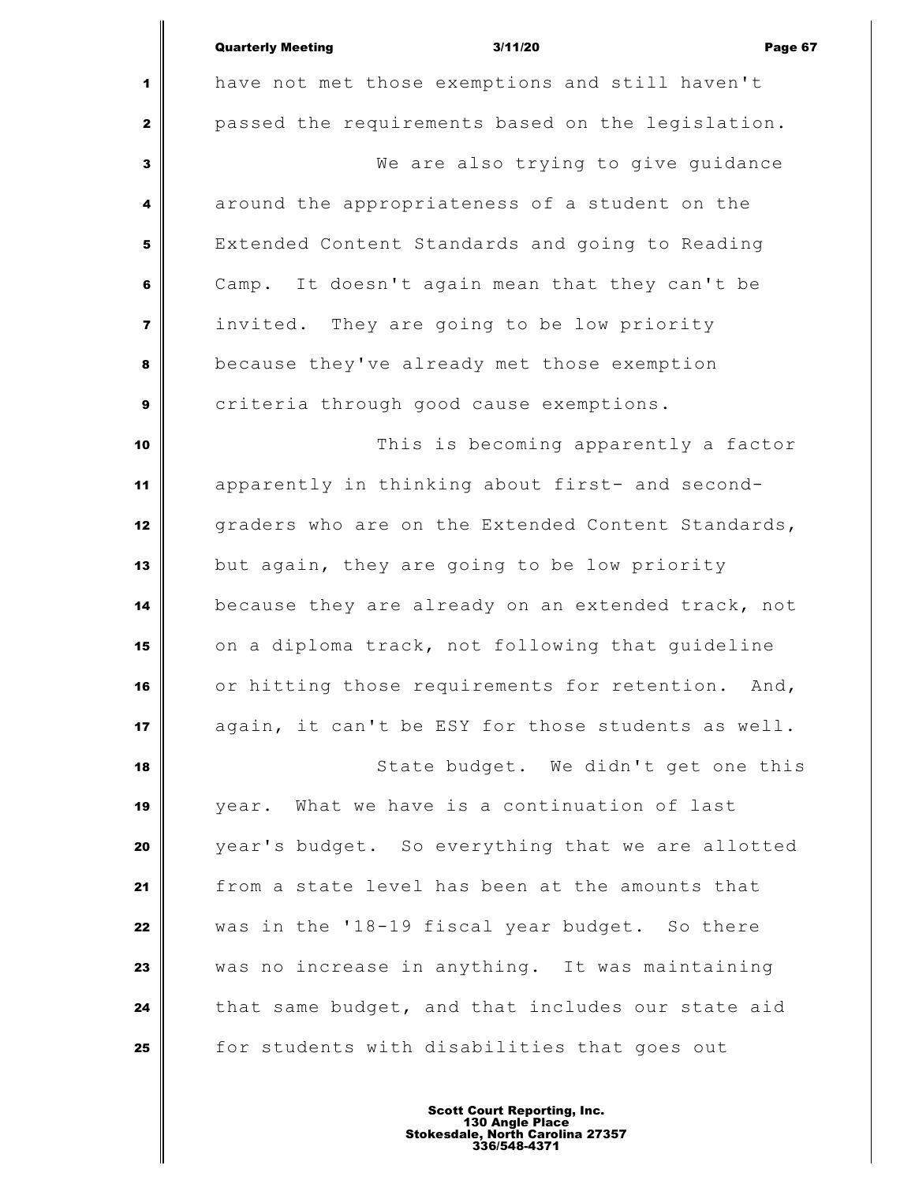have not met those exemptions and still haven't passed the requirements based on the legislation.

We are also trying to give guidance around the appropriateness of a student on the Extended Content Standards and going to Reading Camp. It doesn't again mean that they can't be invited. They are going to be low priority because they've already met those exemption criteria through good cause exemptions.

This is becoming apparently a factor apparently in thinking about first- and second-graders who are on the Extended Content Standards, but again, they are going to be low priority because they are already on an extended track, not on a diploma track, not following that guideline or hitting those requirements for retention. And, again, it can't be ESY for those students as well.

State budget. We didn't get one this year. What we have is a continuation of last year's budget. So everything that we are allotted from a state level has been at the amounts that was in the '18-19 fiscal year budget. So there was no increase in anything. It was maintaining that same budget, and that includes our state aid for students with disabilities that goes out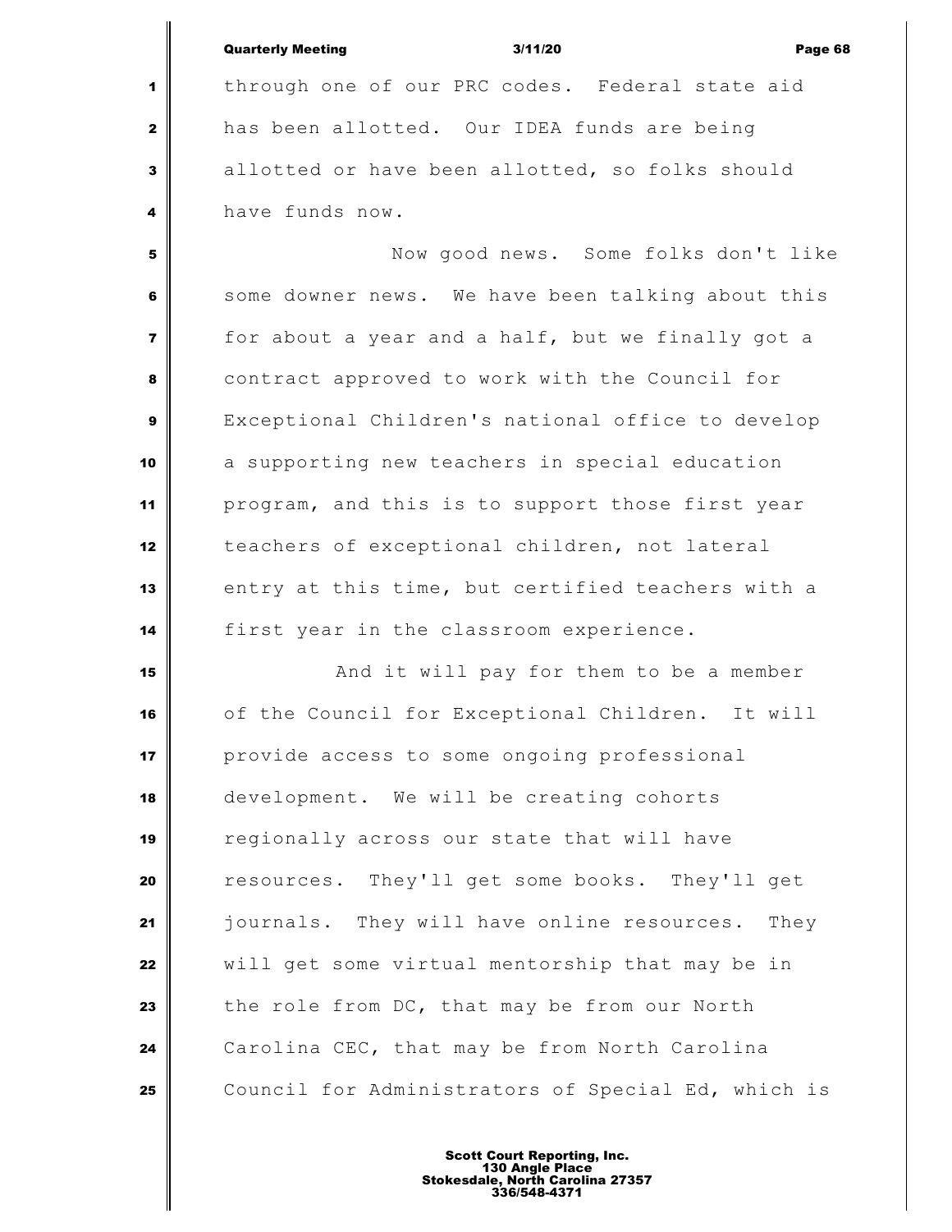through one of our PRC codes. Federal state aid has been allotted. Our IDEA funds are being allotted or have been allotted, so folks should have funds now.

Now good news. Some folks don't like some downer news. We have been talking about this for about a year and a half, but we finally got a contract approved to work with the Council for Exceptional Children's national office to develop a supporting new teachers in special education program, and this is to support those first year teachers of exceptional children, not lateral entry at this time, but certified teachers with a first year in the classroom experience.

And it will pay for them to be a member of the Council for Exceptional Children. It will provide access to some ongoing professional development. We will be creating cohorts regionally across our state that will have resources. They'll get some books. They'll get journals. They will have online resources. They will get some virtual mentorship that may be in the role from DC, that may be from our North Carolina CEC, that may be from North Carolina Council for Administrators of Special Ed, which is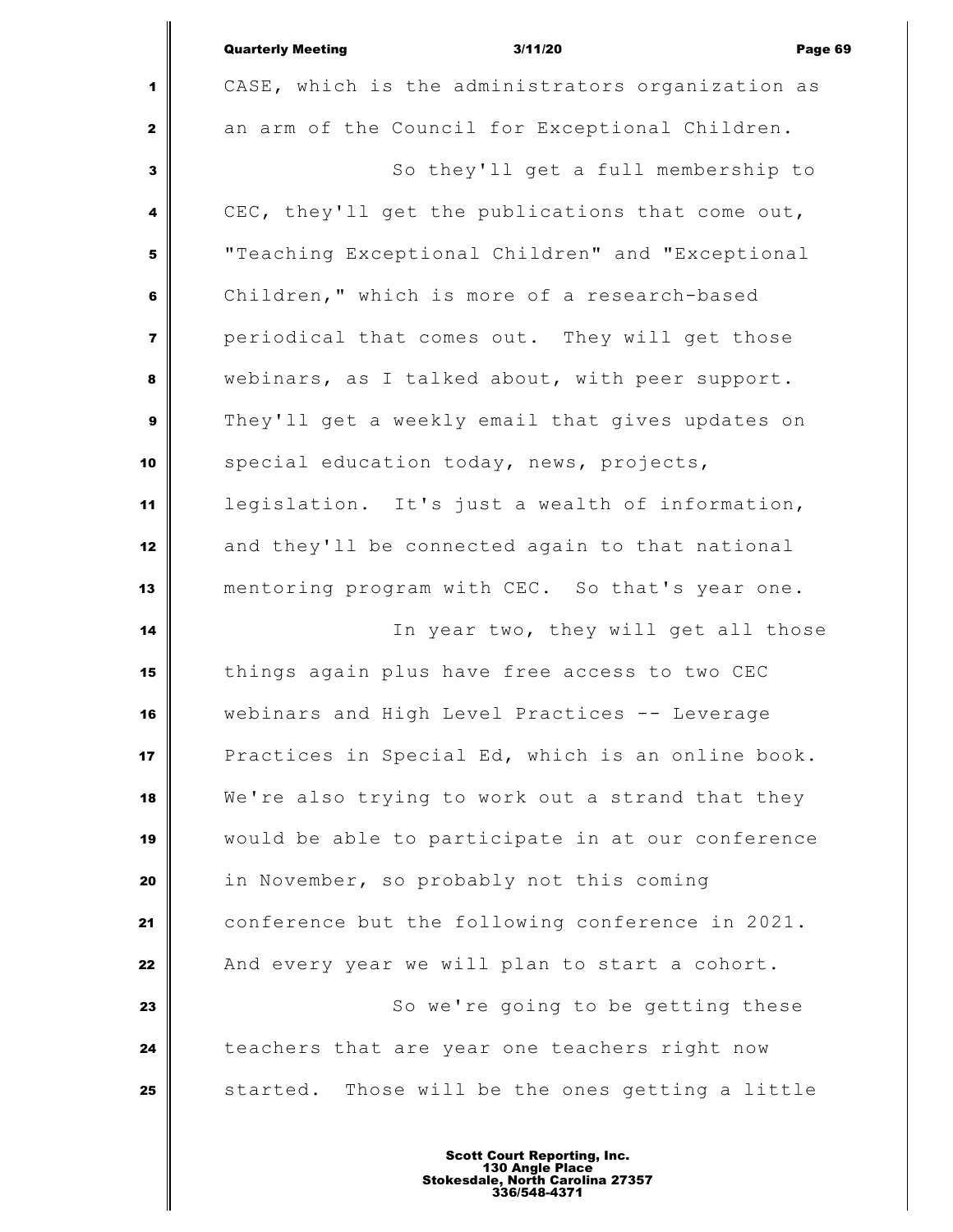CASE, which is the administrators organization as an arm of the Council for Exceptional Children.

So they'll get a full membership to CEC, they'll get the publications that come out, "Teaching Exceptional Children" and "Exceptional Children," which is more of a research-based periodical that comes out. They will get those webinars, as I talked about, with peer support. They'll get a weekly email that gives updates on special education today, news, projects, legislation. It's just a wealth of information, and they'll be connected again to that national mentoring program with CEC. So that's year one.

In year two, they will get all those things again plus have free access to two CEC webinars and High Level Practices -- Leverage Practices in Special Ed, which is an online book. We're also trying to work out a strand that they would be able to participate in at our conference in November, so probably not this coming conference but the following conference in 2021. And every year we will plan to start a cohort.

So we're going to be getting these teachers that are year one teachers right now started. Those will be the ones getting a little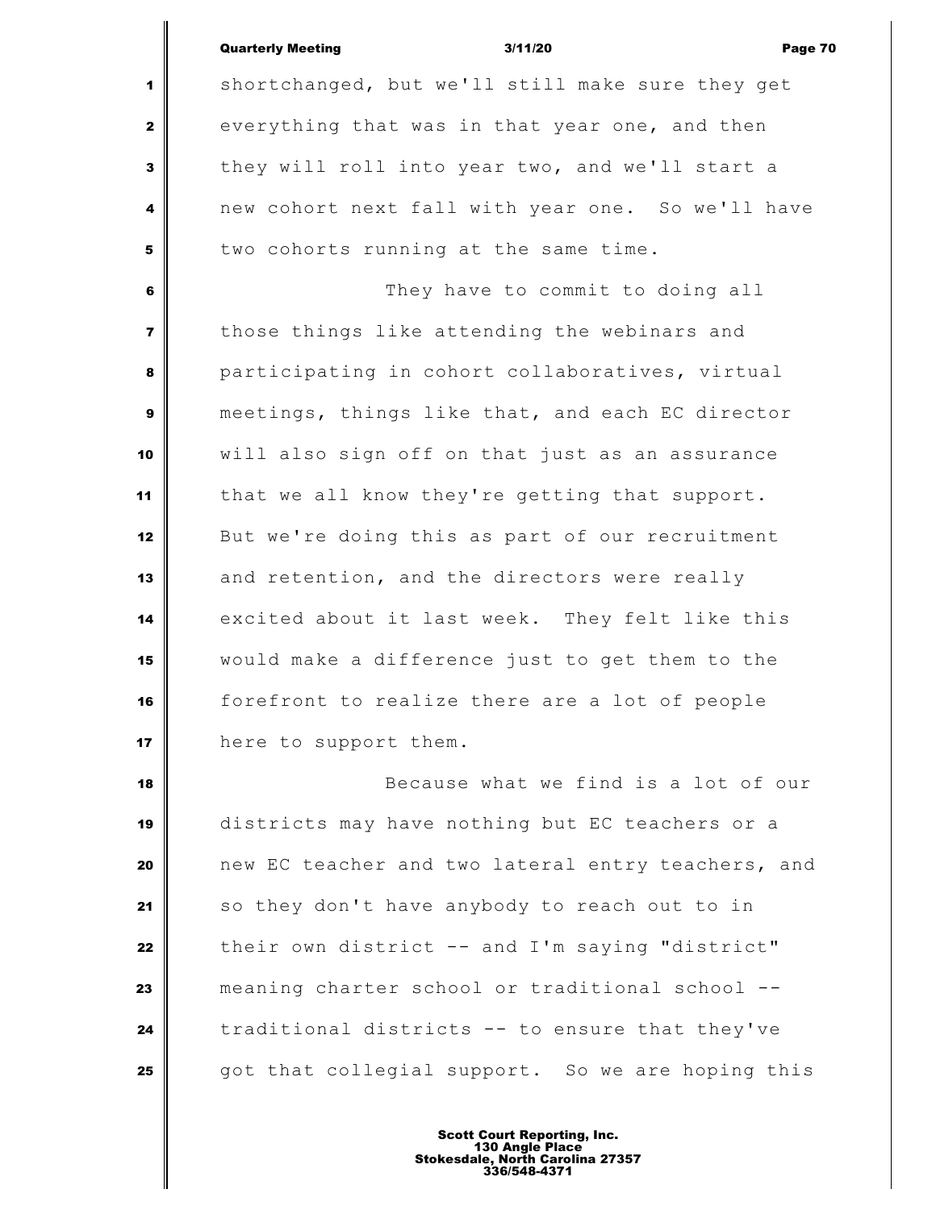shortchanged, but we'll still make sure they get everything that was in that year one, and then they will roll into year two, and we'll start a new cohort next fall with year one. So we'll have two cohorts running at the same time.

They have to commit to doing all those things like attending the webinars and participating in cohort collaboratives, virtual meetings, things like that, and each EC director will also sign off on that just as an assurance that we all know they're getting that support. But we're doing this as part of our recruitment and retention, and the directors were really excited about it last week. They felt like this would make a difference just to get them to the forefront to realize there are a lot of people here to support them.

Because what we find is a lot of our districts may have nothing but EC teachers or a new EC teacher and two lateral entry teachers, and so they don't have anybody to reach out to in their own district -- and I'm saying "district" meaning charter school or traditional school -- traditional districts -- to ensure that they've got that collegial support. So we are hoping this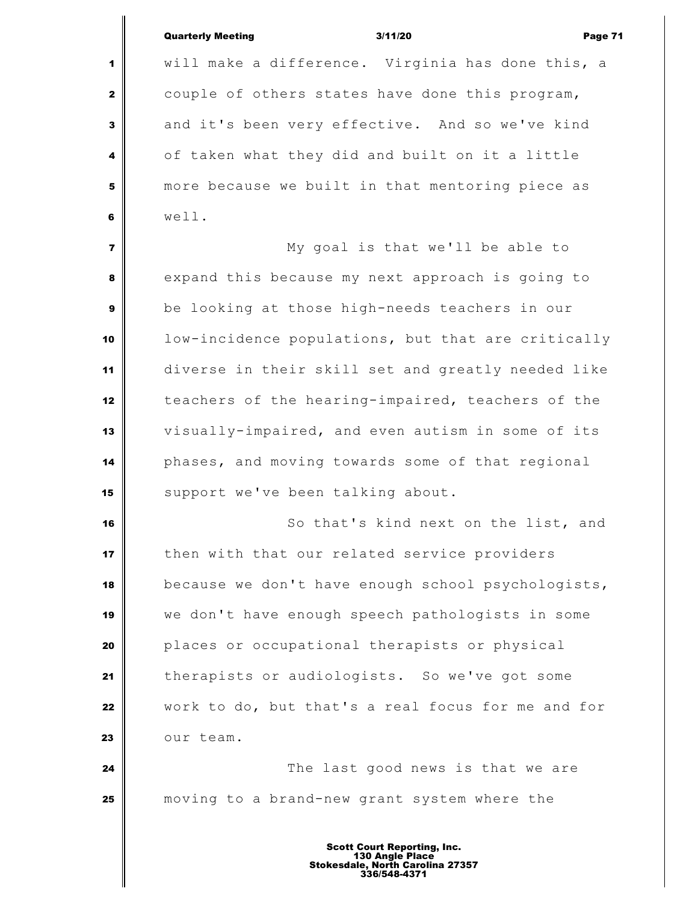will make a difference. Virginia has done this, a couple of others states have done this program, and it's been very effective. And so we've kind of taken what they did and built on it a little more because we built in that mentoring piece as well.

My goal is that we'll be able to expand this because my next approach is going to be looking at those high-needs teachers in our low-incidence populations, but that are critically diverse in their skill set and greatly needed like teachers of the hearing-impaired, teachers of the visually-impaired, and even autism in some of its phases, and moving towards some of that regional support we've been talking about.

So that's kind next on the list, and then with that our related service providers because we don't have enough school psychologists, we don't have enough speech pathologists in some places or occupational therapists or physical therapists or audiologists. So we've got some work to do, but that's a real focus for me and for our team.

The last good news is that we are moving to a brand-new grant system where the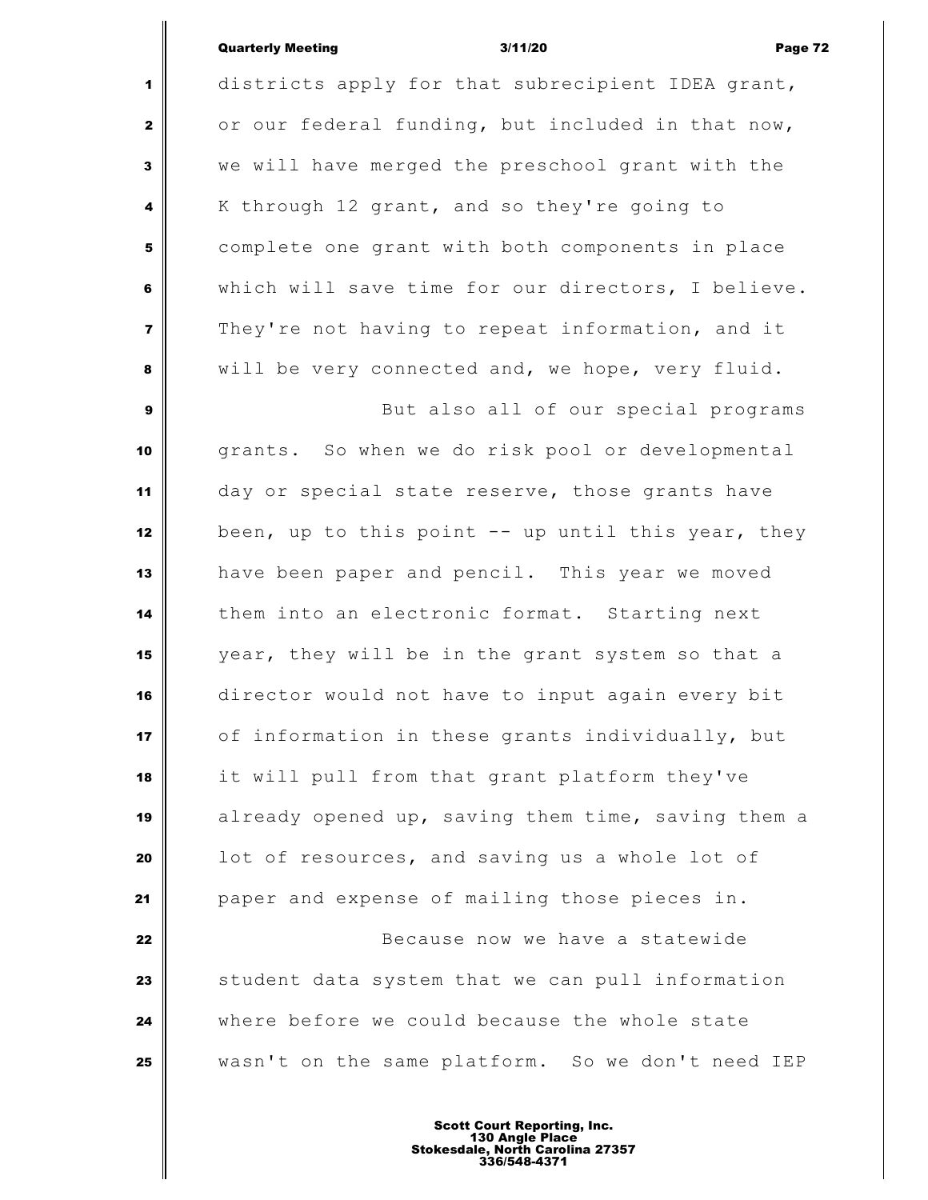districts apply for that subrecipient IDEA grant, or our federal funding, but included in that now, we will have merged the preschool grant with the K through 12 grant, and so they're going to complete one grant with both components in place which will save time for our directors, I believe. They're not having to repeat information, and it will be very connected and, we hope, very fluid.

But also all of our special programs grants. So when we do risk pool or developmental day or special state reserve, those grants have been, up to this point -- up until this year, they have been paper and pencil. This year we moved them into an electronic format. Starting next year, they will be in the grant system so that a director would not have to input again every bit of information in these grants individually, but it will pull from that grant platform they've already opened up, saving them time, saving them a lot of resources, and saving us a whole lot of paper and expense of mailing those pieces in.

Because now we have a statewide student data system that we can pull information where before we could because the whole state wasn't on the same platform. So we don't need IEP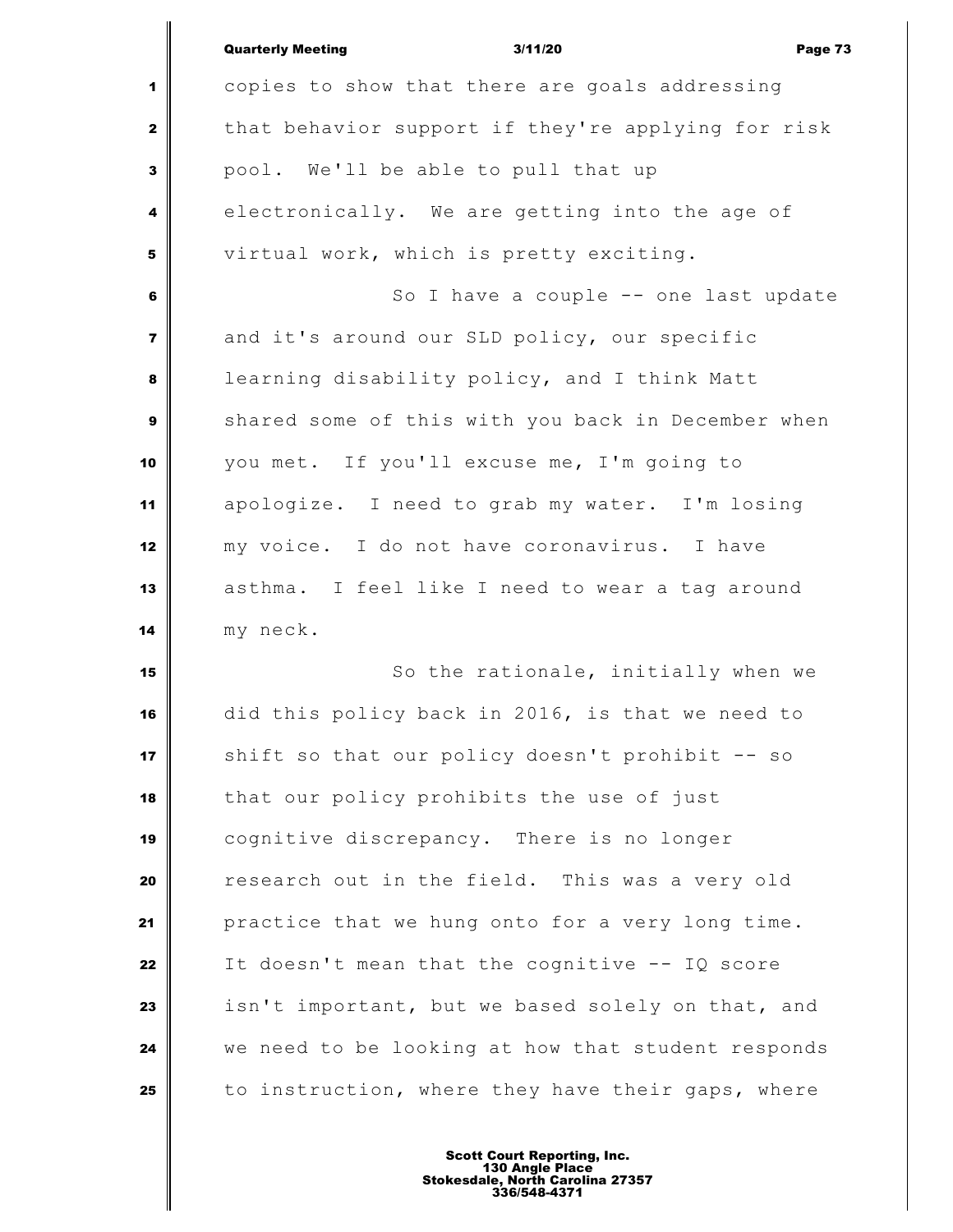copies to show that there are goals addressing that behavior support if they're applying for risk pool. We'll be able to pull that up electronically. We are getting into the age of virtual work, which is pretty exciting.

So I have a couple -- one last update and it's around our SLD policy, our specific learning disability policy, and I think Matt shared some of this with you back in December when you met. If you'll excuse me, I'm going to apologize. I need to grab my water. I'm losing my voice. I do not have coronavirus. I have asthma. I feel like I need to wear a tag around my neck.

So the rationale, initially when we did this policy back in 2016, is that we need to shift so that our policy doesn't prohibit -- so that our policy prohibits the use of just cognitive discrepancy. There is no longer research out in the field. This was a very old practice that we hung onto for a very long time. It doesn't mean that the cognitive -- IQ score isn't important, but we based solely on that, and we need to be looking at how that student responds to instruction, where they have their gaps, where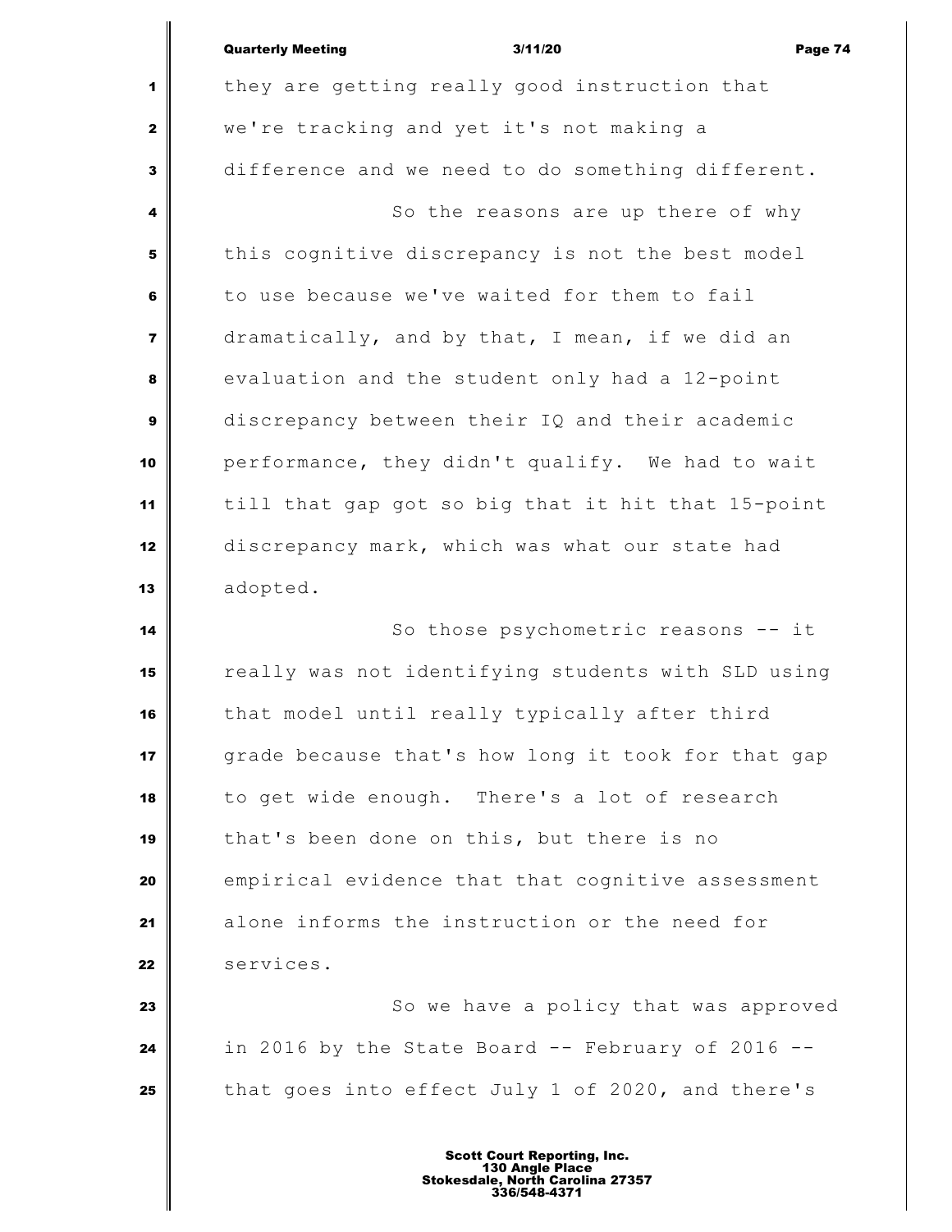they are getting really good instruction that we're tracking and yet it's not making a difference and we need to do something different.

So the reasons are up there of why this cognitive discrepancy is not the best model to use because we've waited for them to fail dramatically, and by that, I mean, if we did an evaluation and the student only had a 12-point discrepancy between their IQ and their academic performance, they didn't qualify. We had to wait till that gap got so big that it hit that 15-point discrepancy mark, which was what our state had adopted.

So those psychometric reasons -- it really was not identifying students with SLD using that model until really typically after third grade because that's how long it took for that gap to get wide enough. There's a lot of research that's been done on this, but there is no empirical evidence that that cognitive assessment alone informs the instruction or the need for services.

So we have a policy that was approved in 2016 by the State Board -- February of 2016 -- that goes into effect July 1 of 2020, and there's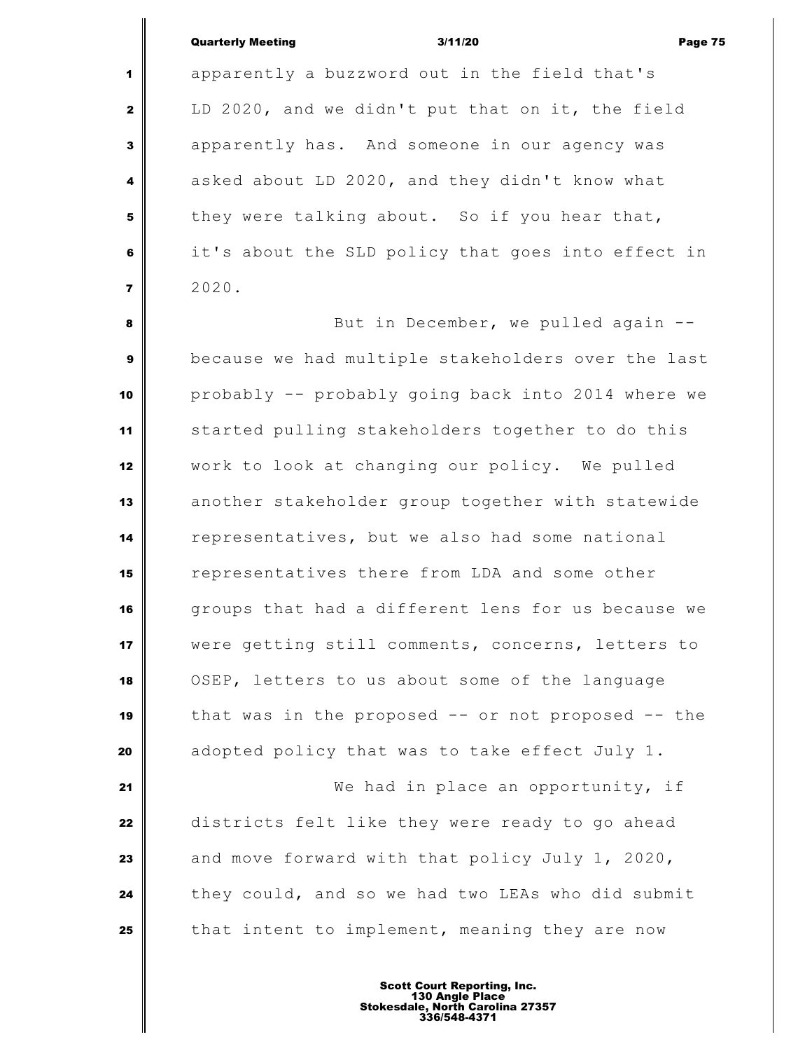apparently a buzzword out in the field that's LD 2020, and we didn't put that on it, the field apparently has. And someone in our agency was asked about LD 2020, and they didn't know what they were talking about. So if you hear that, it's about the SLD policy that goes into effect in 2020.

But in December, we pulled again -- because we had multiple stakeholders over the last probably -- probably going back into 2014 where we started pulling stakeholders together to do this work to look at changing our policy. We pulled another stakeholder group together with statewide representatives, but we also had some national representatives there from LDA and some other groups that had a different lens for us because we were getting still comments, concerns, letters to OSEP, letters to us about some of the language that was in the proposed -- or not proposed -- the adopted policy that was to take effect July 1.

We had in place an opportunity, if districts felt like they were ready to go ahead and move forward with that policy July 1, 2020, they could, and so we had two LEAs who did submit that intent to implement, meaning they are now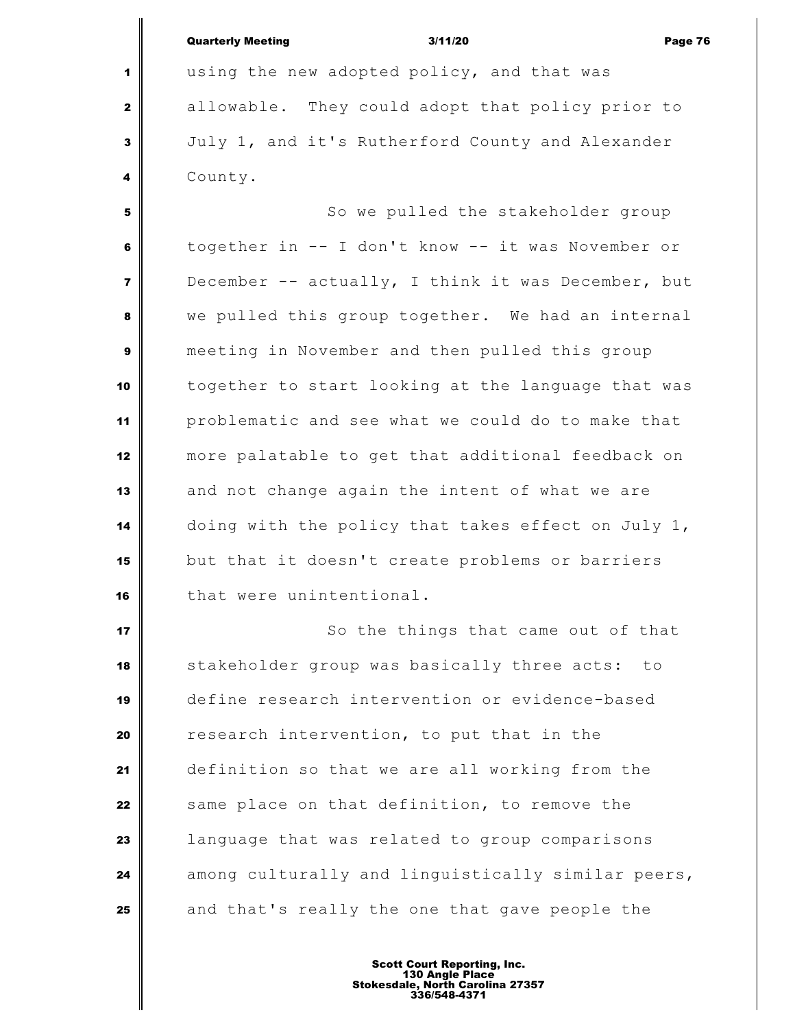using the new adopted policy, and that was allowable. They could adopt that policy prior to July 1, and it's Rutherford County and Alexander County.

So we pulled the stakeholder group together in -- I don't know -- it was November or December -- actually, I think it was December, but we pulled this group together. We had an internal meeting in November and then pulled this group together to start looking at the language that was problematic and see what we could do to make that more palatable to get that additional feedback on and not change again the intent of what we are doing with the policy that takes effect on July 1, but that it doesn't create problems or barriers that were unintentional.

So the things that came out of that stakeholder group was basically three acts: to define research intervention or evidence-based research intervention, to put that in the definition so that we are all working from the same place on that definition, to remove the language that was related to group comparisons among culturally and linguistically similar peers, and that's really the one that gave people the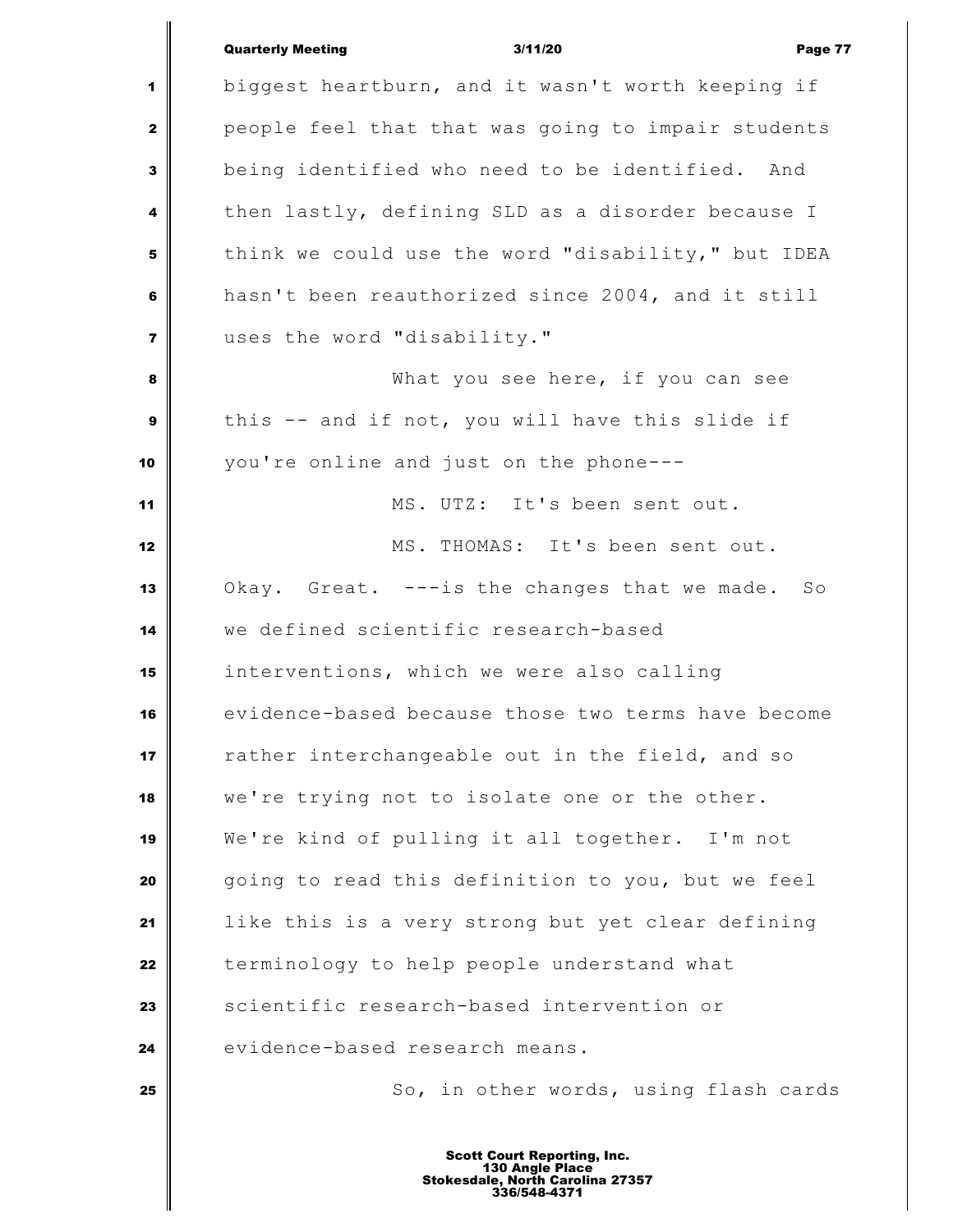biggest heartburn, and it wasn't worth keeping if people feel that that was going to impair students being identified who need to be identified. And then lastly, defining SLD as a disorder because I think we could use the word "disability," but IDEA hasn't been reauthorized since 2004, and it still uses the word "disability."

What you see here, if you can see this -- and if not, you will have this slide if you're online and just on the phone---

MS. UTZ: It's been sent out.

MS. THOMAS: It's been sent out. Okay. Great. ---is the changes that we made. So we defined scientific research-based interventions, which we were also calling evidence-based because those two terms have become rather interchangeable out in the field, and so we're trying not to isolate one or the other. We're kind of pulling it all together. I'm not going to read this definition to you, but we feel like this is a very strong but yet clear defining terminology to help people understand what scientific research-based intervention or evidence-based research means.

So, in other words, using flash cards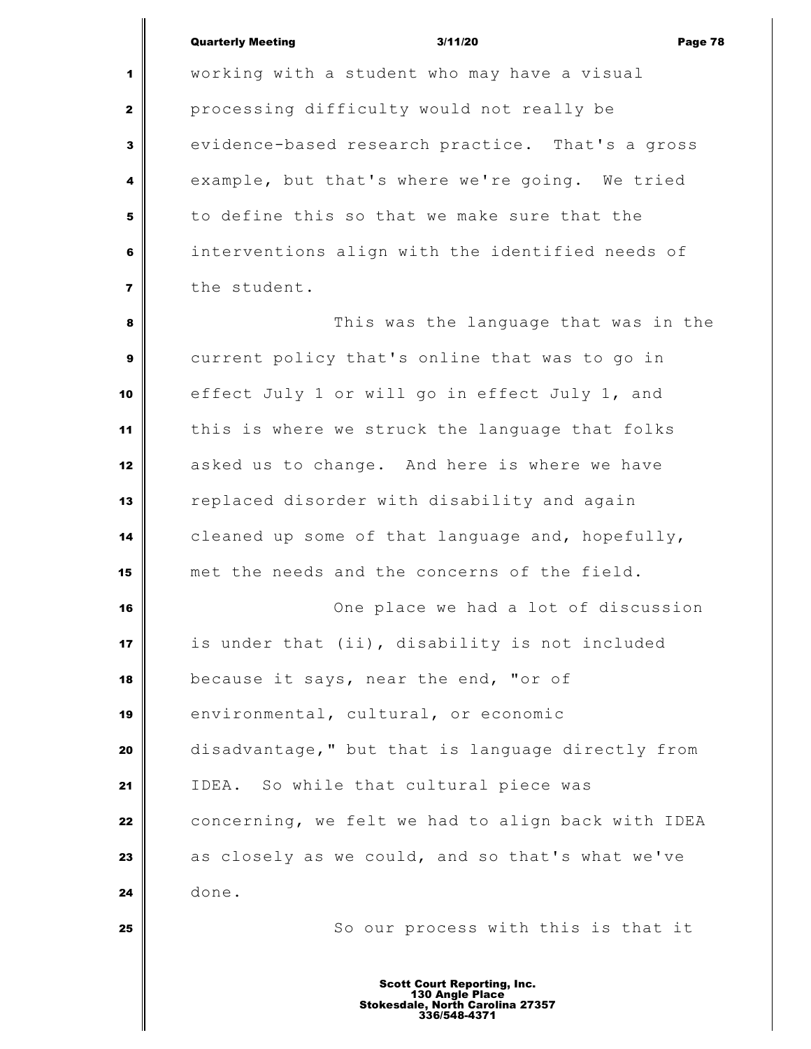working with a student who may have a visual processing difficulty would not really be evidence-based research practice. That's a gross example, but that's where we're going. We tried to define this so that we make sure that the interventions align with the identified needs of the student.

This was the language that was in the current policy that's online that was to go in effect July 1 or will go in effect July 1, and this is where we struck the language that folks asked us to change. And here is where we have replaced disorder with disability and again cleaned up some of that language and, hopefully, met the needs and the concerns of the field.

One place we had a lot of discussion is under that (ii), disability is not included because it says, near the end, "or of environmental, cultural, or economic disadvantage," but that is language directly from IDEA. So while that cultural piece was concerning, we felt we had to align back with IDEA as closely as we could, and so that's what we've done.

So our process with this is that it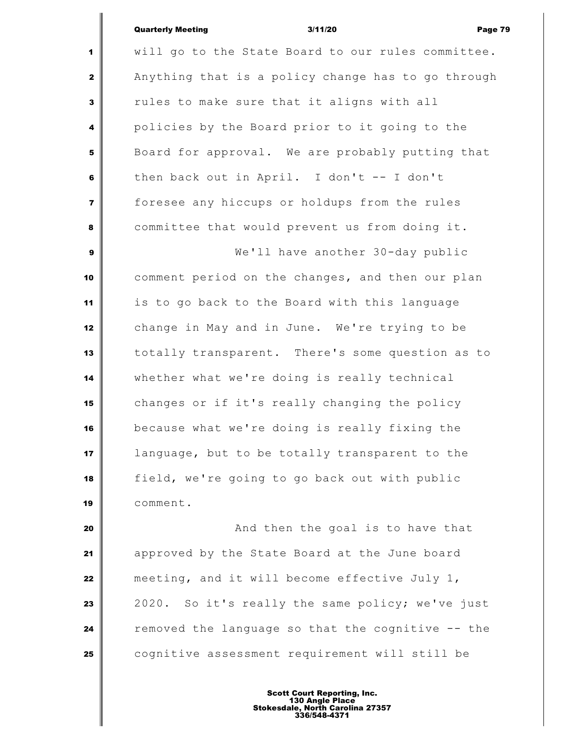will go to the State Board to our rules committee. Anything that is a policy change has to go through rules to make sure that it aligns with all policies by the Board prior to it going to the Board for approval. We are probably putting that then back out in April. I don't -- I don't foresee any hiccups or holdups from the rules committee that would prevent us from doing it.

We'll have another 30-day public comment period on the changes, and then our plan is to go back to the Board with this language change in May and in June. We're trying to be totally transparent. There's some question as to whether what we're doing is really technical changes or if it's really changing the policy because what we're doing is really fixing the language, but to be totally transparent to the field, we're going to go back out with public comment.

And then the goal is to have that approved by the State Board at the June board meeting, and it will become effective July 1, 2020. So it's really the same policy; we've just removed the language so that the cognitive -- the cognitive assessment requirement will still be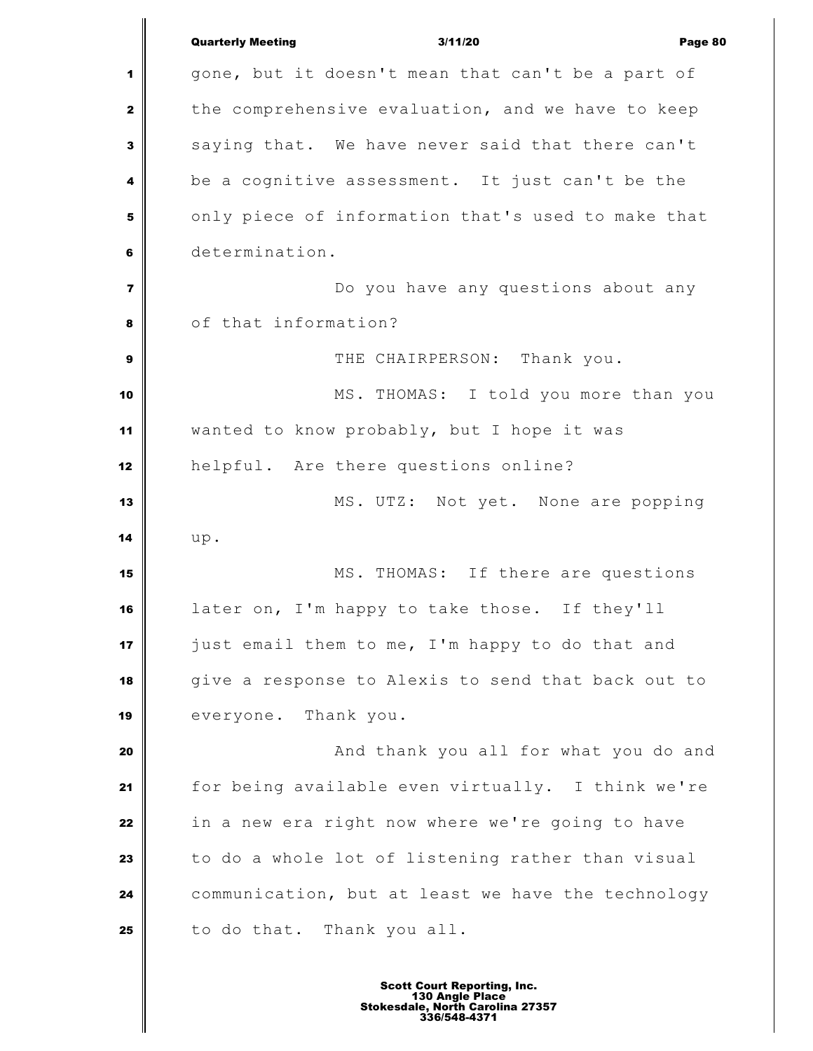gone, but it doesn't mean that can't be a part of the comprehensive evaluation, and we have to keep saying that. We have never said that there can't be a cognitive assessment. It just can't be the only piece of information that's used to make that determination.

Do you have any questions about any of that information?

THE CHAIRPERSON: Thank you.

MS. THOMAS: I told you more than you wanted to know probably, but I hope it was helpful. Are there questions online?

MS. UTZ: Not yet. None are popping up.

MS. THOMAS: If there are questions later on, I'm happy to take those. If they'll just email them to me, I'm happy to do that and give a response to Alexis to send that back out to everyone. Thank you.

And thank you all for what you do and for being available even virtually. I think we're in a new era right now where we're going to have to do a whole lot of listening rather than visual communication, but at least we have the technology to do that. Thank you all.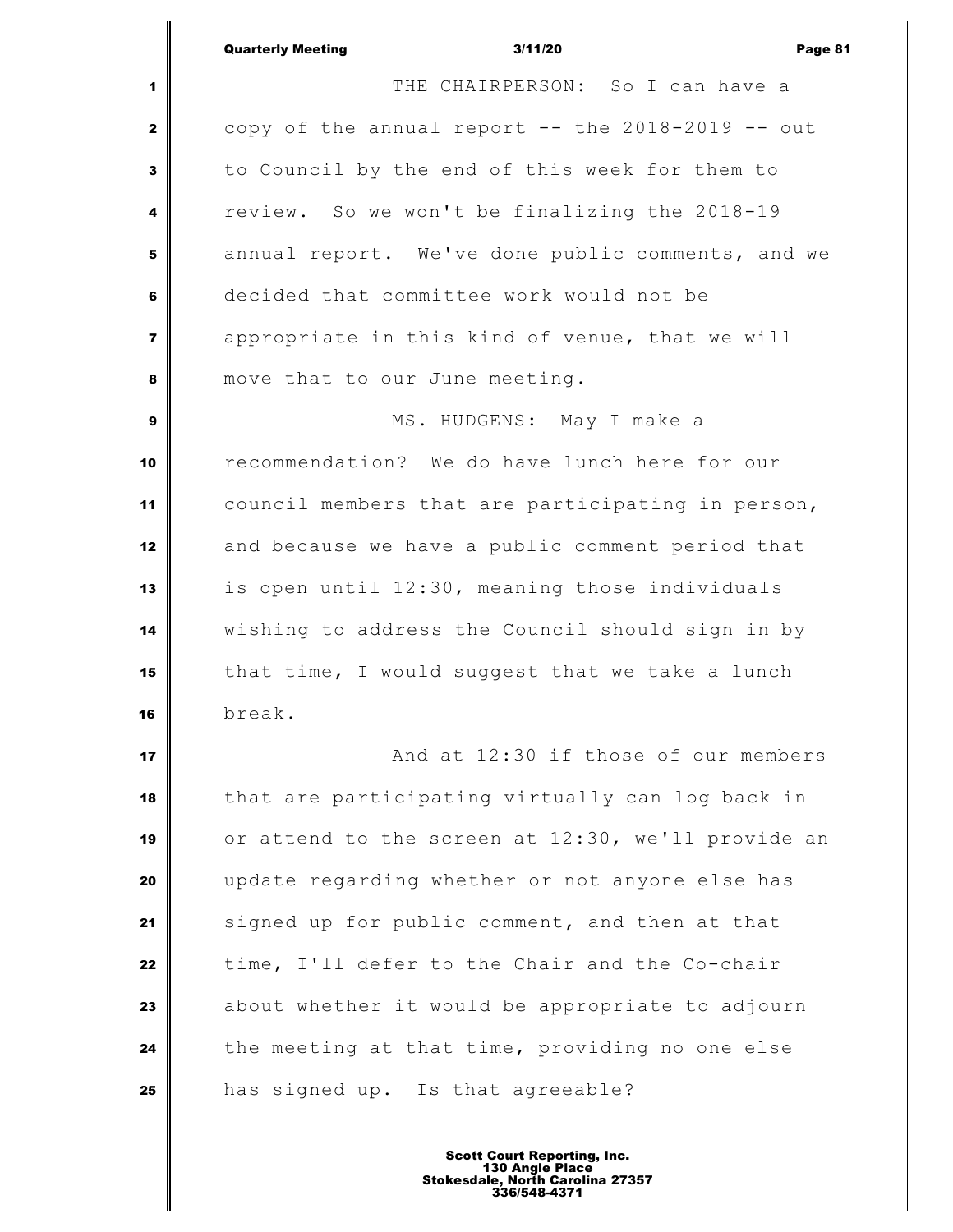THE CHAIRPERSON: So I can have a copy of the annual report -- the 2018-2019 -- out to Council by the end of this week for them to review. So we won't be finalizing the 2018-19 annual report. We've done public comments, and we decided that committee work would not be appropriate in this kind of venue, that we will move that to our June meeting.

MS. HUDGENS: May I make a recommendation? We do have lunch here for our council members that are participating in person, and because we have a public comment period that is open until 12:30, meaning those individuals wishing to address the Council should sign in by that time, I would suggest that we take a lunch break.

And at 12:30 if those of our members that are participating virtually can log back in or attend to the screen at 12:30, we'll provide an update regarding whether or not anyone else has signed up for public comment, and then at that time, I'll defer to the Chair and the Co-chair about whether it would be appropriate to adjourn the meeting at that time, providing no one else has signed up. Is that agreeable?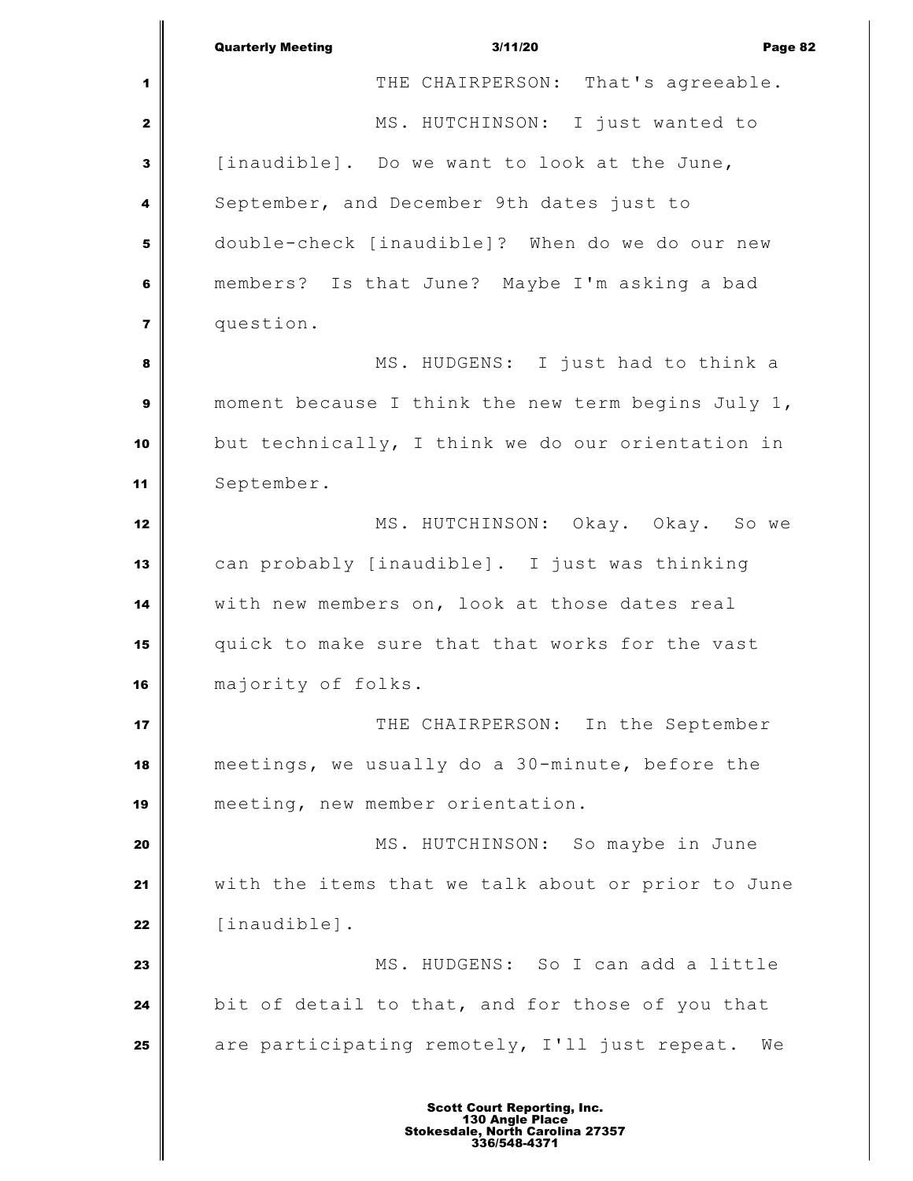THE CHAIRPERSON: That's agreeable.

MS. HUTCHINSON: I just wanted to [inaudible]. Do we want to look at the June, September, and December 9th dates just to double-check [inaudible]? When do we do our new members? Is that June? Maybe I'm asking a bad question.

MS. HUDGENS: I just had to think a moment because I think the new term begins July 1, but technically, I think we do our orientation in September.

MS. HUTCHINSON: Okay. Okay. So we can probably [inaudible]. I just was thinking with new members on, look at those dates real quick to make sure that that works for the vast majority of folks.

THE CHAIRPERSON: In the September meetings, we usually do a 30-minute, before the meeting, new member orientation.

MS. HUTCHINSON: So maybe in June with the items that we talk about or prior to June [inaudible].

MS. HUDGENS: So I can add a little bit of detail to that, and for those of you that are participating remotely, I'll just repeat. We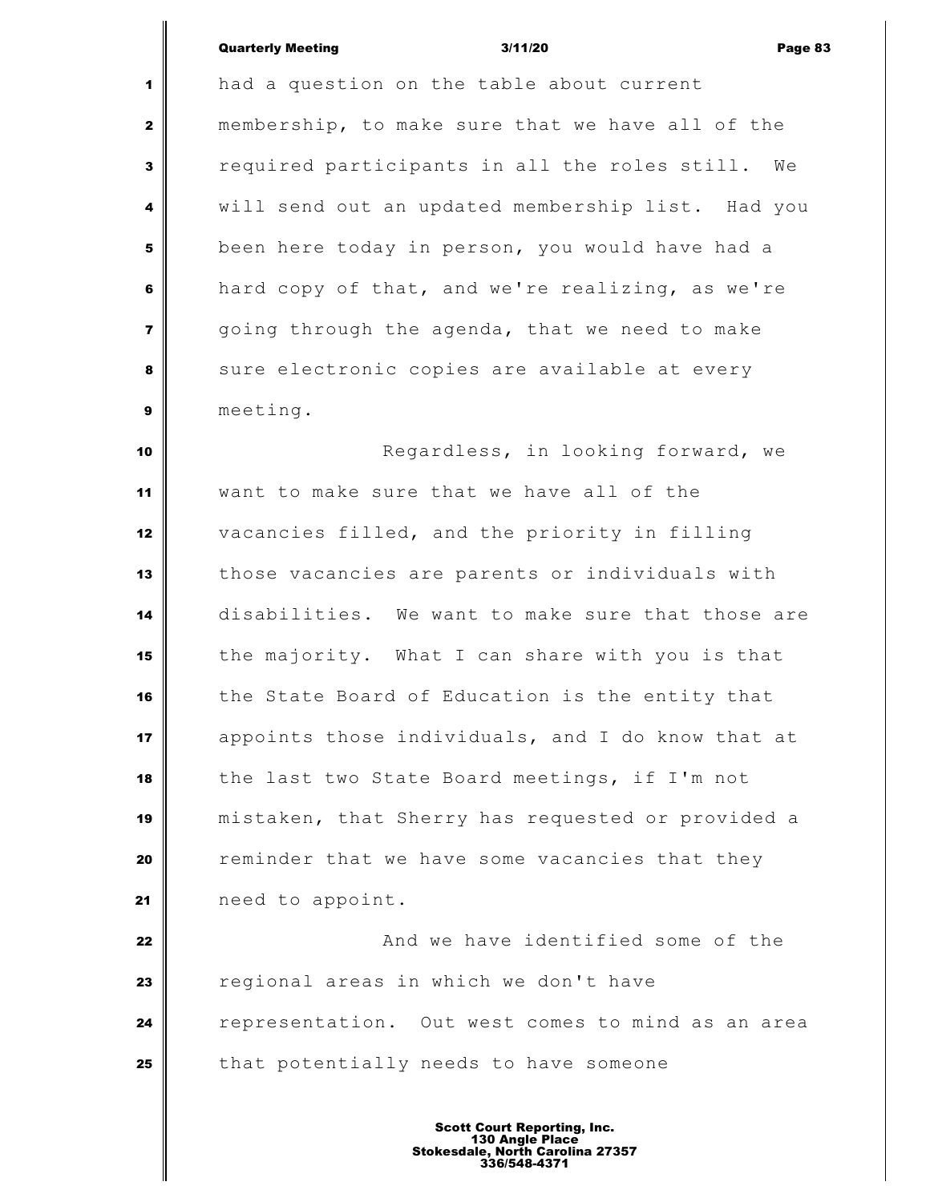had a question on the table about current membership, to make sure that we have all of the required participants in all the roles still. We will send out an updated membership list. Had you been here today in person, you would have had a hard copy of that, and we're realizing, as we're going through the agenda, that we need to make sure electronic copies are available at every meeting.

Regardless, in looking forward, we want to make sure that we have all of the vacancies filled, and the priority in filling those vacancies are parents or individuals with disabilities. We want to make sure that those are the majority. What I can share with you is that the State Board of Education is the entity that appoints those individuals, and I do know that at the last two State Board meetings, if I'm not mistaken, that Sherry has requested or provided a reminder that we have some vacancies that they need to appoint.

And we have identified some of the regional areas in which we don't have representation. Out west comes to mind as an area that potentially needs to have someone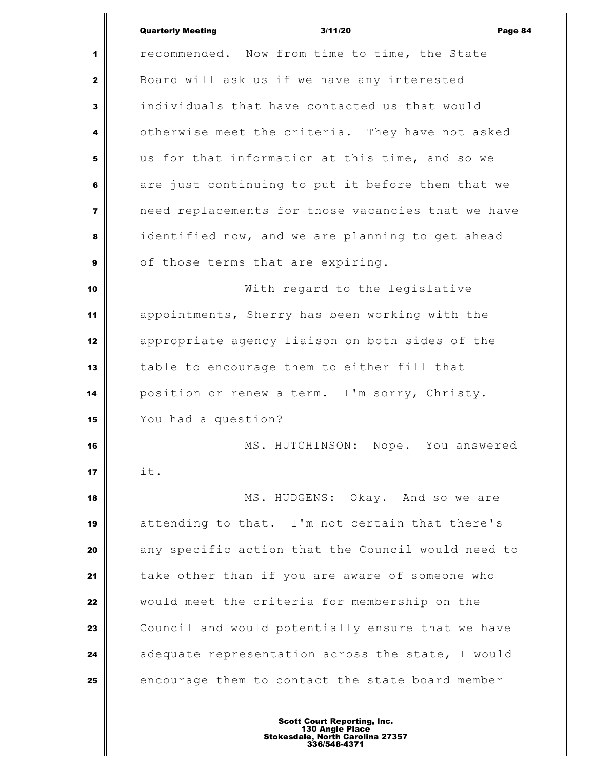recommended. Now from time to time, the State Board will ask us if we have any interested individuals that have contacted us that would otherwise meet the criteria. They have not asked us for that information at this time, and so we are just continuing to put it before them that we need replacements for those vacancies that we have identified now, and we are planning to get ahead of those terms that are expiring.

With regard to the legislative appointments, Sherry has been working with the appropriate agency liaison on both sides of the table to encourage them to either fill that position or renew a term. I'm sorry, Christy. You had a question?

MS. HUTCHINSON: Nope. You answered it.

MS. HUDGENS: Okay. And so we are attending to that. I'm not certain that there's any specific action that the Council would need to take other than if you are aware of someone who would meet the criteria for membership on the Council and would potentially ensure that we have adequate representation across the state, I would encourage them to contact the state board member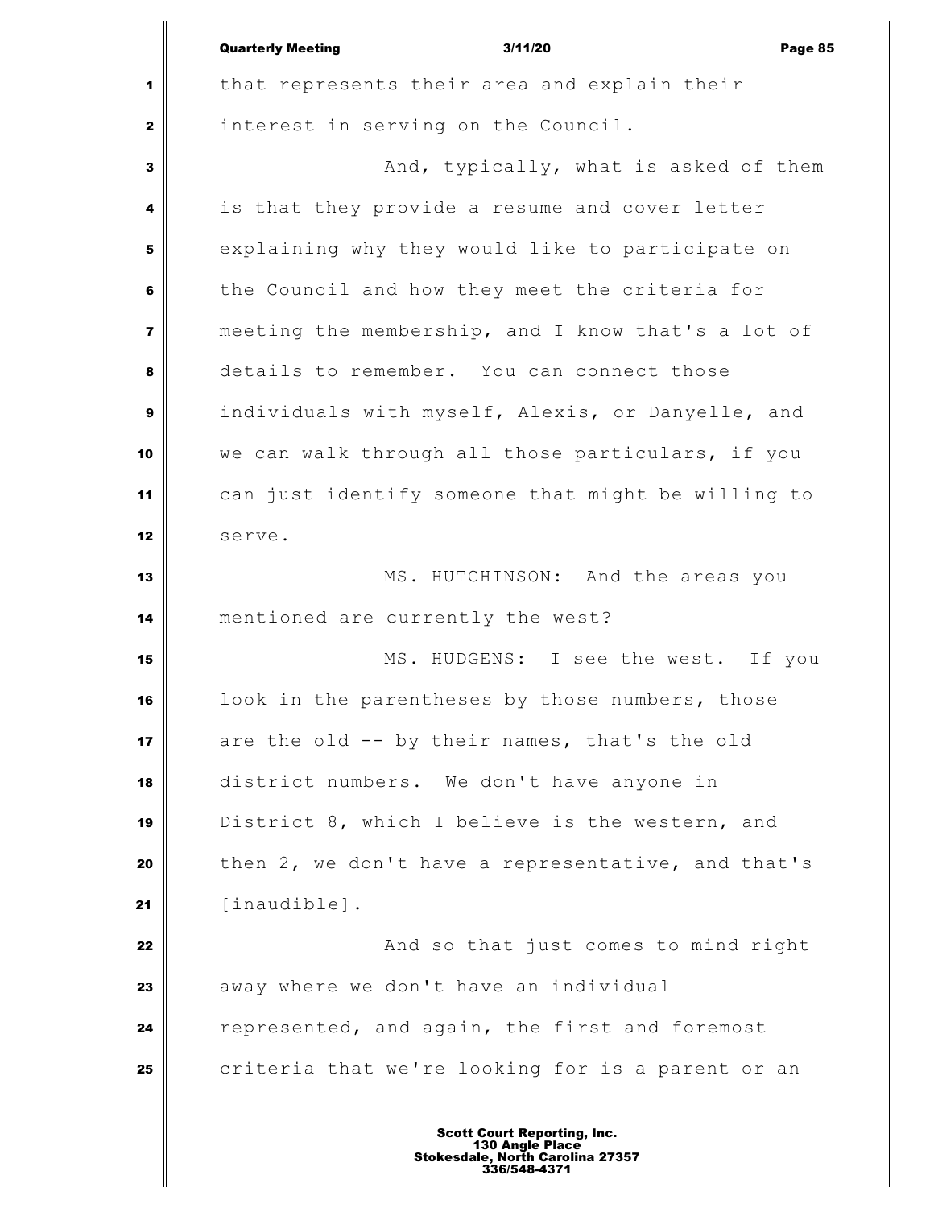that represents their area and explain their interest in serving on the Council.

And, typically, what is asked of them is that they provide a resume and cover letter explaining why they would like to participate on the Council and how they meet the criteria for meeting the membership, and I know that's a lot of details to remember. You can connect those individuals with myself, Alexis, or Danyelle, and we can walk through all those particulars, if you can just identify someone that might be willing to serve.

MS. HUTCHINSON: And the areas you mentioned are currently the west?

MS. HUDGENS: I see the west. If you look in the parentheses by those numbers, those are the old -- by their names, that's the old district numbers. We don't have anyone in District 8, which I believe is the western, and then 2, we don't have a representative, and that's [inaudible].

And so that just comes to mind right away where we don't have an individual represented, and again, the first and foremost criteria that we're looking for is a parent or an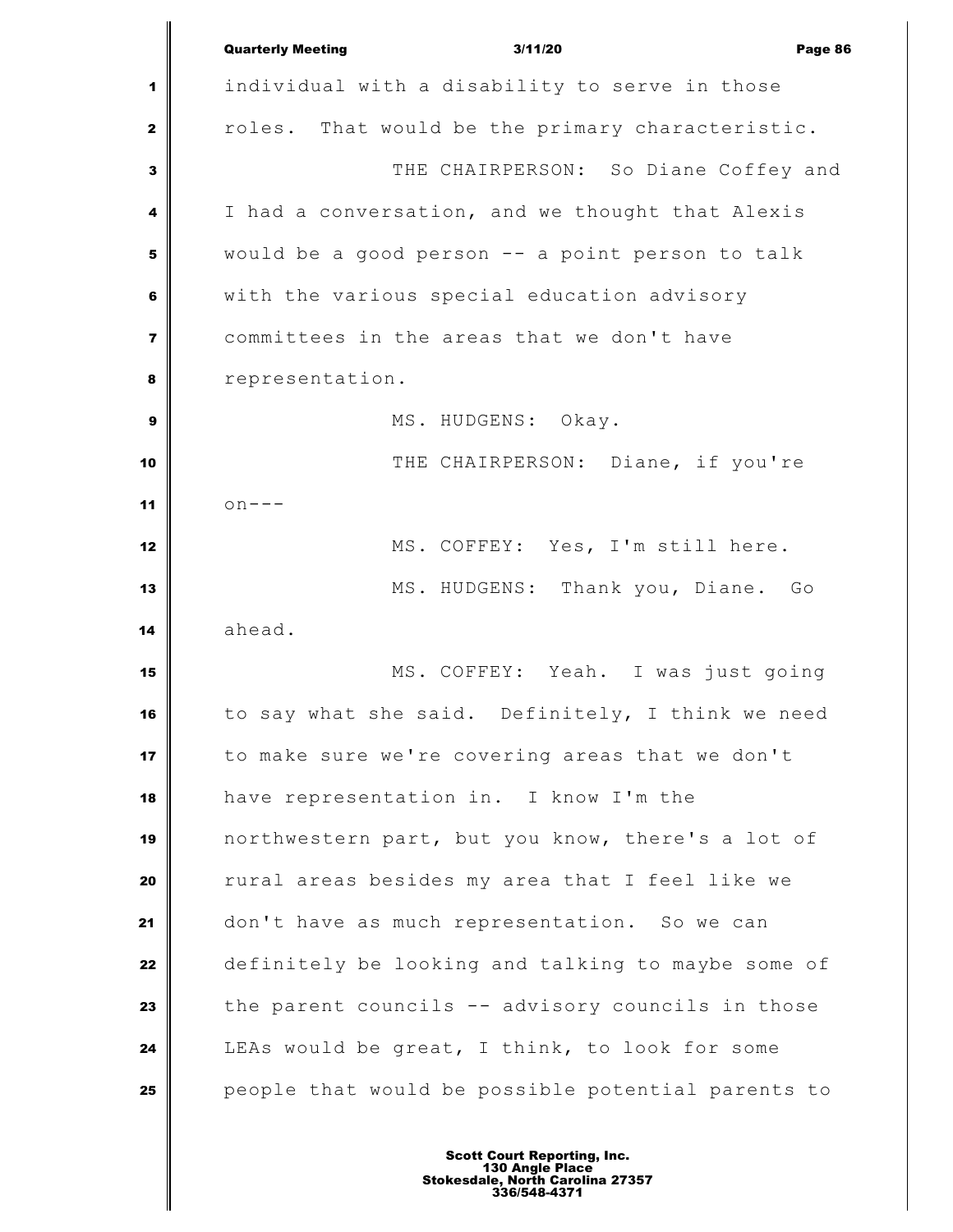individual with a disability to serve in those roles. That would be the primary characteristic.

THE CHAIRPERSON: So Diane Coffey and I had a conversation, and we thought that Alexis would be a good person -- a point person to talk with the various special education advisory committees in the areas that we don't have representation.

MS. HUDGENS: Okay.

THE CHAIRPERSON: Diane, if you're on---

MS. COFFEY: Yes, I'm still here.

MS. HUDGENS: Thank you, Diane. Go ahead.

MS. COFFEY: Yeah. I was just going to say what she said. Definitely, I think we need to make sure we're covering areas that we don't have representation in. I know I'm the northwestern part, but you know, there's a lot of rural areas besides my area that I feel like we don't have as much representation. So we can definitely be looking and talking to maybe some of the parent councils -- advisory councils in those LEAs would be great, I think, to look for some people that would be possible potential parents to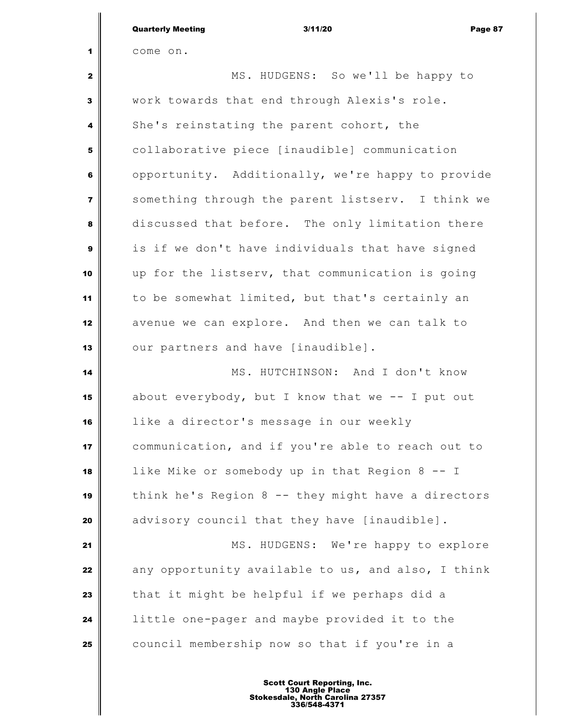come on.

MS. HUDGENS: So we'll be happy to work towards that end through Alexis's role. She's reinstating the parent cohort, the collaborative piece [inaudible] communication opportunity. Additionally, we're happy to provide something through the parent listserv. I think we discussed that before. The only limitation there is if we don't have individuals that have signed up for the listserv, that communication is going to be somewhat limited, but that's certainly an avenue we can explore. And then we can talk to our partners and have [inaudible].

MS. HUTCHINSON: And I don't know about everybody, but I know that we -- I put out like a director's message in our weekly communication, and if you're able to reach out to like Mike or somebody up in that Region 8 -- I think he's Region 8 -- they might have a directors advisory council that they have [inaudible].

MS. HUDGENS: We're happy to explore any opportunity available to us, and also, I think that it might be helpful if we perhaps did a little one-pager and maybe provided it to the council membership now so that if you're in a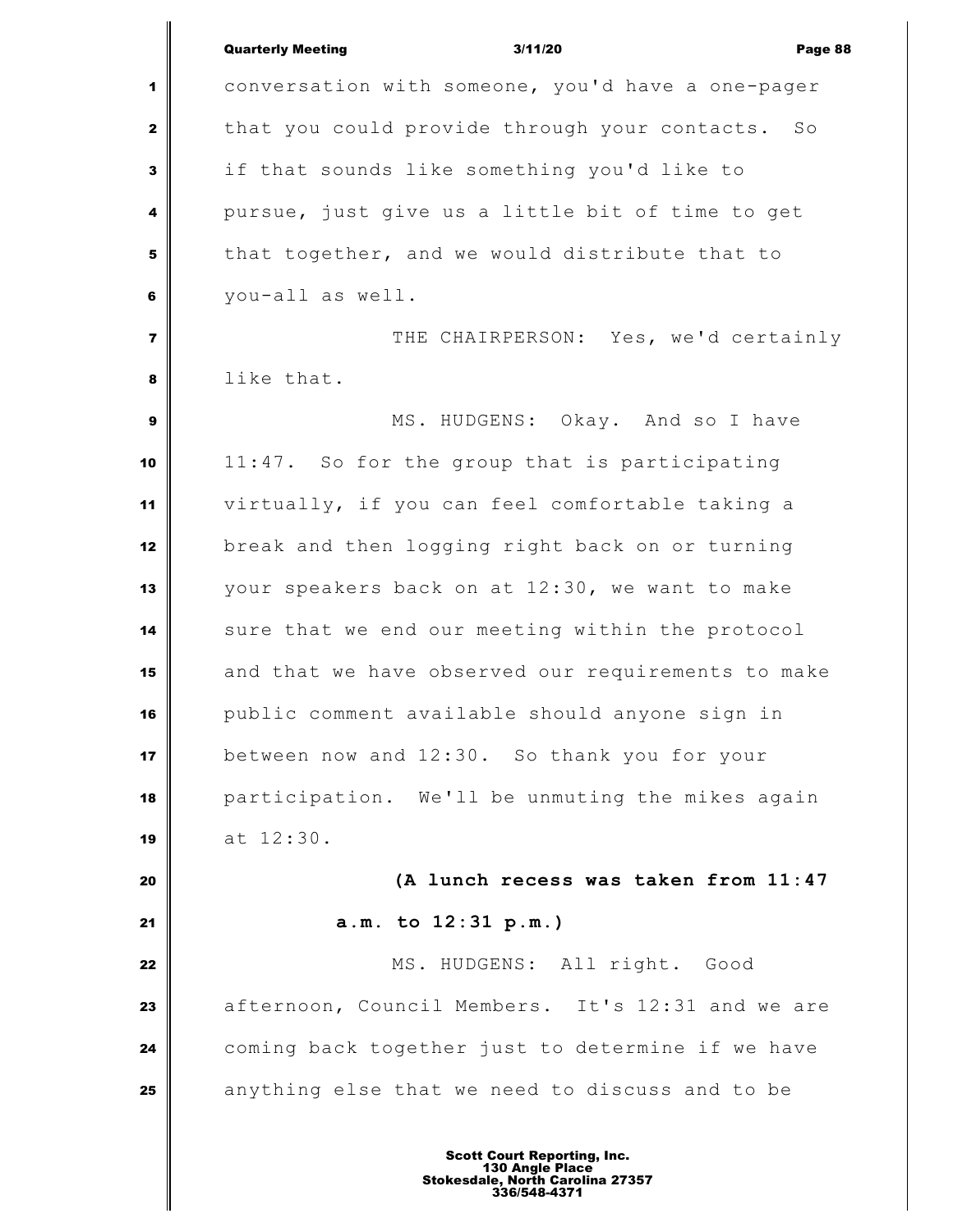conversation with someone, you'd have a one-pager that you could provide through your contacts. So if that sounds like something you'd like to pursue, just give us a little bit of time to get that together, and we would distribute that to you-all as well.

THE CHAIRPERSON: Yes, we'd certainly like that.

MS. HUDGENS: Okay. And so I have 11:47. So for the group that is participating virtually, if you can feel comfortable taking a break and then logging right back on or turning your speakers back on at 12:30, we want to make sure that we end our meeting within the protocol and that we have observed our requirements to make public comment available should anyone sign in between now and 12:30. So thank you for your participation. We'll be unmuting the mikes again at 12:30.

**(A lunch recess was taken from 11:47 a.m. to 12:31 p.m.)**

MS. HUDGENS: All right. Good afternoon, Council Members. It's 12:31 and we are coming back together just to determine if we have anything else that we need to discuss and to be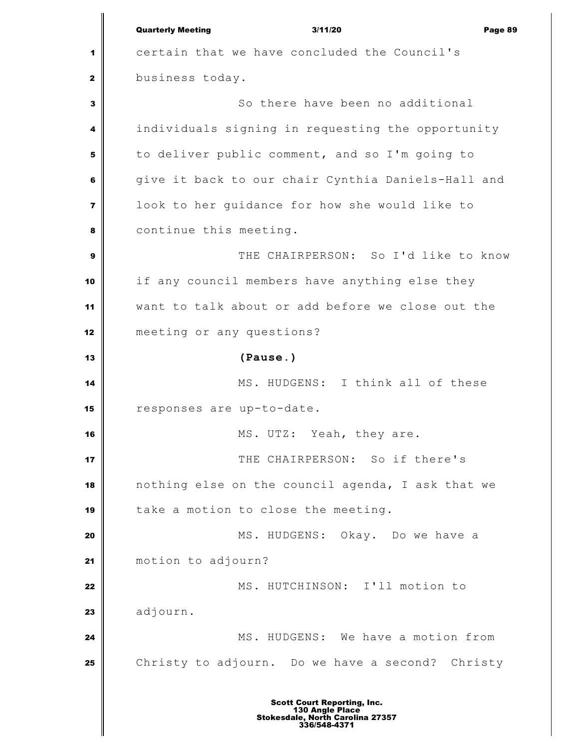certain that we have concluded the Council's business today.

So there have been no additional individuals signing in requesting the opportunity to deliver public comment, and so I'm going to give it back to our chair Cynthia Daniels-Hall and look to her guidance for how she would like to continue this meeting.

THE CHAIRPERSON: So I'd like to know if any council members have anything else they want to talk about or add before we close out the meeting or any questions?

**(Pause.)**

MS. HUDGENS: I think all of these responses are up-to-date.

MS. UTZ: Yeah, they are.

THE CHAIRPERSON: So if there's nothing else on the council agenda, I ask that we take a motion to close the meeting.

MS. HUDGENS: Okay. Do we have a motion to adjourn?

MS. HUTCHINSON: I'll motion to adjourn.

MS. HUDGENS: We have a motion from Christy to adjourn. Do we have a second? Christy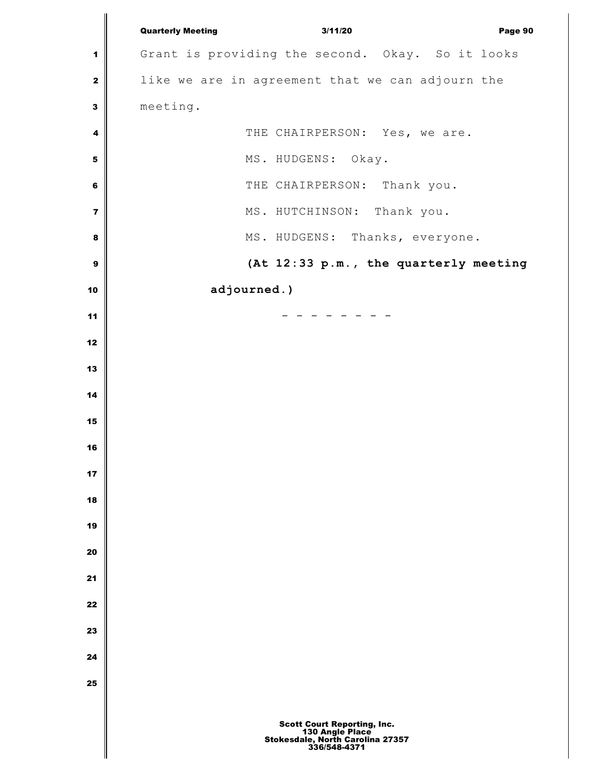Grant is providing the second. Okay. So it looks like we are in agreement that we can adjourn the meeting.

THE CHAIRPERSON: Yes, we are.

MS. HUDGENS: Okay.

THE CHAIRPERSON: Thank you.

MS. HUTCHINSON: Thank you.

MS. HUDGENS: Thanks, everyone.

**(At 12:33 p.m., the quarterly meeting adjourned.)**

\- - - - - - - -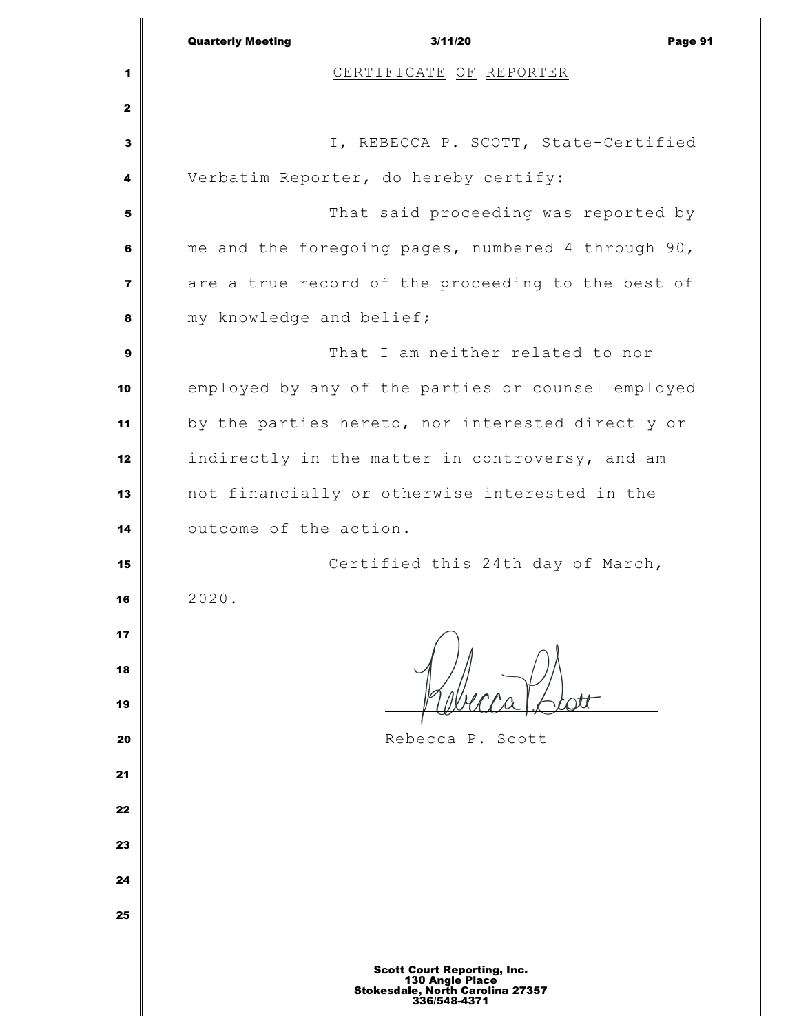CERTIFICATE OF REPORTER

I, REBECCA P. SCOTT, State-Certified Verbatim Reporter, do hereby certify:

That said proceeding was reported by me and the foregoing pages, numbered 4 through 90, are a true record of the proceeding to the best of my knowledge and belief;

That I am neither related to nor employed by any of the parties or counsel employed by the parties hereto, nor interested directly or indirectly in the matter in controversy, and am not financially or otherwise interested in the outcome of the action.

Certified this 24th day of March, 2020.

Rebecca P. Scott